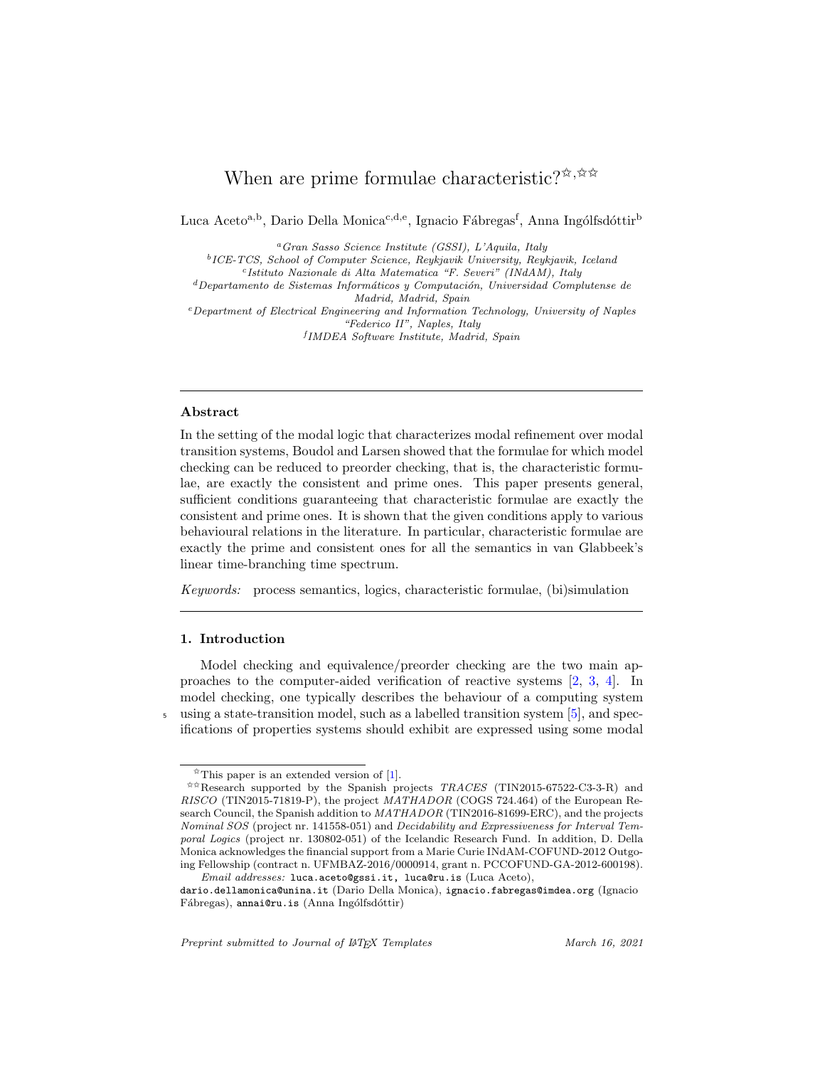# When are prime formulae characteristic?[☆,☆☆]

Luca Aceto[a,b], Dario Della Monica[c,d,e], Ignacio Fábregas[f], Anna Ingólfsdóttir[b]

[a] *Gran Sasso Science Institute (GSSI), L'Aquila, Italy*
[b] *ICE-TCS, School of Computer Science, Reykjavik University, Reykjavik, Iceland*
[c] *Istituto Nazionale di Alta Matematica "F. Severi" (INdAM), Italy*
[d] *Departamento de Sistemas Informáticos y Computación, Universidad Complutense de Madrid, Madrid, Spain*
[e] *Department of Electrical Engineering and Information Technology, University of Naples "Federico II", Naples, Italy*
[f] *IMDEA Software Institute, Madrid, Spain*

---

## Abstract

In the setting of the modal logic that characterizes modal refinement over modal transition systems, Boudol and Larsen showed that the formulae for which model checking can be reduced to preorder checking, that is, the characteristic formulae, are exactly the consistent and prime ones. This paper presents general, sufficient conditions guaranteeing that characteristic formulae are exactly the consistent and prime ones. It is shown that the given conditions apply to various behavioural relations in the literature. In particular, characteristic formulae are exactly the prime and consistent ones for all the semantics in van Glabbeek's linear time-branching time spectrum.

*Keywords:* process semantics, logics, characteristic formulae, (bi)simulation

---

## 1. Introduction

Model checking and equivalence/preorder checking are the two main approaches to the computer-aided verification of reactive systems [2, 3, 4]. In model checking, one typically describes the behaviour of a computing system using a state-transition model, such as a labelled transition system [5], and specifications of properties systems should exhibit are expressed using some modal

---

[☆] This paper is an extended version of [1].

[☆☆] Research supported by the Spanish projects *TRACES* (TIN2015-67522-C3-3-R) and *RISCO* (TIN2015-71819-P), the project *MATHADOR* (COGS 724.464) of the European Research Council, the Spanish addition to *MATHADOR* (TIN2016-81699-ERC), and the projects *Nominal SOS* (project nr. 141558-051) and *Decidability and Expressiveness for Interval Temporal Logics* (project nr. 130802-051) of the Icelandic Research Fund. In addition, D. Della Monica acknowledges the financial support from a Marie Curie INdAM-COFUND-2012 Outgoing Fellowship (contract n. UFMBAZ-2016/0000914, grant n. PCCOFUND-GA-2012-600198).

*Email addresses:* `luca.aceto@gssi.it, luca@ru.is` (Luca Aceto), `dario.dellamonica@unina.it` (Dario Della Monica), `ignacio.fabregas@imdea.org` (Ignacio Fábregas), `annai@ru.is` (Anna Ingólfsdóttir)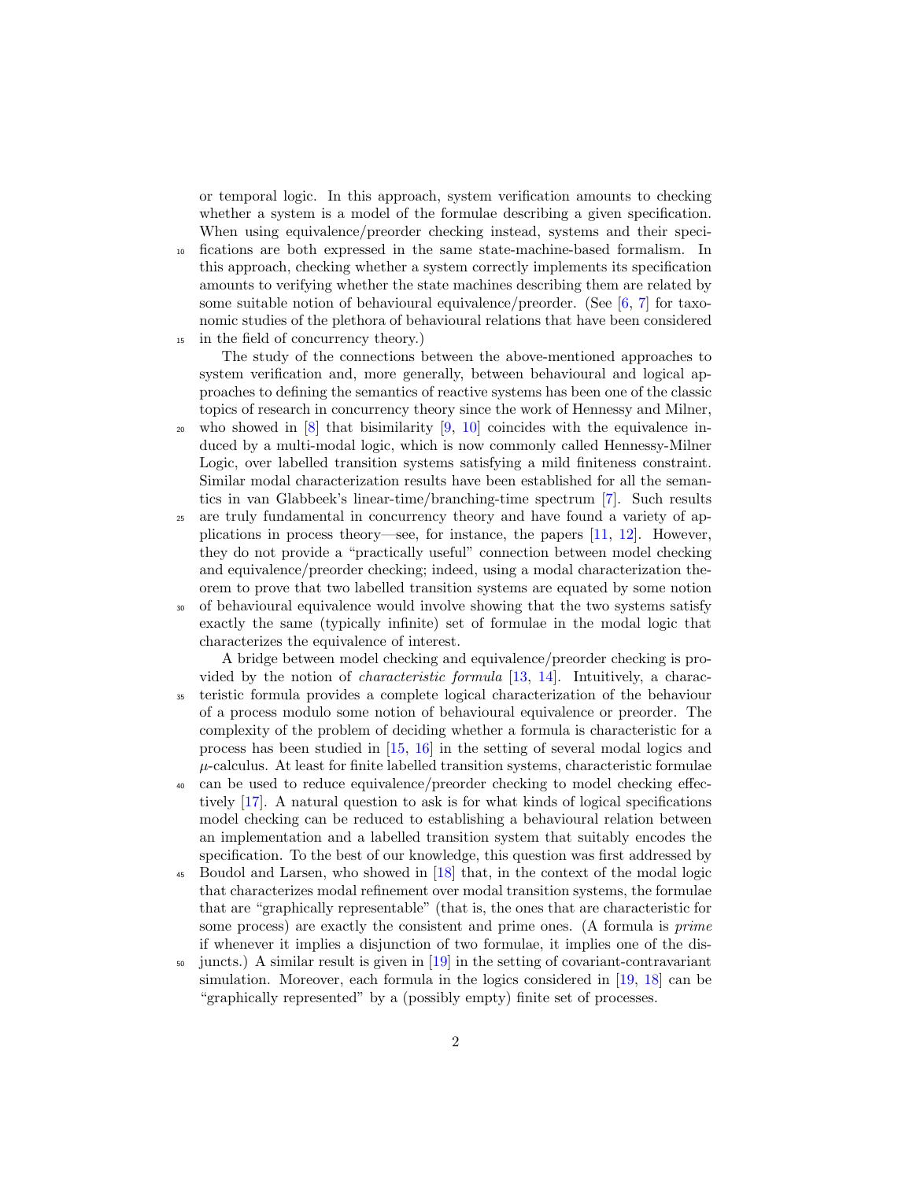or temporal logic. In this approach, system verification amounts to checking whether a system is a model of the formulae describing a given specification. When using equivalence/preorder checking instead, systems and their specifications are both expressed in the same state-machine-based formalism. In this approach, checking whether a system correctly implements its specification amounts to verifying whether the state machines describing them are related by some suitable notion of behavioural equivalence/preorder. (See [6, 7] for taxonomic studies of the plethora of behavioural relations that have been considered in the field of concurrency theory.)

The study of the connections between the above-mentioned approaches to system verification and, more generally, between behavioural and logical approaches to defining the semantics of reactive systems has been one of the classic topics of research in concurrency theory since the work of Hennessy and Milner, who showed in [8] that bisimilarity [9, 10] coincides with the equivalence induced by a multi-modal logic, which is now commonly called Hennessy-Milner Logic, over labelled transition systems satisfying a mild finiteness constraint. Similar modal characterization results have been established for all the semantics in van Glabbeek's linear-time/branching-time spectrum [7]. Such results are truly fundamental in concurrency theory and have found a variety of applications in process theory—see, for instance, the papers [11, 12]. However, they do not provide a "practically useful" connection between model checking and equivalence/preorder checking; indeed, using a modal characterization theorem to prove that two labelled transition systems are equated by some notion of behavioural equivalence would involve showing that the two systems satisfy exactly the same (typically infinite) set of formulae in the modal logic that characterizes the equivalence of interest.

A bridge between model checking and equivalence/preorder checking is provided by the notion of *characteristic formula* [13, 14]. Intuitively, a characteristic formula provides a complete logical characterization of the behaviour of a process modulo some notion of behavioural equivalence or preorder. The complexity of the problem of deciding whether a formula is characteristic for a process has been studied in [15, 16] in the setting of several modal logics and $\mu$-calculus. At least for finite labelled transition systems, characteristic formulae can be used to reduce equivalence/preorder checking to model checking effectively [17]. A natural question to ask is for what kinds of logical specifications model checking can be reduced to establishing a behavioural relation between an implementation and a labelled transition system that suitably encodes the specification. To the best of our knowledge, this question was first addressed by Boudol and Larsen, who showed in [18] that, in the context of the modal logic that characterizes modal refinement over modal transition systems, the formulae that are "graphically representable" (that is, the ones that are characteristic for some process) are exactly the consistent and prime ones. (A formula is *prime* if whenever it implies a disjunction of two formulae, it implies one of the disjuncts.) A similar result is given in [19] in the setting of covariant-contravariant simulation. Moreover, each formula in the logics considered in [19, 18] can be "graphically represented" by a (possibly empty) finite set of processes.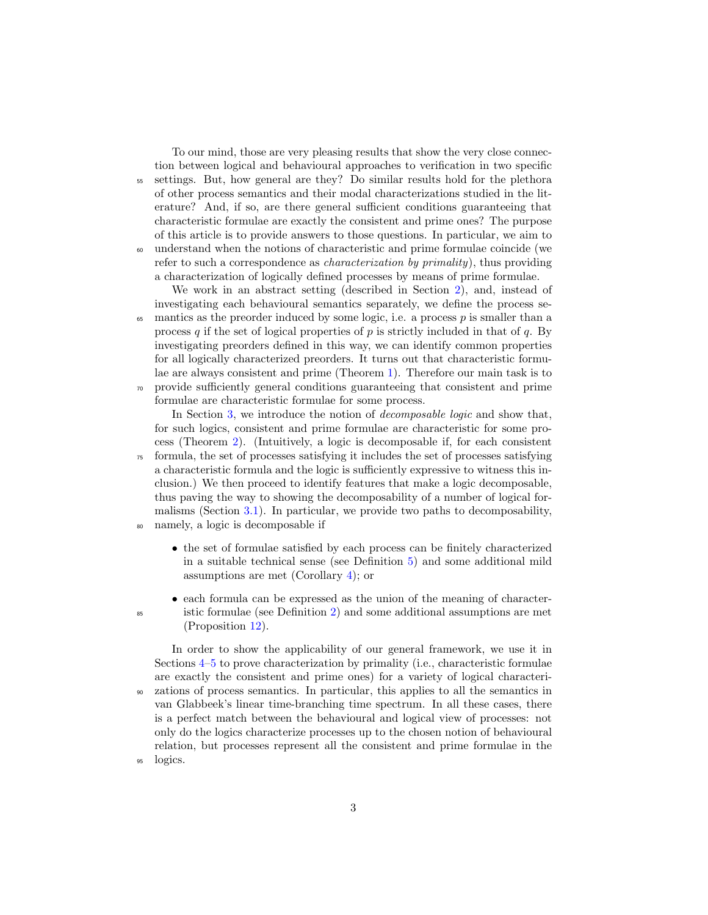To our mind, those are very pleasing results that show the very close connection between logical and behavioural approaches to verification in two specific settings. But, how general are they? Do similar results hold for the plethora of other process semantics and their modal characterizations studied in the literature? And, if so, are there general sufficient conditions guaranteeing that characteristic formulae are exactly the consistent and prime ones? The purpose of this article is to provide answers to those questions. In particular, we aim to understand when the notions of characteristic and prime formulae coincide (we refer to such a correspondence as *characterization by primality*), thus providing a characterization of logically defined processes by means of prime formulae.

We work in an abstract setting (described in Section 2), and, instead of investigating each behavioural semantics separately, we define the process semantics as the preorder induced by some logic, i.e. a process $p$ is smaller than a process $q$ if the set of logical properties of $p$ is strictly included in that of $q$. By investigating preorders defined in this way, we can identify common properties for all logically characterized preorders. It turns out that characteristic formulae are always consistent and prime (Theorem 1). Therefore our main task is to provide sufficiently general conditions guaranteeing that consistent and prime formulae are characteristic formulae for some process.

In Section 3, we introduce the notion of *decomposable logic* and show that, for such logics, consistent and prime formulae are characteristic for some process (Theorem 2). (Intuitively, a logic is decomposable if, for each consistent formula, the set of processes satisfying it includes the set of processes satisfying a characteristic formula and the logic is sufficiently expressive to witness this inclusion.) We then proceed to identify features that make a logic decomposable, thus paving the way to showing the decomposability of a number of logical formalisms (Section 3.1). In particular, we provide two paths to decomposability, namely, a logic is decomposable if

- the set of formulae satisfied by each process can be finitely characterized in a suitable technical sense (see Definition 5) and some additional mild assumptions are met (Corollary 4); or
- each formula can be expressed as the union of the meaning of characteristic formulae (see Definition 2) and some additional assumptions are met (Proposition 12).

In order to show the applicability of our general framework, we use it in Sections 4–5 to prove characterization by primality (i.e., characteristic formulae are exactly the consistent and prime ones) for a variety of logical characterizations of process semantics. In particular, this applies to all the semantics in van Glabbeek's linear time-branching time spectrum. In all these cases, there is a perfect match between the behavioural and logical view of processes: not only do the logics characterize processes up to the chosen notion of behavioural relation, but processes represent all the consistent and prime formulae in the logics.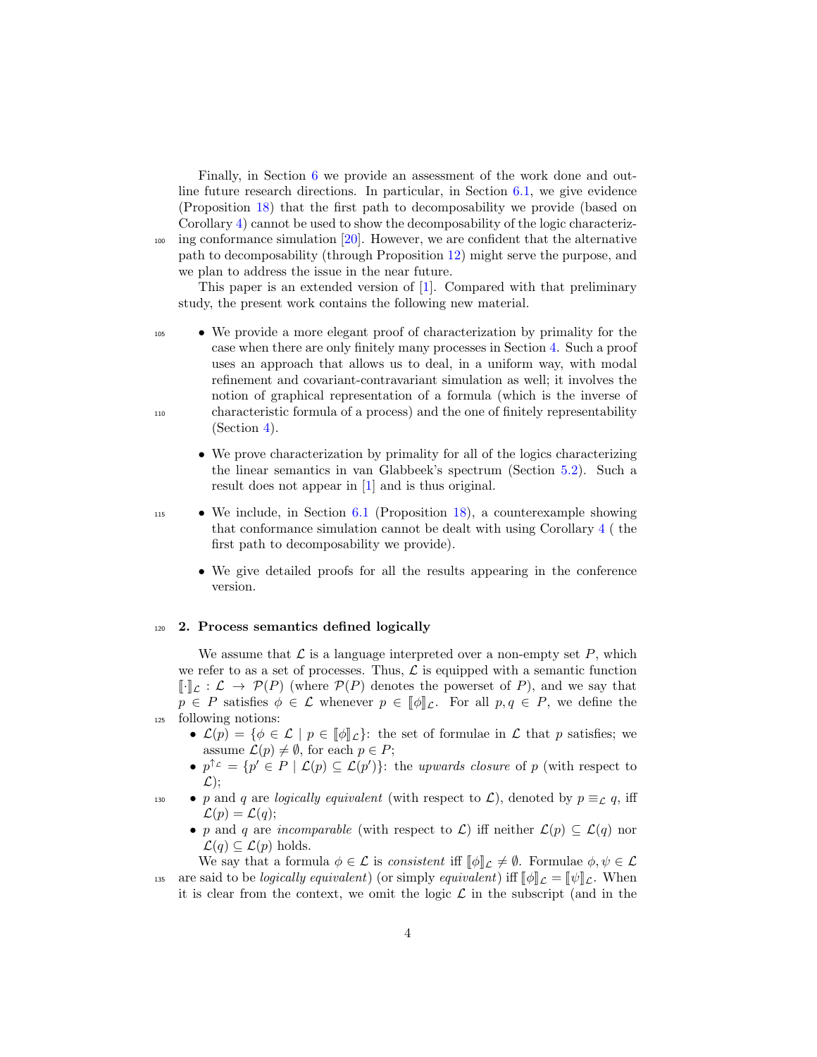Finally, in Section 6 we provide an assessment of the work done and outline future research directions. In particular, in Section 6.1, we give evidence (Proposition 18) that the first path to decomposability we provide (based on Corollary 4) cannot be used to show the decomposability of the logic characterizing conformance simulation [20]. However, we are confident that the alternative path to decomposability (through Proposition 12) might serve the purpose, and we plan to address the issue in the near future.

This paper is an extended version of [1]. Compared with that preliminary study, the present work contains the following new material.

- We provide a more elegant proof of characterization by primality for the case when there are only finitely many processes in Section 4. Such a proof uses an approach that allows us to deal, in a uniform way, with modal refinement and covariant-contravariant simulation as well; it involves the notion of graphical representation of a formula (which is the inverse of characteristic formula of a process) and the one of finitely representability (Section 4).
- We prove characterization by primality for all of the logics characterizing the linear semantics in van Glabbeek's spectrum (Section 5.2). Such a result does not appear in [1] and is thus original.
- We include, in Section 6.1 (Proposition 18), a counterexample showing that conformance simulation cannot be dealt with using Corollary 4 ( the first path to decomposability we provide).
- We give detailed proofs for all the results appearing in the conference version.

## 2. Process semantics defined logically

We assume that $\mathcal{L}$ is a language interpreted over a non-empty set $P$, which we refer to as a set of processes. Thus, $\mathcal{L}$ is equipped with a semantic function $[\![\cdot]\!]_{\mathcal{L}} : \mathcal{L} \to \mathcal{P}(P)$ (where $\mathcal{P}(P)$ denotes the powerset of $P$), and we say that $p \in P$ satisfies $\phi \in \mathcal{L}$ whenever $p \in [\![\phi]\!]_{\mathcal{L}}$. For all $p, q \in P$, we define the following notions:

- $\mathcal{L}(p) = \{\phi \in \mathcal{L} \mid p \in [\![\phi]\!]_{\mathcal{L}}\}$: the set of formulae in $\mathcal{L}$ that $p$ satisfies; we assume $\mathcal{L}(p) \neq \emptyset$, for each $p \in P$;
- $p^{\uparrow_{\mathcal{L}}} = \{p' \in P \mid \mathcal{L}(p) \subseteq \mathcal{L}(p')\}$: the *upwards closure* of $p$ (with respect to $\mathcal{L}$);
- $p$ and $q$ are *logically equivalent* (with respect to $\mathcal{L}$), denoted by $p \equiv_{\mathcal{L}} q$, iff $\mathcal{L}(p) = \mathcal{L}(q)$;
- $p$ and $q$ are *incomparable* (with respect to $\mathcal{L}$) iff neither $\mathcal{L}(p) \subseteq \mathcal{L}(q)$ nor $\mathcal{L}(q) \subseteq \mathcal{L}(p)$ holds.

We say that a formula $\phi \in \mathcal{L}$ is *consistent* iff $[\![\phi]\!]_{\mathcal{L}} \neq \emptyset$. Formulae $\phi, \psi \in \mathcal{L}$ are said to be *logically equivalent*) (or simply *equivalent*) iff $[\![\phi]\!]_{\mathcal{L}} = [\![\psi]\!]_{\mathcal{L}}$. When it is clear from the context, we omit the logic $\mathcal{L}$ in the subscript (and in the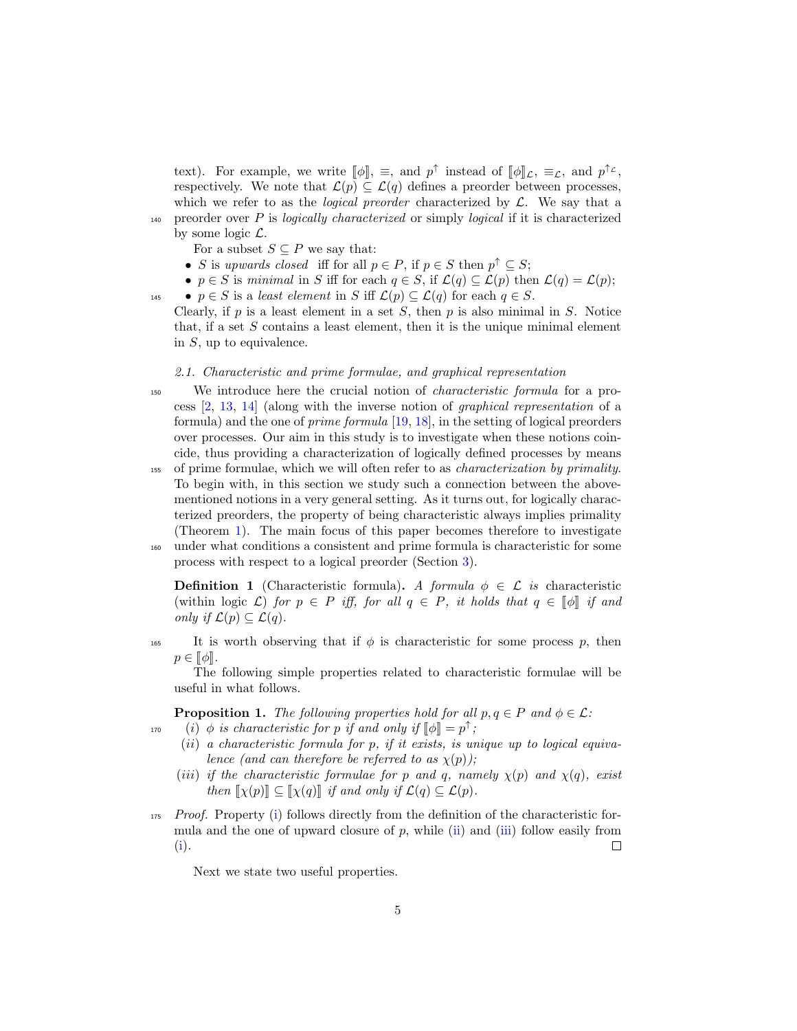text). For example, we write $[\![\phi]\!]$, $\equiv$, and $p^{\uparrow}$ instead of $[\![\phi]\!]_{\mathcal{L}}$, $\equiv_{\mathcal{L}}$, and $p^{\uparrow_{\mathcal{L}}}$, respectively. We note that $\mathcal{L}(p) \subseteq \mathcal{L}(q)$ defines a preorder between processes, which we refer to as the *logical preorder* characterized by $\mathcal{L}$. We say that a preorder over $P$ is *logically characterized* or simply *logical* if it is characterized by some logic $\mathcal{L}$.

For a subset $S \subseteq P$ we say that:

- $S$ is *upwards closed* iff for all $p \in P$, if $p \in S$ then $p^{\uparrow} \subseteq S$;
- $p \in S$ is *minimal* in $S$ iff for each $q \in S$, if $\mathcal{L}(q) \subseteq \mathcal{L}(p)$ then $\mathcal{L}(q) = \mathcal{L}(p)$;
- $p \in S$ is a *least element* in $S$ iff $\mathcal{L}(p) \subseteq \mathcal{L}(q)$ for each $q \in S$.

Clearly, if $p$ is a least element in a set $S$, then $p$ is also minimal in $S$. Notice that, if a set $S$ contains a least element, then it is the unique minimal element in $S$, up to equivalence.

### 2.1. Characteristic and prime formulae, and graphical representation

We introduce here the crucial notion of *characteristic formula* for a process [2, 13, 14] (along with the inverse notion of *graphical representation* of a formula) and the one of *prime formula* [19, 18], in the setting of logical preorders over processes. Our aim in this study is to investigate when these notions coincide, thus providing a characterization of logically defined processes by means of prime formulae, which we will often refer to as *characterization by primality*. To begin with, in this section we study such a connection between the above-mentioned notions in a very general setting. As it turns out, for logically characterized preorders, the property of being characteristic always implies primality (Theorem 1). The main focus of this paper becomes therefore to investigate under what conditions a consistent and prime formula is characteristic for some process with respect to a logical preorder (Section 3).

**Definition 1** (Characteristic formula)**.** *A formula $\phi \in \mathcal{L}$ is* characteristic *(within logic $\mathcal{L}$) for $p \in P$ iff, for all $q \in P$, it holds that $q \in [\![\phi]\!]$ if and only if $\mathcal{L}(p) \subseteq \mathcal{L}(q)$.*

It is worth observing that if $\phi$ is characteristic for some process $p$, then $p \in [\![\phi]\!]$.

The following simple properties related to characteristic formulae will be useful in what follows.

**Proposition 1.** *The following properties hold for all $p, q \in P$ and $\phi \in \mathcal{L}$:*

*(i) $\phi$ is characteristic for $p$ if and only if $[\![\phi]\!] = p^{\uparrow}$;*

*(ii) a characteristic formula for $p$, if it exists, is unique up to logical equivalence (and can therefore be referred to as $\chi(p)$);*

*(iii) if the characteristic formulae for $p$ and $q$, namely $\chi(p)$ and $\chi(q)$, exist then $[\![\chi(p)]\!] \subseteq [\![\chi(q)]\!]$ if and only if $\mathcal{L}(q) \subseteq \mathcal{L}(p)$.*

*Proof.* Property (i) follows directly from the definition of the characteristic formula and the one of upward closure of $p$, while (ii) and (iii) follow easily from (i). □

Next we state two useful properties.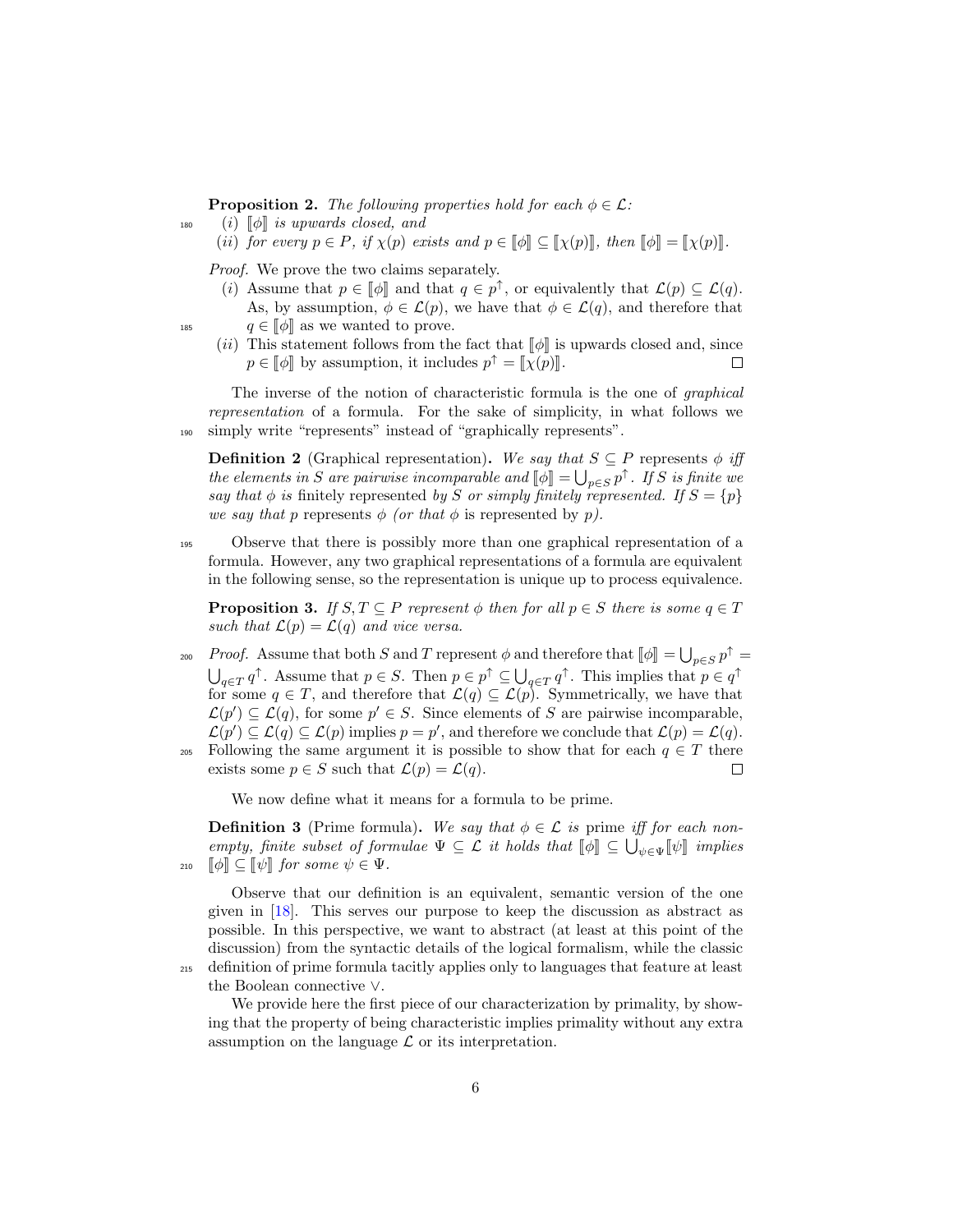**Proposition 2.** *The following properties hold for each $\phi \in \mathcal{L}$:*

(*i*) *$[\![\phi]\!]$ is upwards closed, and*

(*ii*) *for every $p \in P$, if $\chi(p)$ exists and $p \in [\![\phi]\!] \subseteq [\![\chi(p)]\!]$, then $[\![\phi]\!] = [\![\chi(p)]\!]$.*

*Proof.* We prove the two claims separately.

(*i*) Assume that $p \in [\![\phi]\!]$ and that $q \in p^{\uparrow}$, or equivalently that $\mathcal{L}(p) \subseteq \mathcal{L}(q)$. As, by assumption, $\phi \in \mathcal{L}(p)$, we have that $\phi \in \mathcal{L}(q)$, and therefore that $q \in [\![\phi]\!]$ as we wanted to prove.

(*ii*) This statement follows from the fact that $[\![\phi]\!]$ is upwards closed and, since $p \in [\![\phi]\!]$ by assumption, it includes $p^{\uparrow} = [\![\chi(p)]\!]$. □

The inverse of the notion of characteristic formula is the one of *graphical representation* of a formula. For the sake of simplicity, in what follows we simply write "represents" instead of "graphically represents".

**Definition 2** (Graphical representation)**.** *We say that $S \subseteq P$ represents $\phi$ iff the elements in $S$ are pairwise incomparable and $[\![\phi]\!] = \bigcup_{p \in S} p^{\uparrow}$. If $S$ is finite we say that $\phi$ is* finitely represented *by $S$ or simply finitely represented. If $S = \{p\}$ we say that $p$ represents $\phi$ (or that $\phi$ is* represented by *$p$).*

Observe that there is possibly more than one graphical representation of a formula. However, any two graphical representations of a formula are equivalent in the following sense, so the representation is unique up to process equivalence.

**Proposition 3.** *If $S, T \subseteq P$ represent $\phi$ then for all $p \in S$ there is some $q \in T$ such that $\mathcal{L}(p) = \mathcal{L}(q)$ and vice versa.*

*Proof.* Assume that both $S$ and $T$ represent $\phi$ and therefore that $[\![\phi]\!] = \bigcup_{p \in S} p^{\uparrow} = \bigcup_{q \in T} q^{\uparrow}$. Assume that $p \in S$. Then $p \in p^{\uparrow} \subseteq \bigcup_{q \in T} q^{\uparrow}$. This implies that $p \in q^{\uparrow}$ for some $q \in T$, and therefore that $\mathcal{L}(q) \subseteq \mathcal{L}(p)$. Symmetrically, we have that $\mathcal{L}(p') \subseteq \mathcal{L}(q)$, for some $p' \in S$. Since elements of $S$ are pairwise incomparable, $\mathcal{L}(p') \subseteq \mathcal{L}(q) \subseteq \mathcal{L}(p)$ implies $p = p'$, and therefore we conclude that $\mathcal{L}(p) = \mathcal{L}(q)$. Following the same argument it is possible to show that for each $q \in T$ there exists some $p \in S$ such that $\mathcal{L}(p) = \mathcal{L}(q)$. □

We now define what it means for a formula to be prime.

**Definition 3** (Prime formula)**.** *We say that $\phi \in \mathcal{L}$ is* prime *iff for each non-empty, finite subset of formulae $\Psi \subseteq \mathcal{L}$ it holds that $[\![\phi]\!] \subseteq \bigcup_{\psi \in \Psi} [\![\psi]\!]$ implies $[\![\phi]\!] \subseteq [\![\psi]\!]$ for some $\psi \in \Psi$.*

Observe that our definition is an equivalent, semantic version of the one given in [18]. This serves our purpose to keep the discussion as abstract as possible. In this perspective, we want to abstract (at least at this point of the discussion) from the syntactic details of the logical formalism, while the classic definition of prime formula tacitly applies only to languages that feature at least the Boolean connective $\vee$.

We provide here the first piece of our characterization by primality, by showing that the property of being characteristic implies primality without any extra assumption on the language $\mathcal{L}$ or its interpretation.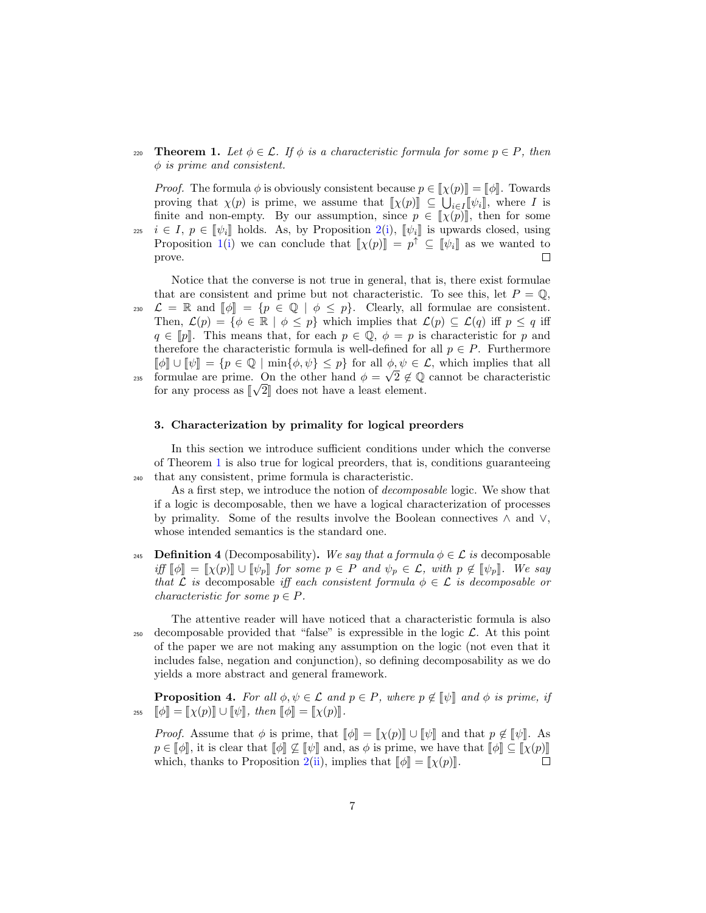**Theorem 1.** *Let $\phi \in \mathcal{L}$. If $\phi$ is a characteristic formula for some $p \in P$, then $\phi$ is prime and consistent.*

*Proof.* The formula $\phi$ is obviously consistent because $p \in [\![\chi(p)]\!] = [\![\phi]\!]$. Towards proving that $\chi(p)$ is prime, we assume that $[\![\chi(p)]\!] \subseteq \bigcup_{i \in I} [\![\psi_i]\!]$, where $I$ is finite and non-empty. By our assumption, since $p \in [\![\chi(p)]\!]$, then for some $i \in I$, $p \in [\![\psi_i]\!]$ holds. As, by Proposition 2(i), $[\![\psi_i]\!]$ is upwards closed, using Proposition 1(i) we can conclude that $[\![\chi(p)]\!] = p^{\uparrow} \subseteq [\![\psi_i]\!]$ as we wanted to prove. $\square$

Notice that the converse is not true in general, that is, there exist formulae that are consistent and prime but not characteristic. To see this, let $P = \mathbb{Q}$, $\mathcal{L} = \mathbb{R}$ and $[\![\phi]\!] = \{p \in \mathbb{Q} \mid \phi \leq p\}$. Clearly, all formulae are consistent. Then, $\mathcal{L}(p) = \{\phi \in \mathbb{R} \mid \phi \leq p\}$ which implies that $\mathcal{L}(p) \subseteq \mathcal{L}(q)$ iff $p \leq q$ iff $q \in [\![p]\!]$. This means that, for each $p \in \mathbb{Q}$, $\phi = p$ is characteristic for $p$ and therefore the characteristic formula is well-defined for all $p \in P$. Furthermore $[\![\phi]\!] \cup [\![\psi]\!] = \{p \in \mathbb{Q} \mid \min\{\phi, \psi\} \leq p\}$ for all $\phi, \psi \in \mathcal{L}$, which implies that all formulae are prime. On the other hand $\phi = \sqrt{2} \notin \mathbb{Q}$ cannot be characteristic for any process as $[\![\sqrt{2}]\!]$ does not have a least element.

### 3. Characterization by primality for logical preorders

In this section we introduce sufficient conditions under which the converse of Theorem 1 is also true for logical preorders, that is, conditions guaranteeing that any consistent, prime formula is characteristic.

As a first step, we introduce the notion of *decomposable* logic. We show that if a logic is decomposable, then we have a logical characterization of processes by primality. Some of the results involve the Boolean connectives $\wedge$ and $\vee$, whose intended semantics is the standard one.

**Definition 4** (Decomposability)**.** *We say that a formula $\phi \in \mathcal{L}$ is* decomposable *iff $[\![\phi]\!] = [\![\chi(p)]\!] \cup [\![\psi_p]\!]$ for some $p \in P$ and $\psi_p \in \mathcal{L}$, with $p \notin [\![\psi_p]\!]$. We say that $\mathcal{L}$ is* decomposable *iff each consistent formula $\phi \in \mathcal{L}$ is decomposable or characteristic for some $p \in P$.*

The attentive reader will have noticed that a characteristic formula is also decomposable provided that "false" is expressible in the logic $\mathcal{L}$. At this point of the paper we are not making any assumption on the logic (not even that it includes false, negation and conjunction), so defining decomposability as we do yields a more abstract and general framework.

**Proposition 4.** *For all $\phi, \psi \in \mathcal{L}$ and $p \in P$, where $p \notin [\![\psi]\!]$ and $\phi$ is prime, if $[\![\phi]\!] = [\![\chi(p)]\!] \cup [\![\psi]\!]$, then $[\![\phi]\!] = [\![\chi(p)]\!]$.*

*Proof.* Assume that $\phi$ is prime, that $[\![\phi]\!] = [\![\chi(p)]\!] \cup [\![\psi]\!]$ and that $p \notin [\![\psi]\!]$. As $p \in [\![\phi]\!]$, it is clear that $[\![\phi]\!] \not\subseteq [\![\psi]\!]$ and, as $\phi$ is prime, we have that $[\![\phi]\!] \subseteq [\![\chi(p)]\!]$ which, thanks to Proposition 2(ii), implies that $[\![\phi]\!] = [\![\chi(p)]\!]$. $\square$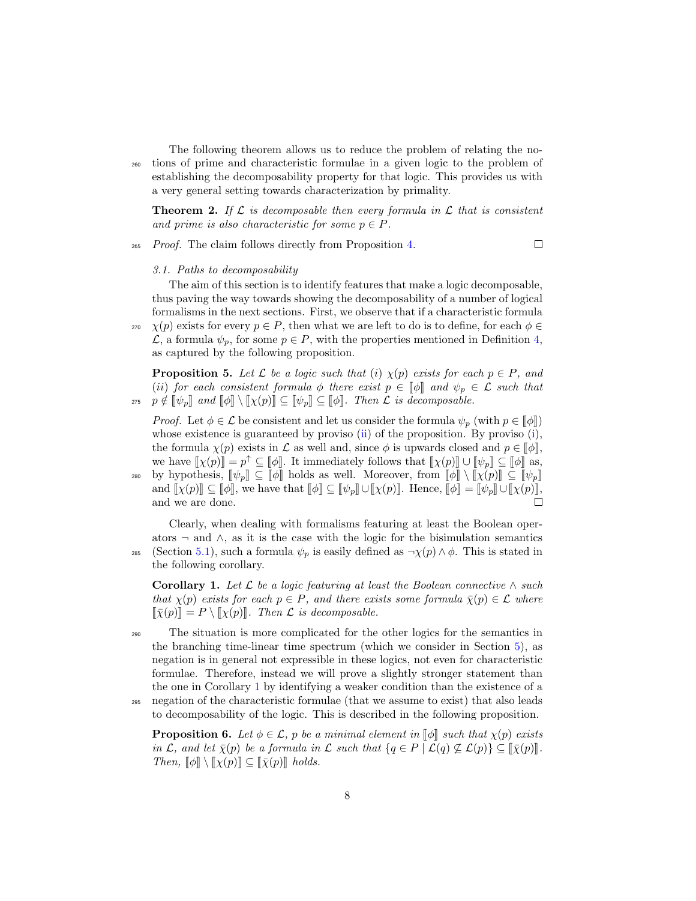The following theorem allows us to reduce the problem of relating the notions of prime and characteristic formulae in a given logic to the problem of establishing the decomposability property for that logic. This provides us with a very general setting towards characterization by primality.

**Theorem 2.** *If $\mathcal{L}$ is decomposable then every formula in $\mathcal{L}$ that is consistent and prime is also characteristic for some $p \in P$.*

*Proof.* The claim follows directly from Proposition 4. □

### 3.1. Paths to decomposability

The aim of this section is to identify features that make a logic decomposable, thus paving the way towards showing the decomposability of a number of logical formalisms in the next sections. First, we observe that if a characteristic formula $\chi(p)$ exists for every $p \in P$, then what we are left to do is to define, for each $\phi \in \mathcal{L}$, a formula $\psi_p$, for some $p \in P$, with the properties mentioned in Definition 4, as captured by the following proposition.

**Proposition 5.** *Let $\mathcal{L}$ be a logic such that (i) $\chi(p)$ exists for each $p \in P$, and (ii) for each consistent formula $\phi$ there exist $p \in [\![\phi]\!]$ and $\psi_p \in \mathcal{L}$ such that $p \notin [\![\psi_p]\!]$ and $[\![\phi]\!] \setminus [\![\chi(p)]\!] \subseteq [\![\psi_p]\!] \subseteq [\![\phi]\!]$. Then $\mathcal{L}$ is decomposable.*

*Proof.* Let $\phi \in \mathcal{L}$ be consistent and let us consider the formula $\psi_p$ (with $p \in [\![\phi]\!]$) whose existence is guaranteed by proviso (ii) of the proposition. By proviso (i), the formula $\chi(p)$ exists in $\mathcal{L}$ as well and, since $\phi$ is upwards closed and $p \in [\![\phi]\!]$, we have $[\![\chi(p)]\!] = p^{\uparrow} \subseteq [\![\phi]\!]$. It immediately follows that $[\![\chi(p)]\!] \cup [\![\psi_p]\!] \subseteq [\![\phi]\!]$ as, by hypothesis, $[\![\psi_p]\!] \subseteq [\![\phi]\!]$ holds as well. Moreover, from $[\![\phi]\!] \setminus [\![\chi(p)]\!] \subseteq [\![\psi_p]\!]$ and $[\![\chi(p)]\!] \subseteq [\![\phi]\!]$, we have that $[\![\phi]\!] \subseteq [\![\psi_p]\!] \cup [\![\chi(p)]\!]$. Hence, $[\![\phi]\!] = [\![\psi_p]\!] \cup [\![\chi(p)]\!]$, and we are done. □

Clearly, when dealing with formalisms featuring at least the Boolean operators $\neg$ and $\wedge$, as it is the case with the logic for the bisimulation semantics (Section 5.1), such a formula $\psi_p$ is easily defined as $\neg\chi(p) \wedge \phi$. This is stated in the following corollary.

**Corollary 1.** *Let $\mathcal{L}$ be a logic featuring at least the Boolean connective $\wedge$ such that $\chi(p)$ exists for each $p \in P$, and there exists some formula $\bar{\chi}(p) \in \mathcal{L}$ where $[\![\bar{\chi}(p)]\!] = P \setminus [\![\chi(p)]\!]$. Then $\mathcal{L}$ is decomposable.*

The situation is more complicated for the other logics for the semantics in the branching time-linear time spectrum (which we consider in Section 5), as negation is in general not expressible in these logics, not even for characteristic formulae. Therefore, instead we will prove a slightly stronger statement than the one in Corollary 1 by identifying a weaker condition than the existence of a negation of the characteristic formulae (that we assume to exist) that also leads to decomposability of the logic. This is described in the following proposition.

**Proposition 6.** *Let $\phi \in \mathcal{L}$, $p$ be a minimal element in $[\![\phi]\!]$ such that $\chi(p)$ exists in $\mathcal{L}$, and let $\bar{\chi}(p)$ be a formula in $\mathcal{L}$ such that $\{q \in P \mid \mathcal{L}(q) \not\subseteq \mathcal{L}(p)\} \subseteq [\![\bar{\chi}(p)]\!]$. Then, $[\![\phi]\!] \setminus [\![\chi(p)]\!] \subseteq [\![\bar{\chi}(p)]\!]$ holds.*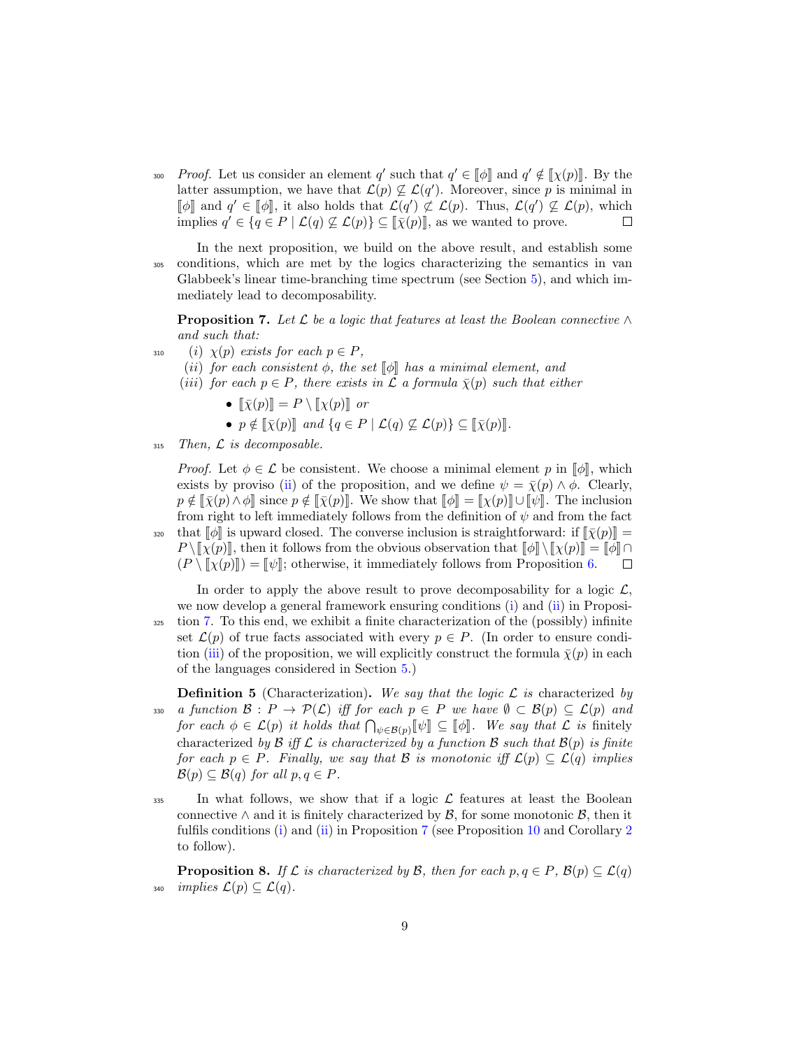*Proof.* Let us consider an element $q'$ such that $q' \in [\![\phi]\!]$ and $q' \notin [\![\chi(p)]\!]$. By the latter assumption, we have that $\mathcal{L}(p) \not\subseteq \mathcal{L}(q')$. Moreover, since $p$ is minimal in $[\![\phi]\!]$ and $q' \in [\![\phi]\!]$, it also holds that $\mathcal{L}(q') \not\subset \mathcal{L}(p)$. Thus, $\mathcal{L}(q') \not\subseteq \mathcal{L}(p)$, which implies $q' \in \{q \in P \mid \mathcal{L}(q) \not\subseteq \mathcal{L}(p)\} \subseteq [\![\bar{\chi}(p)]\!]$, as we wanted to prove. □

In the next proposition, we build on the above result, and establish some conditions, which are met by the logics characterizing the semantics in van Glabbeek's linear time-branching time spectrum (see Section 5), and which immediately lead to decomposability.

**Proposition 7.** *Let $\mathcal{L}$ be a logic that features at least the Boolean connective $\wedge$ and such that:*

*(i) $\chi(p)$ exists for each $p \in P$,*

*(ii) for each consistent $\phi$, the set $[\![\phi]\!]$ has a minimal element, and*

*(iii) for each $p \in P$, there exists in $\mathcal{L}$ a formula $\bar{\chi}(p)$ such that either*

- *$[\![\bar{\chi}(p)]\!] = P \setminus [\![\chi(p)]\!]$ or*
- *$p \notin [\![\bar{\chi}(p)]\!]$ and $\{q \in P \mid \mathcal{L}(q) \not\subseteq \mathcal{L}(p)\} \subseteq [\![\bar{\chi}(p)]\!]$.*

*Then, $\mathcal{L}$ is decomposable.*

*Proof.* Let $\phi \in \mathcal{L}$ be consistent. We choose a minimal element $p$ in $[\![\phi]\!]$, which exists by proviso (ii) of the proposition, and we define $\psi = \bar{\chi}(p) \wedge \phi$. Clearly, $p \notin [\![\bar{\chi}(p) \wedge \phi]\!]$ since $p \notin [\![\bar{\chi}(p)]\!]$. We show that $[\![\phi]\!] = [\![\chi(p)]\!] \cup [\![\psi]\!]$. The inclusion from right to left immediately follows from the definition of $\psi$ and from the fact that $[\![\phi]\!]$ is upward closed. The converse inclusion is straightforward: if $[\![\bar{\chi}(p)]\!] = P \setminus [\![\chi(p)]\!]$, then it follows from the obvious observation that $[\![\phi]\!] \setminus [\![\chi(p)]\!] = [\![\phi]\!] \cap (P \setminus [\![\chi(p)]\!]) = [\![\psi]\!]$; otherwise, it immediately follows from Proposition 6. □

In order to apply the above result to prove decomposability for a logic $\mathcal{L}$, we now develop a general framework ensuring conditions (i) and (ii) in Proposition 7. To this end, we exhibit a finite characterization of the (possibly) infinite set $\mathcal{L}(p)$ of true facts associated with every $p \in P$. (In order to ensure condition (iii) of the proposition, we will explicitly construct the formula $\bar{\chi}(p)$ in each of the languages considered in Section 5.)

**Definition 5** (Characterization)**.** *We say that the logic $\mathcal{L}$ is* characterized *by a function $\mathcal{B} : P \to \mathcal{P}(\mathcal{L})$ iff for each $p \in P$ we have $\emptyset \subset \mathcal{B}(p) \subseteq \mathcal{L}(p)$ and for each $\phi \in \mathcal{L}(p)$ it holds that $\bigcap_{\psi \in \mathcal{B}(p)} [\![\psi]\!] \subseteq [\![\phi]\!]$. We say that $\mathcal{L}$ is* finitely characterized *by $\mathcal{B}$ iff $\mathcal{L}$ is characterized by a function $\mathcal{B}$ such that $\mathcal{B}(p)$ is finite for each $p \in P$. Finally, we say that $\mathcal{B}$ is monotonic iff $\mathcal{L}(p) \subseteq \mathcal{L}(q)$ implies $\mathcal{B}(p) \subseteq \mathcal{B}(q)$ for all $p, q \in P$.*

In what follows, we show that if a logic $\mathcal{L}$ features at least the Boolean connective $\wedge$ and it is finitely characterized by $\mathcal{B}$, for some monotonic $\mathcal{B}$, then it fulfils conditions (i) and (ii) in Proposition 7 (see Proposition 10 and Corollary 2 to follow).

**Proposition 8.** *If $\mathcal{L}$ is characterized by $\mathcal{B}$, then for each $p, q \in P$, $\mathcal{B}(p) \subseteq \mathcal{L}(q)$ implies $\mathcal{L}(p) \subseteq \mathcal{L}(q)$.*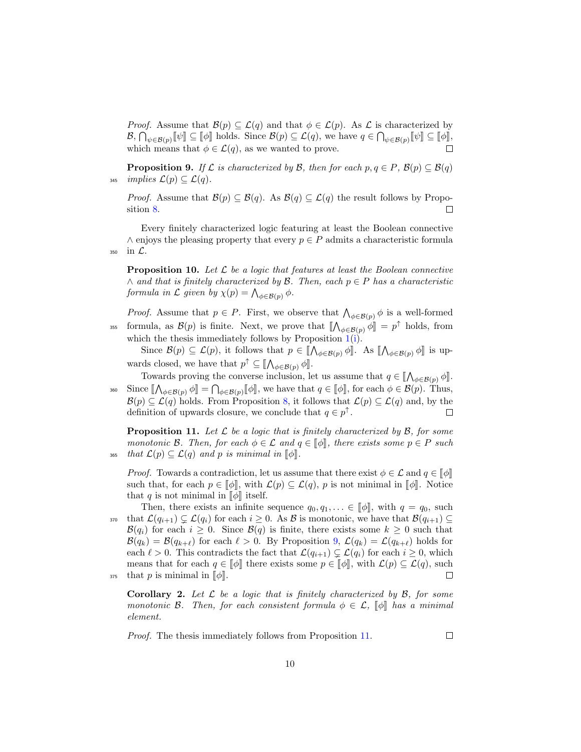*Proof.* Assume that $\mathcal{B}(p) \subseteq \mathcal{L}(q)$ and that $\phi \in \mathcal{L}(p)$. As $\mathcal{L}$ is characterized by $\mathcal{B}$, $\bigcap_{\psi \in \mathcal{B}(p)} [\![\psi]\!] \subseteq [\![\phi]\!]$ holds. Since $\mathcal{B}(p) \subseteq \mathcal{L}(q)$, we have $q \in \bigcap_{\psi \in \mathcal{B}(p)} [\![\psi]\!] \subseteq [\![\phi]\!]$, which means that $\phi \in \mathcal{L}(q)$, as we wanted to prove. □

**Proposition 9.** *If $\mathcal{L}$ is characterized by $\mathcal{B}$, then for each $p, q \in P$, $\mathcal{B}(p) \subseteq \mathcal{B}(q)$ implies $\mathcal{L}(p) \subseteq \mathcal{L}(q)$.*

*Proof.* Assume that $\mathcal{B}(p) \subseteq \mathcal{B}(q)$. As $\mathcal{B}(q) \subseteq \mathcal{L}(q)$ the result follows by Proposition 8. □

Every finitely characterized logic featuring at least the Boolean connective $\wedge$ enjoys the pleasing property that every $p \in P$ admits a characteristic formula in $\mathcal{L}$.

**Proposition 10.** *Let $\mathcal{L}$ be a logic that features at least the Boolean connective $\wedge$ and that is finitely characterized by $\mathcal{B}$. Then, each $p \in P$ has a characteristic formula in $\mathcal{L}$ given by $\chi(p) = \bigwedge_{\phi \in \mathcal{B}(p)} \phi$.*

*Proof.* Assume that $p \in P$. First, we observe that $\bigwedge_{\phi \in \mathcal{B}(p)} \phi$ is a well-formed formula, as $\mathcal{B}(p)$ is finite. Next, we prove that $[\![\bigwedge_{\phi \in \mathcal{B}(p)} \phi]\!] = p^{\uparrow}$ holds, from which the thesis immediately follows by Proposition 1(i).

Since $\mathcal{B}(p) \subseteq \mathcal{L}(p)$, it follows that $p \in [\![\bigwedge_{\phi \in \mathcal{B}(p)} \phi]\!]$. As $[\![\bigwedge_{\phi \in \mathcal{B}(p)} \phi]\!]$ is upwards closed, we have that $p^{\uparrow} \subseteq [\![\bigwedge_{\phi \in \mathcal{B}(p)} \phi]\!]$.

Towards proving the converse inclusion, let us assume that $q \in [\![\bigwedge_{\phi \in \mathcal{B}(p)} \phi]\!]$. Since $[\![\bigwedge_{\phi \in \mathcal{B}(p)} \phi]\!] = \bigcap_{\phi \in \mathcal{B}(p)} [\![\phi]\!]$, we have that $q \in [\![\phi]\!]$, for each $\phi \in \mathcal{B}(p)$. Thus, $\mathcal{B}(p) \subseteq \mathcal{L}(q)$ holds. From Proposition 8, it follows that $\mathcal{L}(p) \subseteq \mathcal{L}(q)$ and, by the definition of upwards closure, we conclude that $q \in p^{\uparrow}$. □

**Proposition 11.** *Let $\mathcal{L}$ be a logic that is finitely characterized by $\mathcal{B}$, for some monotonic $\mathcal{B}$. Then, for each $\phi \in \mathcal{L}$ and $q \in [\![\phi]\!]$, there exists some $p \in P$ such that $\mathcal{L}(p) \subseteq \mathcal{L}(q)$ and $p$ is minimal in $[\![\phi]\!]$.*

*Proof.* Towards a contradiction, let us assume that there exist $\phi \in \mathcal{L}$ and $q \in [\![\phi]\!]$ such that, for each $p \in [\![\phi]\!]$, with $\mathcal{L}(p) \subseteq \mathcal{L}(q)$, $p$ is not minimal in $[\![\phi]\!]$. Notice that $q$ is not minimal in $[\![\phi]\!]$ itself.

Then, there exists an infinite sequence $q_0, q_1, \ldots \in [\![\phi]\!]$, with $q = q_0$, such that $\mathcal{L}(q_{i+1}) \subsetneq \mathcal{L}(q_i)$ for each $i \geq 0$. As $\mathcal{B}$ is monotonic, we have that $\mathcal{B}(q_{i+1}) \subseteq \mathcal{B}(q_i)$ for each $i \geq 0$. Since $\mathcal{B}(q)$ is finite, there exists some $k \geq 0$ such that $\mathcal{B}(q_k) = \mathcal{B}(q_{k+\ell})$ for each $\ell > 0$. By Proposition 9, $\mathcal{L}(q_k) = \mathcal{L}(q_{k+\ell})$ holds for each $\ell > 0$. This contradicts the fact that $\mathcal{L}(q_{i+1}) \subsetneq \mathcal{L}(q_i)$ for each $i \geq 0$, which means that for each $q \in [\![\phi]\!]$ there exists some $p \in [\![\phi]\!]$, with $\mathcal{L}(p) \subseteq \mathcal{L}(q)$, such that $p$ is minimal in $[\![\phi]\!]$. □

**Corollary 2.** *Let $\mathcal{L}$ be a logic that is finitely characterized by $\mathcal{B}$, for some monotonic $\mathcal{B}$. Then, for each consistent formula $\phi \in \mathcal{L}$, $[\![\phi]\!]$ has a minimal element.*

*Proof.* The thesis immediately follows from Proposition 11. □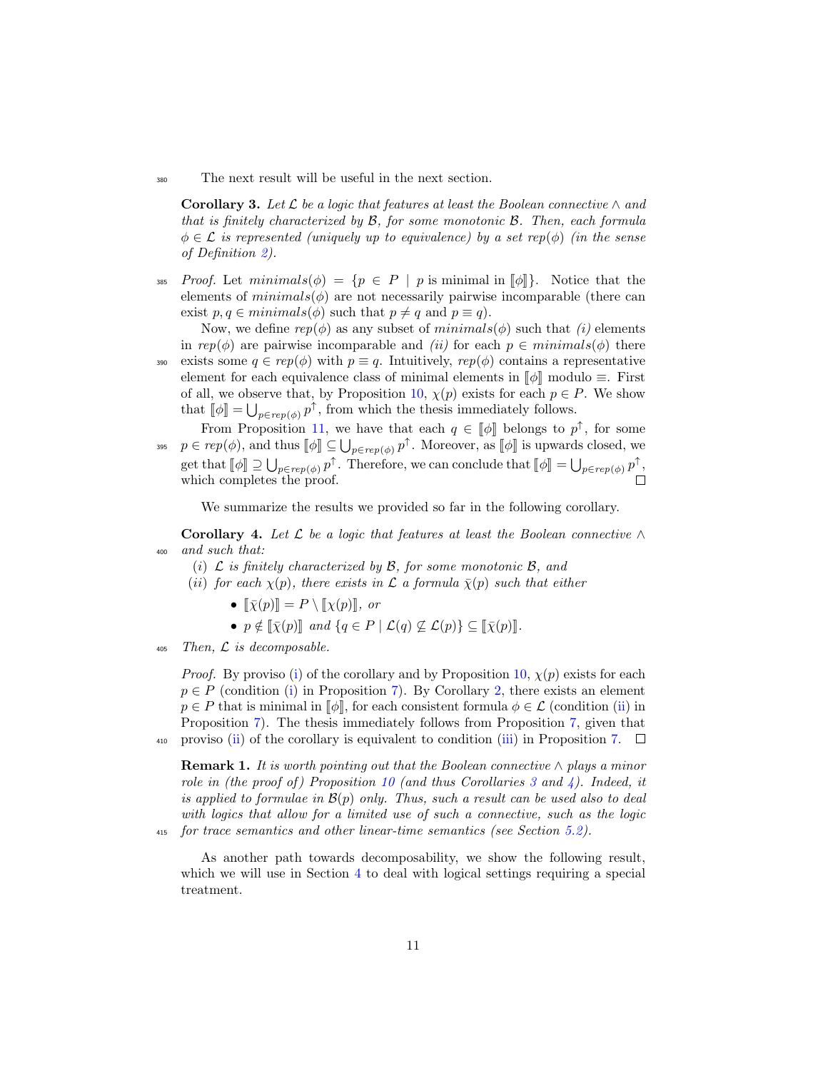The next result will be useful in the next section.

**Corollary 3.** *Let $\mathcal{L}$ be a logic that features at least the Boolean connective $\wedge$ and that is finitely characterized by $\mathcal{B}$, for some monotonic $\mathcal{B}$. Then, each formula $\phi \in \mathcal{L}$ is represented (uniquely up to equivalence) by a set $rep(\phi)$ (in the sense of Definition 2).*

*Proof.* Let $minimals(\phi) = \{p \in P \mid p \text{ is minimal in } [\![\phi]\!]\}$. Notice that the elements of $minimals(\phi)$ are not necessarily pairwise incomparable (there can exist $p, q \in minimals(\phi)$ such that $p \neq q$ and $p \equiv q$).

Now, we define $rep(\phi)$ as any subset of $minimals(\phi)$ such that *(i)* elements in $rep(\phi)$ are pairwise incomparable and *(ii)* for each $p \in minimals(\phi)$ there exists some $q \in rep(\phi)$ with $p \equiv q$. Intuitively, $rep(\phi)$ contains a representative element for each equivalence class of minimal elements in $[\![\phi]\!]$ modulo $\equiv$. First of all, we observe that, by Proposition 10, $\chi(p)$ exists for each $p \in P$. We show that $[\![\phi]\!] = \bigcup_{p \in rep(\phi)} p^{\uparrow}$, from which the thesis immediately follows.

From Proposition 11, we have that each $q \in [\![\phi]\!]$ belongs to $p^{\uparrow}$, for some $p \in rep(\phi)$, and thus $[\![\phi]\!] \subseteq \bigcup_{p \in rep(\phi)} p^{\uparrow}$. Moreover, as $[\![\phi]\!]$ is upwards closed, we get that $[\![\phi]\!] \supseteq \bigcup_{p \in rep(\phi)} p^{\uparrow}$. Therefore, we can conclude that $[\![\phi]\!] = \bigcup_{p \in rep(\phi)} p^{\uparrow}$, which completes the proof. □

We summarize the results we provided so far in the following corollary.

**Corollary 4.** *Let $\mathcal{L}$ be a logic that features at least the Boolean connective $\wedge$ and such that:*

*(i) $\mathcal{L}$ is finitely characterized by $\mathcal{B}$, for some monotonic $\mathcal{B}$, and*

*(ii) for each $\chi(p)$, there exists in $\mathcal{L}$ a formula $\bar{\chi}(p)$ such that either*

- *$[\![\bar{\chi}(p)]\!] = P \setminus [\![\chi(p)]\!]$, or*
- *$p \notin [\![\bar{\chi}(p)]\!]$ and $\{q \in P \mid \mathcal{L}(q) \not\subseteq \mathcal{L}(p)\} \subseteq [\![\bar{\chi}(p)]\!]$.*

*Then, $\mathcal{L}$ is decomposable.*

*Proof.* By proviso (i) of the corollary and by Proposition 10, $\chi(p)$ exists for each $p \in P$ (condition (i) in Proposition 7). By Corollary 2, there exists an element $p \in P$ that is minimal in $[\![\phi]\!]$, for each consistent formula $\phi \in \mathcal{L}$ (condition (ii) in Proposition 7). The thesis immediately follows from Proposition 7, given that proviso (ii) of the corollary is equivalent to condition (iii) in Proposition 7. □

**Remark 1.** *It is worth pointing out that the Boolean connective $\wedge$ plays a minor role in (the proof of) Proposition 10 (and thus Corollaries 3 and 4). Indeed, it is applied to formulae in $\mathcal{B}(p)$ only. Thus, such a result can be used also to deal with logics that allow for a limited use of such a connective, such as the logic for trace semantics and other linear-time semantics (see Section 5.2).*

As another path towards decomposability, we show the following result, which we will use in Section 4 to deal with logical settings requiring a special treatment.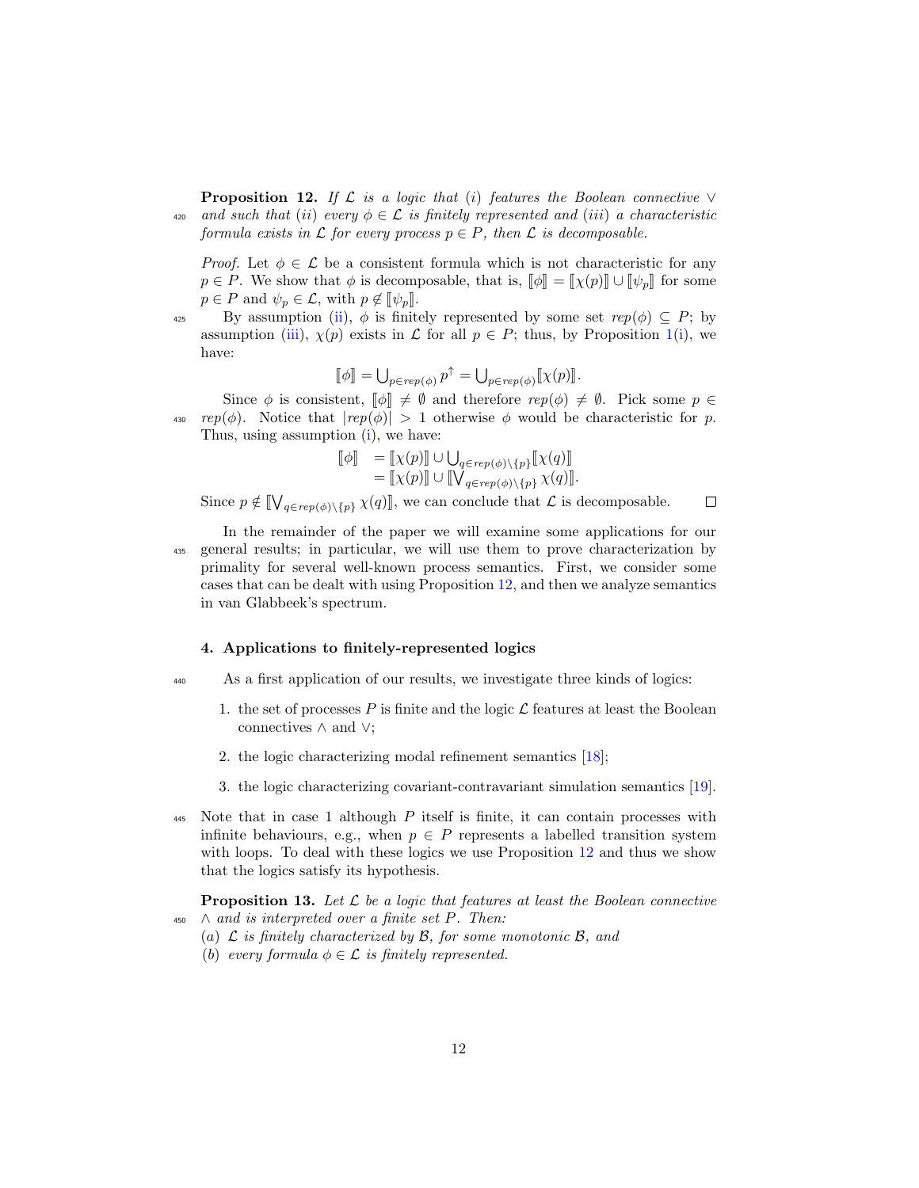**Proposition 12.** *If $\mathcal{L}$ is a logic that (i) features the Boolean connective $\vee$ and such that (ii) every $\phi \in \mathcal{L}$ is finitely represented and (iii) a characteristic formula exists in $\mathcal{L}$ for every process $p \in P$, then $\mathcal{L}$ is decomposable.*

*Proof.* Let $\phi \in \mathcal{L}$ be a consistent formula which is not characteristic for any $p \in P$. We show that $\phi$ is decomposable, that is, $[\![\phi]\!] = [\![\chi(p)]\!] \cup [\![\psi_p]\!]$ for some $p \in P$ and $\psi_p \in \mathcal{L}$, with $p \notin [\![\psi_p]\!]$.

By assumption (ii), $\phi$ is finitely represented by some set $rep(\phi) \subseteq P$; by assumption (iii), $\chi(p)$ exists in $\mathcal{L}$ for all $p \in P$; thus, by Proposition 1(i), we have:

$$[\![\phi]\!] = \bigcup_{p \in rep(\phi)} p^{\uparrow} = \bigcup_{p \in rep(\phi)} [\![\chi(p)]\!].$$

Since $\phi$ is consistent, $[\![\phi]\!] \neq \emptyset$ and therefore $rep(\phi) \neq \emptyset$. Pick some $p \in rep(\phi)$. Notice that $|rep(\phi)| > 1$ otherwise $\phi$ would be characteristic for $p$. Thus, using assumption (i), we have:

$$\begin{aligned} [\![\phi]\!] &= [\![\chi(p)]\!] \cup \bigcup_{q \in rep(\phi) \setminus \{p\}} [\![\chi(q)]\!] \\ &= [\![\chi(p)]\!] \cup [\![\bigvee_{q \in rep(\phi) \setminus \{p\}} \chi(q)]\!]. \end{aligned}$$

Since $p \notin [\![\bigvee_{q \in rep(\phi) \setminus \{p\}} \chi(q)]\!]$, we can conclude that $\mathcal{L}$ is decomposable. $\square$

In the remainder of the paper we will examine some applications for our general results; in particular, we will use them to prove characterization by primality for several well-known process semantics. First, we consider some cases that can be dealt with using Proposition 12, and then we analyze semantics in van Glabbeek's spectrum.

## 4. Applications to finitely-represented logics

As a first application of our results, we investigate three kinds of logics:

1. the set of processes $P$ is finite and the logic $\mathcal{L}$ features at least the Boolean connectives $\wedge$ and $\vee$;
2. the logic characterizing modal refinement semantics [18];
3. the logic characterizing covariant-contravariant simulation semantics [19].

Note that in case 1 although $P$ itself is finite, it can contain processes with infinite behaviours, e.g., when $p \in P$ represents a labelled transition system with loops. To deal with these logics we use Proposition 12 and thus we show that the logics satisfy its hypothesis.

**Proposition 13.** *Let $\mathcal{L}$ be a logic that features at least the Boolean connective $\wedge$ and is interpreted over a finite set $P$. Then:*
*(a) $\mathcal{L}$ is finitely characterized by $\mathcal{B}$, for some monotonic $\mathcal{B}$, and*
*(b) every formula $\phi \in \mathcal{L}$ is finitely represented.*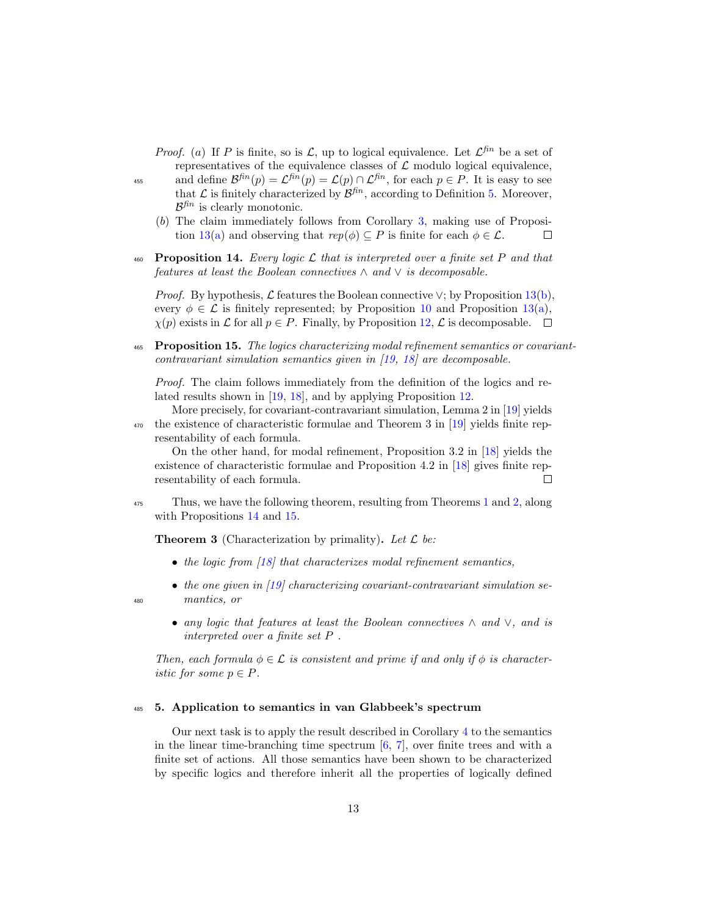*Proof.* (*a*) If $P$ is finite, so is $\mathcal{L}$, up to logical equivalence. Let $\mathcal{L}^{fin}$ be a set of representatives of the equivalence classes of $\mathcal{L}$ modulo logical equivalence, and define $\mathcal{B}^{fin}(p) = \mathcal{L}^{fin}(p) = \mathcal{L}(p) \cap \mathcal{L}^{fin}$, for each $p \in P$. It is easy to see that $\mathcal{L}$ is finitely characterized by $\mathcal{B}^{fin}$, according to Definition 5. Moreover, $\mathcal{B}^{fin}$ is clearly monotonic.

(*b*) The claim immediately follows from Corollary 3, making use of Proposition 13(a) and observing that $rep(\phi) \subseteq P$ is finite for each $\phi \in \mathcal{L}$. □

**Proposition 14.** *Every logic $\mathcal{L}$ that is interpreted over a finite set $P$ and that features at least the Boolean connectives $\wedge$ and $\vee$ is decomposable.*

*Proof.* By hypothesis, $\mathcal{L}$ features the Boolean connective $\vee$; by Proposition 13(b), every $\phi \in \mathcal{L}$ is finitely represented; by Proposition 10 and Proposition 13(a), $\chi(p)$ exists in $\mathcal{L}$ for all $p \in P$. Finally, by Proposition 12, $\mathcal{L}$ is decomposable. □

**Proposition 15.** *The logics characterizing modal refinement semantics or covariant-contravariant simulation semantics given in [19, 18] are decomposable.*

*Proof.* The claim follows immediately from the definition of the logics and related results shown in [19, 18], and by applying Proposition 12.

More precisely, for covariant-contravariant simulation, Lemma 2 in [19] yields the existence of characteristic formulae and Theorem 3 in [19] yields finite representability of each formula.

On the other hand, for modal refinement, Proposition 3.2 in [18] yields the existence of characteristic formulae and Proposition 4.2 in [18] gives finite representability of each formula. □

Thus, we have the following theorem, resulting from Theorems 1 and 2, along with Propositions 14 and 15.

**Theorem 3** (Characterization by primality)**.** *Let $\mathcal{L}$ be:*

- *the logic from [18] that characterizes modal refinement semantics,*
- *the one given in [19] characterizing covariant-contravariant simulation semantics, or*
- *any logic that features at least the Boolean connectives $\wedge$ and $\vee$, and is interpreted over a finite set $P$ .*

*Then, each formula $\phi \in \mathcal{L}$ is consistent and prime if and only if $\phi$ is characteristic for some $p \in P$.*

## 5. Application to semantics in van Glabbeek's spectrum

Our next task is to apply the result described in Corollary 4 to the semantics in the linear time-branching time spectrum [6, 7], over finite trees and with a finite set of actions. All those semantics have been shown to be characterized by specific logics and therefore inherit all the properties of logically defined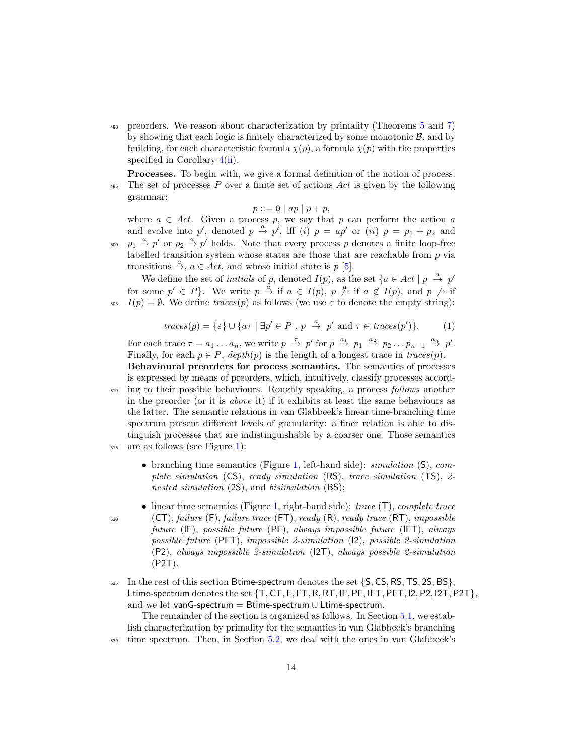preorders. We reason about characterization by primality (Theorems 5 and 7) by showing that each logic is finitely characterized by some monotonic $\mathcal{B}$, and by building, for each characteristic formula $\chi(p)$, a formula $\bar{\chi}(p)$ with the properties specified in Corollary 4(ii).

**Processes.** To begin with, we give a formal definition of the notion of process. The set of processes $P$ over a finite set of actions $Act$ is given by the following grammar:

$$p ::= \mathsf{0} \mid ap \mid p + p,$$

where $a \in Act$. Given a process $p$, we say that $p$ can perform the action $a$ and evolve into $p'$, denoted $p \xrightarrow{a} p'$, iff $(i)$ $p = ap'$ or $(ii)$ $p = p_1 + p_2$ and $p_1 \xrightarrow{a} p'$ or $p_2 \xrightarrow{a} p'$ holds. Note that every process $p$ denotes a finite loop-free labelled transition system whose states are those that are reachable from $p$ via transitions $\xrightarrow{a}$, $a \in Act$, and whose initial state is $p$ [5].

We define the set of *initials* of $p$, denoted $I(p)$, as the set $\{a \in Act \mid p \xrightarrow{a} p'$ for some $p' \in P\}$. We write $p \xrightarrow{a}$ if $a \in I(p)$, $p \not\xrightarrow{a}$ if $a \notin I(p)$, and $p \not\rightarrow$ if $I(p) = \emptyset$. We define $traces(p)$ as follows (we use $\varepsilon$ to denote the empty string):

$$traces(p) = \{\varepsilon\} \cup \{a\tau \mid \exists p' \in P \, . \, p \xrightarrow{a} p' \text{ and } \tau \in traces(p')\}. \qquad (1)$$

For each trace $\tau = a_1 \dots a_n$, we write $p \xrightarrow{\tau} p'$ for $p \xrightarrow{a_1} p_1 \xrightarrow{a_2} p_2 \dots p_{n-1} \xrightarrow{a_n} p'$. Finally, for each $p \in P$, $depth(p)$ is the length of a longest trace in $traces(p)$.

**Behavioural preorders for process semantics.** The semantics of processes is expressed by means of preorders, which, intuitively, classify processes according to their possible behaviours. Roughly speaking, a process *follows* another in the preorder (or it is *above* it) if it exhibits at least the same behaviours as the latter. The semantic relations in van Glabbeek's linear time-branching time spectrum present different levels of granularity: a finer relation is able to distinguish processes that are indistinguishable by a coarser one. Those semantics are as follows (see Figure 1):

- branching time semantics (Figure 1, left-hand side): *simulation* (S), *complete simulation* (CS), *ready simulation* (RS), *trace simulation* (TS), *2-nested simulation* (2S), and *bisimulation* (BS);
- linear time semantics (Figure 1, right-hand side): *trace* (T), *complete trace* (CT), *failure* (F), *failure trace* (FT), *ready* (R), *ready trace* (RT), *impossible future* (IF), *possible future* (PF), *always impossible future* (IFT), *always possible future* (PFT), *impossible 2-simulation* (I2), *possible 2-simulation* (P2), *always impossible 2-simulation* (I2T), *always possible 2-simulation* (P2T).

In the rest of this section Btime-spectrum denotes the set {S, CS, RS, TS, 2S, BS}, Ltime-spectrum denotes the set {T, CT, F, FT, R, RT, IF, PF, IFT, PFT, I2, P2, I2T, P2T}, and we let vanG-spectrum = Btime-spectrum ∪ Ltime-spectrum.

The remainder of the section is organized as follows. In Section 5.1, we establish characterization by primality for the semantics in van Glabbeek's branching time spectrum. Then, in Section 5.2, we deal with the ones in van Glabbeek's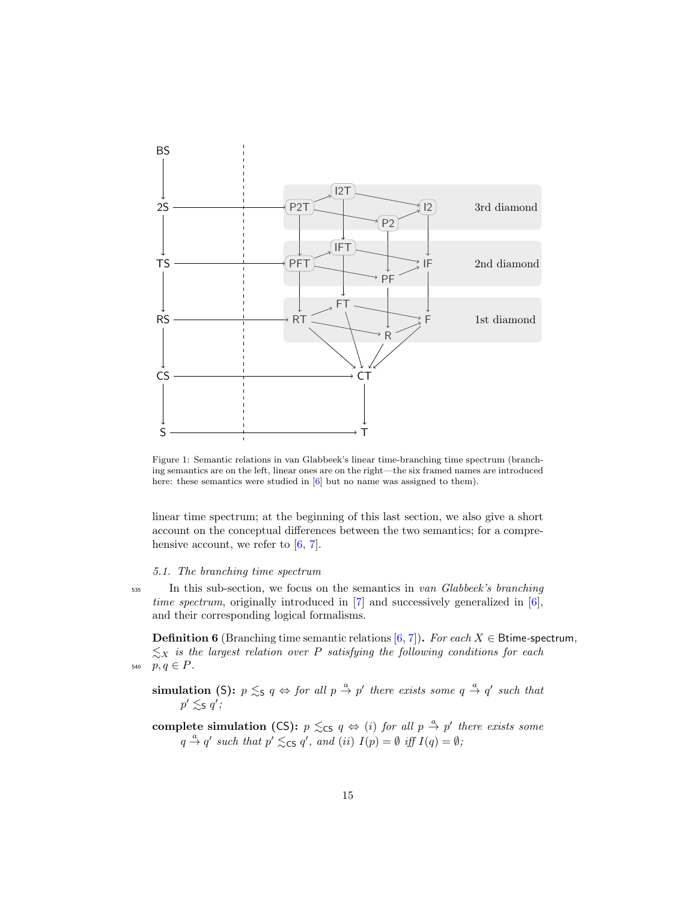Figure 1: Semantic relations in van Glabbeek's linear time-branching time spectrum (branching semantics are on the left, linear ones are on the right—the six framed names are introduced here: these semantics were studied in [6] but no name was assigned to them).

linear time spectrum; at the beginning of this last section, we also give a short account on the conceptual differences between the two semantics; for a comprehensive account, we refer to [6, 7].

### 5.1. The branching time spectrum

In this sub-section, we focus on the semantics in *van Glabbeek's branching time spectrum*, originally introduced in [7] and successively generalized in [6], and their corresponding logical formalisms.

**Definition 6** (Branching time semantic relations [6, 7])**.** *For each $X \in$ Btime-spectrum, $\lesssim_X$ is the largest relation over $P$ satisfying the following conditions for each $p, q \in P$.*

**simulation (S):** $p \lesssim_{\mathsf{S}} q \Leftrightarrow$ *for all* $p \xrightarrow{a} p'$ *there exists some* $q \xrightarrow{a} q'$ *such that* $p' \lesssim_{\mathsf{S}} q'$*;*

**complete simulation (CS):** $p \lesssim_{\mathsf{CS}} q \Leftrightarrow$ *(i) for all* $p \xrightarrow{a} p'$ *there exists some* $q \xrightarrow{a} q'$ *such that* $p' \lesssim_{\mathsf{CS}} q'$*, and (ii)* $I(p) = \emptyset$ *iff* $I(q) = \emptyset$*;*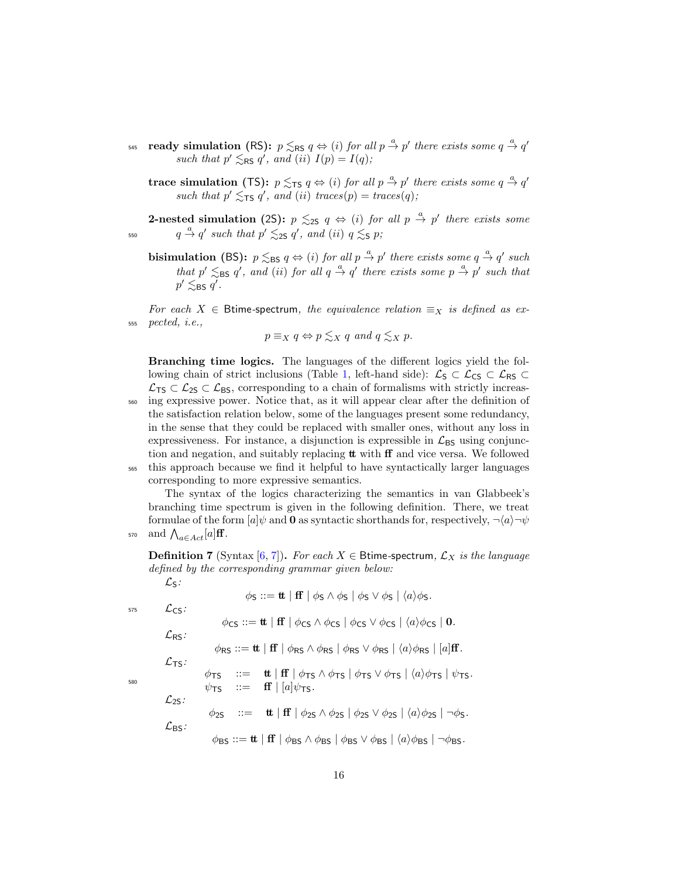**ready simulation (RS):** $p \lesssim_{\mathsf{RS}} q \Leftrightarrow (i)$ *for all* $p \xrightarrow{a} p'$ *there exists some* $q \xrightarrow{a} q'$ *such that* $p' \lesssim_{\mathsf{RS}} q'$*, and* $(ii)$ $I(p) = I(q)$*;*

**trace simulation (TS):** $p \lesssim_{\mathsf{TS}} q \Leftrightarrow (i)$ *for all* $p \xrightarrow{a} p'$ *there exists some* $q \xrightarrow{a} q'$ *such that* $p' \lesssim_{\mathsf{TS}} q'$*, and* $(ii)$ $traces(p) = traces(q)$*;*

**2-nested simulation (2S):** $p \lesssim_{\mathsf{2S}} q \Leftrightarrow (i)$ *for all* $p \xrightarrow{a} p'$ *there exists some* $q \xrightarrow{a} q'$ *such that* $p' \lesssim_{\mathsf{2S}} q'$*, and* $(ii)$ $q \lesssim_{\mathsf{S}} p$*;*

**bisimulation (BS):** $p \lesssim_{\mathsf{BS}} q \Leftrightarrow (i)$ *for all* $p \xrightarrow{a} p'$ *there exists some* $q \xrightarrow{a} q'$ *such that* $p' \lesssim_{\mathsf{BS}} q'$*, and* $(ii)$ *for all* $q \xrightarrow{a} q'$ *there exists some* $p \xrightarrow{a} p'$ *such that* $p' \lesssim_{\mathsf{BS}} q'$*.*

*For each* $X \in$ Btime-spectrum*, the equivalence relation* $\equiv_X$ *is defined as expected, i.e.,*

$$p \equiv_X q \Leftrightarrow p \lesssim_X q \text{ and } q \lesssim_X p.$$

**Branching time logics.** The languages of the different logics yield the following chain of strict inclusions (Table 1, left-hand side): $\mathcal{L}_{\mathsf{S}} \subset \mathcal{L}_{\mathsf{CS}} \subset \mathcal{L}_{\mathsf{RS}} \subset \mathcal{L}_{\mathsf{TS}} \subset \mathcal{L}_{\mathsf{2S}} \subset \mathcal{L}_{\mathsf{BS}}$, corresponding to a chain of formalisms with strictly increasing expressive power. Notice that, as it will appear clear after the definition of the satisfaction relation below, some of the languages present some redundancy, in the sense that they could be replaced with smaller ones, without any loss in expressiveness. For instance, a disjunction is expressible in $\mathcal{L}_{\mathsf{BS}}$ using conjunction and negation, and suitably replacing $\mathbf{tt}$ with $\mathbf{ff}$ and vice versa. We followed this approach because we find it helpful to have syntactically larger languages corresponding to more expressive semantics.

The syntax of the logics characterizing the semantics in van Glabbeek's branching time spectrum is given in the following definition. There, we treat formulae of the form $[a]\psi$ and $\mathbf{0}$ as syntactic shorthands for, respectively, $\neg\langle a\rangle\neg\psi$ and $\bigwedge_{a \in Act}[a]\mathbf{ff}$.

**Definition 7** (Syntax [6, 7])**.** *For each* $X \in$ Btime-spectrum*,* $\mathcal{L}_X$ *is the language defined by the corresponding grammar given below:*

$\mathcal{L}_{\mathsf{S}}$*:*

$$\phi_{\mathsf{S}} ::= \mathbf{tt} \mid \mathbf{ff} \mid \phi_{\mathsf{S}} \wedge \phi_{\mathsf{S}} \mid \phi_{\mathsf{S}} \vee \phi_{\mathsf{S}} \mid \langle a\rangle\phi_{\mathsf{S}}.$$

$\mathcal{L}_{\mathsf{CS}}$*:*

$$\phi_{\mathsf{CS}} ::= \mathbf{tt} \mid \mathbf{ff} \mid \phi_{\mathsf{CS}} \wedge \phi_{\mathsf{CS}} \mid \phi_{\mathsf{CS}} \vee \phi_{\mathsf{CS}} \mid \langle a\rangle\phi_{\mathsf{CS}} \mid \mathbf{0}.$$

$\mathcal{L}_{\mathsf{RS}}$*:*

$$\phi_{\mathsf{RS}} ::= \mathbf{tt} \mid \mathbf{ff} \mid \phi_{\mathsf{RS}} \wedge \phi_{\mathsf{RS}} \mid \phi_{\mathsf{RS}} \vee \phi_{\mathsf{RS}} \mid \langle a\rangle\phi_{\mathsf{RS}} \mid [a]\mathbf{ff}.$$

$\mathcal{L}_{\mathsf{TS}}$*:*

$$\begin{aligned} \phi_{\mathsf{TS}} &::= \mathbf{tt} \mid \mathbf{ff} \mid \phi_{\mathsf{TS}} \wedge \phi_{\mathsf{TS}} \mid \phi_{\mathsf{TS}} \vee \phi_{\mathsf{TS}} \mid \langle a\rangle\phi_{\mathsf{TS}} \mid \psi_{\mathsf{TS}}. \\ \psi_{\mathsf{TS}} &::= \mathbf{ff} \mid [a]\psi_{\mathsf{TS}}. \end{aligned}$$

$\mathcal{L}_{\mathsf{2S}}$*:*

$$\phi_{\mathsf{2S}} ::= \mathbf{tt} \mid \mathbf{ff} \mid \phi_{\mathsf{2S}} \wedge \phi_{\mathsf{2S}} \mid \phi_{\mathsf{2S}} \vee \phi_{\mathsf{2S}} \mid \langle a\rangle\phi_{\mathsf{2S}} \mid \neg\phi_{\mathsf{S}}.$$

$\mathcal{L}_{\mathsf{BS}}$*:*

$$\phi_{\mathsf{BS}} ::= \mathbf{tt} \mid \mathbf{ff} \mid \phi_{\mathsf{BS}} \wedge \phi_{\mathsf{BS}} \mid \phi_{\mathsf{BS}} \vee \phi_{\mathsf{BS}} \mid \langle a\rangle\phi_{\mathsf{BS}} \mid \neg\phi_{\mathsf{BS}}.$$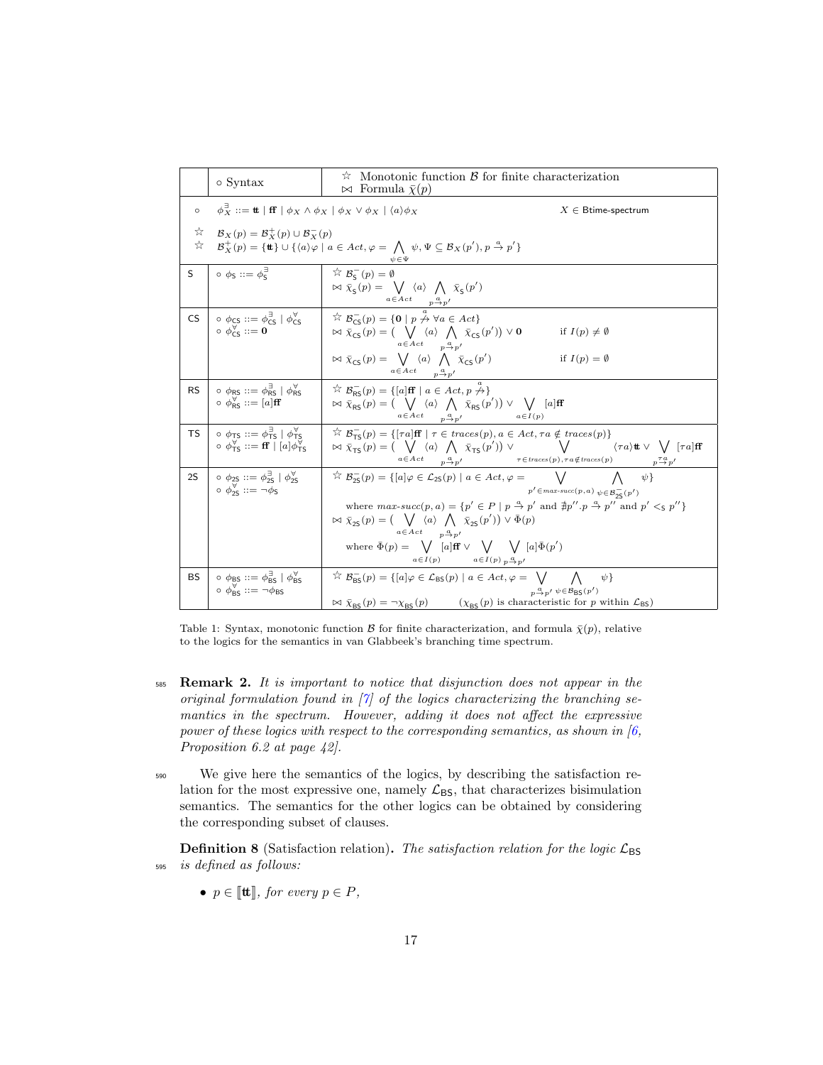|  | ◦ Syntax | ☆ Monotonic function $\mathcal{B}$ for finite characterization ⋈ Formula $\bar{\chi}(p)$ |
|---|---|---|
| ◦ | $\phi^{\exists}_X ::= \mathbf{tt} \mid \mathbf{ff} \mid \phi_X \wedge \phi_X \mid \phi_X \vee \phi_X \mid \langle a \rangle \phi_X$ | $X \in$ Btime-spectrum |
| ☆ | $\mathcal{B}_X(p) = \mathcal{B}^+_X(p) \cup \mathcal{B}^-_X(p)$ | |
| ☆ | $\mathcal{B}^+_X(p) = \{\mathbf{tt}\} \cup \{\langle a \rangle \varphi \mid a \in Act, \varphi = \bigwedge_{\psi \in \Psi} \psi, \Psi \subseteq \mathcal{B}_X(p'), p \xrightarrow{a} p'\}$ | |
| S | ◦ $\phi_{\mathsf{S}} ::= \phi^{\exists}_{\mathsf{S}}$ | ☆ $\mathcal{B}^-_{\mathsf{S}}(p) = \emptyset$ <br> ⋈ $\bar{\chi}_{\mathsf{S}}(p) = \bigvee_{a \in Act} \langle a \rangle \bigwedge_{p \xrightarrow{a} p'} \bar{\chi}_{\mathsf{S}}(p')$ |
| CS | ◦ $\phi_{\mathsf{CS}} ::= \phi^{\exists}_{\mathsf{CS}} \mid \phi^{\forall}_{\mathsf{CS}}$ <br> ◦ $\phi^{\forall}_{\mathsf{CS}} ::= \mathbf{0}$ | ☆ $\mathcal{B}^-_{\mathsf{CS}}(p) = \{\mathbf{0} \mid p \not\xrightarrow{a} \forall a \in Act\}$ <br> ⋈ $\bar{\chi}_{\mathsf{CS}}(p) = (\bigvee_{a \in Act} \langle a \rangle \bigwedge_{p \xrightarrow{a} p'} \bar{\chi}_{\mathsf{CS}}(p')) \vee \mathbf{0}$ if $I(p) \neq \emptyset$ <br> ⋈ $\bar{\chi}_{\mathsf{CS}}(p) = \bigvee_{a \in Act} \langle a \rangle \bigwedge_{p \xrightarrow{a} p'} \bar{\chi}_{\mathsf{CS}}(p')$ if $I(p) = \emptyset$ |
| RS | ◦ $\phi_{\mathsf{RS}} ::= \phi^{\exists}_{\mathsf{RS}} \mid \phi^{\forall}_{\mathsf{RS}}$ <br> ◦ $\phi^{\forall}_{\mathsf{RS}} ::= [a]\mathbf{ff}$ | ☆ $\mathcal{B}^-_{\mathsf{RS}}(p) = \{[a]\mathbf{ff} \mid a \in Act, p \not\xrightarrow{a}\}$ <br> ⋈ $\bar{\chi}_{\mathsf{RS}}(p) = (\bigvee_{a \in Act} \langle a \rangle \bigwedge_{p \xrightarrow{a} p'} \bar{\chi}_{\mathsf{RS}}(p')) \vee \bigvee_{a \in I(p)} [a]\mathbf{ff}$ |
| TS | ◦ $\phi_{\mathsf{TS}} ::= \phi^{\exists}_{\mathsf{TS}} \mid \phi^{\forall}_{\mathsf{TS}}$ <br> ◦ $\phi^{\forall}_{\mathsf{TS}} ::= \mathbf{ff} \mid [a]\phi^{\forall}_{\mathsf{TS}}$ | ☆ $\mathcal{B}^-_{\mathsf{TS}}(p) = \{[\tau a]\mathbf{ff} \mid \tau \in traces(p), a \in Act, \tau a \notin traces(p)\}$ <br> ⋈ $\bar{\chi}_{\mathsf{TS}}(p) = (\bigvee_{a \in Act} \langle a \rangle \bigwedge_{p \xrightarrow{a} p'} \bar{\chi}_{\mathsf{TS}}(p')) \vee \bigvee_{\tau \in traces(p), \tau a \notin traces(p)} \langle \tau a \rangle \mathbf{tt} \vee \bigvee_{p \xrightarrow{\tau a} p'} [\tau a]\mathbf{ff}$ |
| 2S | ◦ $\phi_{\mathsf{2S}} ::= \phi^{\exists}_{\mathsf{2S}} \mid \phi^{\forall}_{\mathsf{2S}}$ <br> ◦ $\phi^{\forall}_{\mathsf{2S}} ::= \neg \phi_{\mathsf{S}}$ | ☆ $\mathcal{B}^-_{\mathsf{2S}}(p) = \{[a]\varphi \in \mathcal{L}_{\mathsf{2S}}(p) \mid a \in Act, \varphi = \bigvee_{p' \in max\text{-}succ(p,a)} \bigwedge_{\psi \in \mathcal{B}^-_{\mathsf{2S}}(p')} \psi\}$ <br> where $max\text{-}succ(p,a) = \{p' \in P \mid p \xrightarrow{a} p'$ and $\nexists p''. p \xrightarrow{a} p''$ and $p' <_{\mathsf{S}} p''\}$ <br> ⋈ $\bar{\chi}_{\mathsf{2S}}(p) = (\bigvee_{a \in Act} \langle a \rangle \bigwedge_{p \xrightarrow{a} p'} \bar{\chi}_{\mathsf{2S}}(p')) \vee \bar{\Phi}(p)$ <br> where $\bar{\Phi}(p) = \bigvee_{a \in I(p)} [a]\mathbf{ff} \vee \bigvee_{a \in I(p)} \bigvee_{p \xrightarrow{a} p'} [a]\bar{\Phi}(p')$ |
| BS | ◦ $\phi_{\mathsf{BS}} ::= \phi^{\exists}_{\mathsf{BS}} \mid \phi^{\forall}_{\mathsf{BS}}$ <br> ◦ $\phi^{\forall}_{\mathsf{BS}} ::= \neg \phi_{\mathsf{BS}}$ | ☆ $\mathcal{B}^-_{\mathsf{BS}}(p) = \{[a]\varphi \in \mathcal{L}_{\mathsf{BS}}(p) \mid a \in Act, \varphi = \bigvee_{p \xrightarrow{a} p'} \bigwedge_{\psi \in \mathcal{B}_{\mathsf{BS}}(p')} \psi\}$ <br> ⋈ $\bar{\chi}_{\mathsf{BS}}(p) = \neg \chi_{\mathsf{BS}}(p)$ ($\chi_{\mathsf{BS}}(p)$ is characteristic for $p$ within $\mathcal{L}_{\mathsf{BS}}$) |

Table 1: Syntax, monotonic function $\mathcal{B}$ for finite characterization, and formula $\bar{\chi}(p)$, relative to the logics for the semantics in van Glabbeek's branching time spectrum.

**Remark 2.** *It is important to notice that disjunction does not appear in the original formulation found in [7] of the logics characterizing the branching semantics in the spectrum. However, adding it does not affect the expressive power of these logics with respect to the corresponding semantics, as shown in [6, Proposition 6.2 at page 42].*

We give here the semantics of the logics, by describing the satisfaction relation for the most expressive one, namely $\mathcal{L}_{\mathsf{BS}}$, that characterizes bisimulation semantics. The semantics for the other logics can be obtained by considering the corresponding subset of clauses.

**Definition 8** (Satisfaction relation)**.** *The satisfaction relation for the logic* $\mathcal{L}_{\mathsf{BS}}$ *is defined as follows:*

- $p \in [\![\mathbf{tt}]\!]$, *for every* $p \in P$,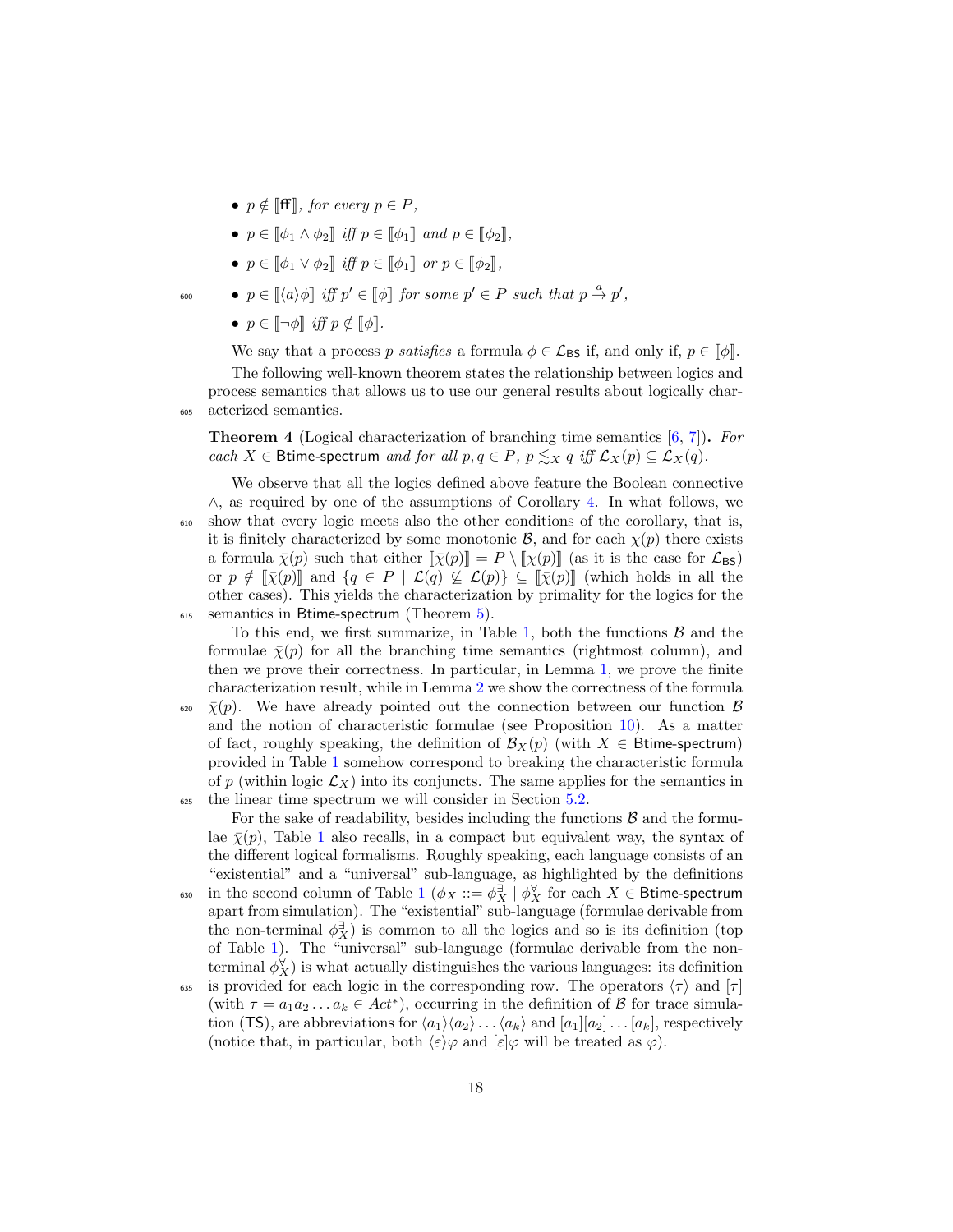- $p \notin [\![\mathbf{ff}]\!]$, *for every* $p \in P$,
- $p \in [\![\phi_1 \wedge \phi_2]\!]$ *iff* $p \in [\![\phi_1]\!]$ *and* $p \in [\![\phi_2]\!]$,
- $p \in [\![\phi_1 \vee \phi_2]\!]$ *iff* $p \in [\![\phi_1]\!]$ *or* $p \in [\![\phi_2]\!]$,
- $p \in [\![\langle a \rangle \phi]\!]$ *iff* $p' \in [\![\phi]\!]$ *for some* $p' \in P$ *such that* $p \xrightarrow{a} p'$,
- $p \in [\![\neg\phi]\!]$ *iff* $p \notin [\![\phi]\!]$.

We say that a process $p$ *satisfies* a formula $\phi \in \mathcal{L}_{\mathsf{BS}}$ if, and only if, $p \in [\![\phi]\!]$.

The following well-known theorem states the relationship between logics and process semantics that allows us to use our general results about logically characterized semantics.

**Theorem 4** (Logical characterization of branching time semantics [6, 7])**.** *For each* $X \in$ Btime-spectrum *and for all* $p, q \in P$, $p \lesssim_X q$ *iff* $\mathcal{L}_X(p) \subseteq \mathcal{L}_X(q)$.

We observe that all the logics defined above feature the Boolean connective $\wedge$, as required by one of the assumptions of Corollary 4. In what follows, we show that every logic meets also the other conditions of the corollary, that is, it is finitely characterized by some monotonic $\mathcal{B}$, and for each $\chi(p)$ there exists a formula $\bar{\chi}(p)$ such that either $[\![\bar{\chi}(p)]\!] = P \setminus [\![\chi(p)]\!]$ (as it is the case for $\mathcal{L}_{\mathsf{BS}}$) or $p \notin [\![\bar{\chi}(p)]\!]$ and $\{q \in P \mid \mathcal{L}(q) \not\subseteq \mathcal{L}(p)\} \subseteq [\![\bar{\chi}(p)]\!]$ (which holds in all the other cases). This yields the characterization by primality for the logics for the semantics in Btime-spectrum (Theorem 5).

To this end, we first summarize, in Table 1, both the functions $\mathcal{B}$ and the formulae $\bar{\chi}(p)$ for all the branching time semantics (rightmost column), and then we prove their correctness. In particular, in Lemma 1, we prove the finite characterization result, while in Lemma 2 we show the correctness of the formula $\bar{\chi}(p)$. We have already pointed out the connection between our function $\mathcal{B}$ and the notion of characteristic formulae (see Proposition 10). As a matter of fact, roughly speaking, the definition of $\mathcal{B}_X(p)$ (with $X \in$ Btime-spectrum) provided in Table 1 somehow correspond to breaking the characteristic formula of $p$ (within logic $\mathcal{L}_X$) into its conjuncts. The same applies for the semantics in the linear time spectrum we will consider in Section 5.2.

For the sake of readability, besides including the functions $\mathcal{B}$ and the formulae $\bar{\chi}(p)$, Table 1 also recalls, in a compact but equivalent way, the syntax of the different logical formalisms. Roughly speaking, each language consists of an "existential" and a "universal" sub-language, as highlighted by the definitions in the second column of Table 1 ($\phi_X ::= \phi_X^{\exists} \mid \phi_X^{\forall}$ for each $X \in$ Btime-spectrum apart from simulation). The "existential" sub-language (formulae derivable from the non-terminal $\phi_X^{\exists}$) is common to all the logics and so is its definition (top of Table 1). The "universal" sub-language (formulae derivable from the non-terminal $\phi_X^{\forall}$) is what actually distinguishes the various languages: its definition is provided for each logic in the corresponding row. The operators $\langle\tau\rangle$ and $[\tau]$ (with $\tau = a_1 a_2 \ldots a_k \in Act^*$), occurring in the definition of $\mathcal{B}$ for trace simulation (TS), are abbreviations for $\langle a_1\rangle\langle a_2\rangle \ldots \langle a_k\rangle$ and $[a_1][a_2] \ldots [a_k]$, respectively (notice that, in particular, both $\langle\varepsilon\rangle\varphi$ and $[\varepsilon]\varphi$ will be treated as $\varphi$).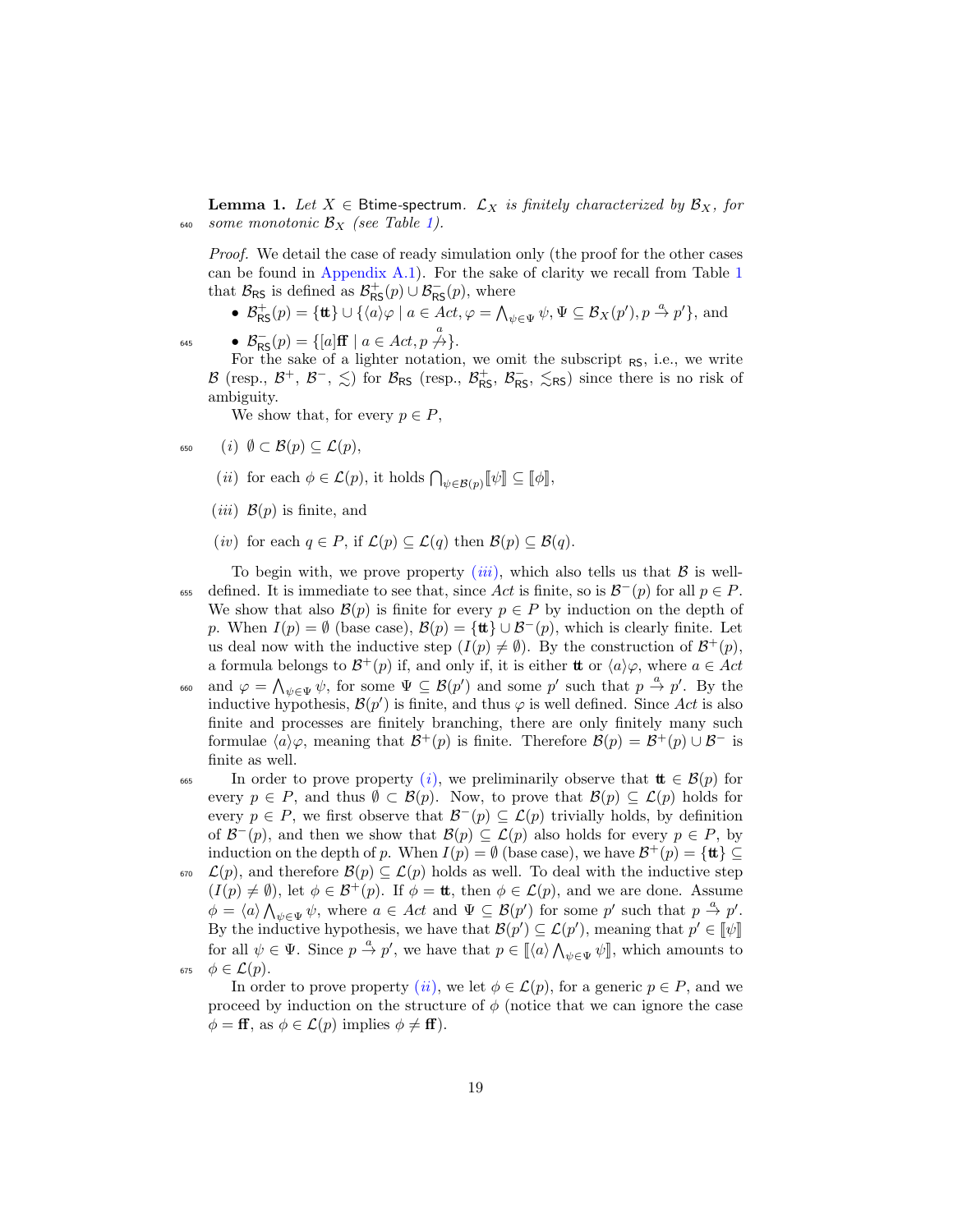**Lemma 1.** *Let $X \in$ Btime-spectrum. $\mathcal{L}_X$ is finitely characterized by $\mathcal{B}_X$, for some monotonic $\mathcal{B}_X$ (see Table 1).*

*Proof.* We detail the case of ready simulation only (the proof for the other cases can be found in Appendix A.1). For the sake of clarity we recall from Table 1 that $\mathcal{B}_{\mathsf{RS}}$ is defined as $\mathcal{B}^{+}_{\mathsf{RS}}(p) \cup \mathcal{B}^{-}_{\mathsf{RS}}(p)$, where

- $\mathcal{B}^{+}_{\mathsf{RS}}(p) = \{\mathbf{tt}\} \cup \{\langle a \rangle \varphi \mid a \in Act, \varphi = \bigwedge_{\psi \in \Psi} \psi, \Psi \subseteq \mathcal{B}_X(p'), p \xrightarrow{a} p'\}$, and
- $\mathcal{B}^{-}_{\mathsf{RS}}(p) = \{[a]\mathbf{ff} \mid a \in Act, p \not\xrightarrow{a}\}$.

For the sake of a lighter notation, we omit the subscript $_{\mathsf{RS}}$, i.e., we write $\mathcal{B}$ (resp., $\mathcal{B}^{+}$, $\mathcal{B}^{-}$, $\lesssim$) for $\mathcal{B}_{\mathsf{RS}}$ (resp., $\mathcal{B}^{+}_{\mathsf{RS}}$, $\mathcal{B}^{-}_{\mathsf{RS}}$, $\lesssim_{\mathsf{RS}}$) since there is no risk of ambiguity.

We show that, for every $p \in P$,

$(i)$ $\emptyset \subset \mathcal{B}(p) \subseteq \mathcal{L}(p)$,

$(ii)$ for each $\phi \in \mathcal{L}(p)$, it holds $\bigcap_{\psi \in \mathcal{B}(p)} [\![\psi]\!] \subseteq [\![\phi]\!]$,

$(iii)$ $\mathcal{B}(p)$ is finite, and

$(iv)$ for each $q \in P$, if $\mathcal{L}(p) \subseteq \mathcal{L}(q)$ then $\mathcal{B}(p) \subseteq \mathcal{B}(q)$.

To begin with, we prove property $(iii)$, which also tells us that $\mathcal{B}$ is well-defined. It is immediate to see that, since $Act$ is finite, so is $\mathcal{B}^{-}(p)$ for all $p \in P$. We show that also $\mathcal{B}(p)$ is finite for every $p \in P$ by induction on the depth of $p$. When $I(p) = \emptyset$ (base case), $\mathcal{B}(p) = \{\mathbf{tt}\} \cup \mathcal{B}^{-}(p)$, which is clearly finite. Let us deal now with the inductive step ($I(p) \neq \emptyset$). By the construction of $\mathcal{B}^{+}(p)$, a formula belongs to $\mathcal{B}^{+}(p)$ if, and only if, it is either $\mathbf{tt}$ or $\langle a \rangle \varphi$, where $a \in Act$ and $\varphi = \bigwedge_{\psi \in \Psi} \psi$, for some $\Psi \subseteq \mathcal{B}(p')$ and some $p'$ such that $p \xrightarrow{a} p'$. By the inductive hypothesis, $\mathcal{B}(p')$ is finite, and thus $\varphi$ is well defined. Since $Act$ is also finite and processes are finitely branching, there are only finitely many such formulae $\langle a \rangle \varphi$, meaning that $\mathcal{B}^{+}(p)$ is finite. Therefore $\mathcal{B}(p) = \mathcal{B}^{+}(p) \cup \mathcal{B}^{-}$ is finite as well.

In order to prove property $(i)$, we preliminarily observe that $\mathbf{tt} \in \mathcal{B}(p)$ for every $p \in P$, and thus $\emptyset \subset \mathcal{B}(p)$. Now, to prove that $\mathcal{B}(p) \subseteq \mathcal{L}(p)$ holds for every $p \in P$, we first observe that $\mathcal{B}^{-}(p) \subseteq \mathcal{L}(p)$ trivially holds, by definition of $\mathcal{B}^{-}(p)$, and then we show that $\mathcal{B}(p) \subseteq \mathcal{L}(p)$ also holds for every $p \in P$, by induction on the depth of $p$. When $I(p) = \emptyset$ (base case), we have $\mathcal{B}^{+}(p) = \{\mathbf{tt}\} \subseteq \mathcal{L}(p)$, and therefore $\mathcal{B}(p) \subseteq \mathcal{L}(p)$ holds as well. To deal with the inductive step ($I(p) \neq \emptyset$), let $\phi \in \mathcal{B}^{+}(p)$. If $\phi = \mathbf{tt}$, then $\phi \in \mathcal{L}(p)$, and we are done. Assume $\phi = \langle a \rangle \bigwedge_{\psi \in \Psi} \psi$, where $a \in Act$ and $\Psi \subseteq \mathcal{B}(p')$ for some $p'$ such that $p \xrightarrow{a} p'$. By the inductive hypothesis, we have that $\mathcal{B}(p') \subseteq \mathcal{L}(p')$, meaning that $p' \in [\![\psi]\!]$ for all $\psi \in \Psi$. Since $p \xrightarrow{a} p'$, we have that $p \in [\![\langle a \rangle \bigwedge_{\psi \in \Psi} \psi]\!]$, which amounts to $\phi \in \mathcal{L}(p)$.

In order to prove property $(ii)$, we let $\phi \in \mathcal{L}(p)$, for a generic $p \in P$, and we proceed by induction on the structure of $\phi$ (notice that we can ignore the case $\phi = \mathbf{ff}$, as $\phi \in \mathcal{L}(p)$ implies $\phi \neq \mathbf{ff}$).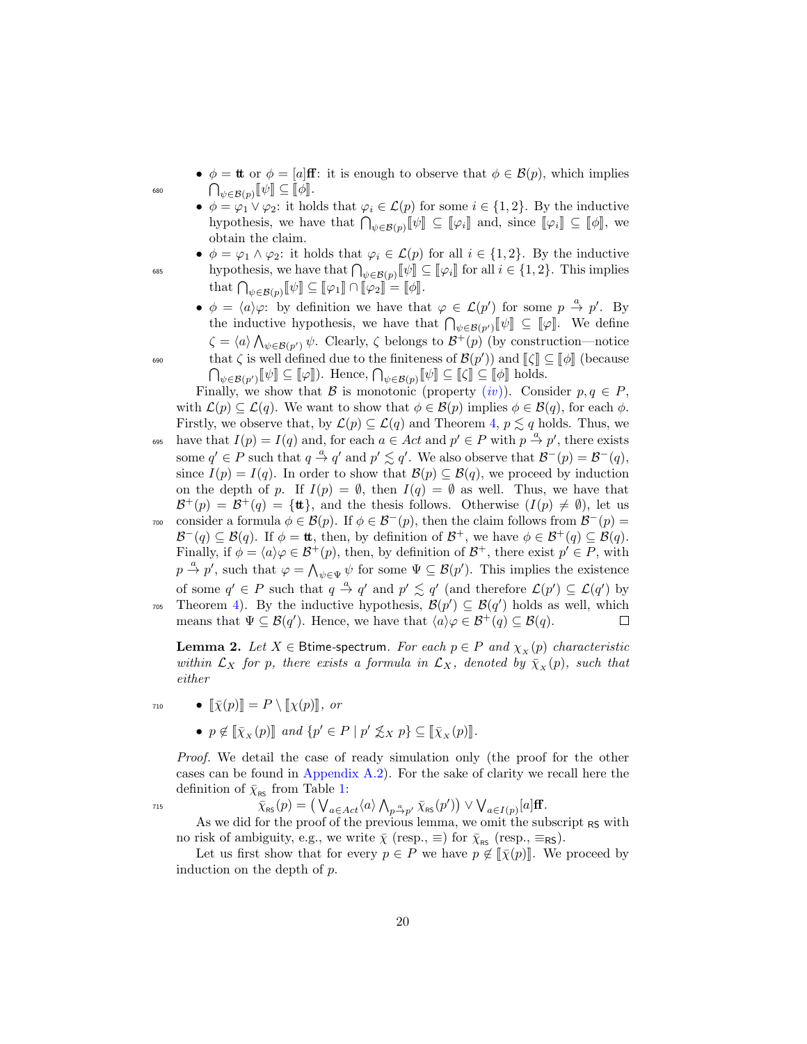- $\phi = \mathtt{tt}$ or $\phi = [a]\mathtt{ff}$: it is enough to observe that $\phi \in \mathcal{B}(p)$, which implies $\bigcap_{\psi \in \mathcal{B}(p)} \llbracket \psi \rrbracket \subseteq \llbracket \phi \rrbracket$.
- $\phi = \varphi_1 \vee \varphi_2$: it holds that $\varphi_i \in \mathcal{L}(p)$ for some $i \in \{1, 2\}$. By the inductive hypothesis, we have that $\bigcap_{\psi \in \mathcal{B}(p)} \llbracket \psi \rrbracket \subseteq \llbracket \varphi_i \rrbracket$ and, since $\llbracket \varphi_i \rrbracket \subseteq \llbracket \phi \rrbracket$, we obtain the claim.
- $\phi = \varphi_1 \wedge \varphi_2$: it holds that $\varphi_i \in \mathcal{L}(p)$ for all $i \in \{1, 2\}$. By the inductive hypothesis, we have that $\bigcap_{\psi \in \mathcal{B}(p)} \llbracket \psi \rrbracket \subseteq \llbracket \varphi_i \rrbracket$ for all $i \in \{1, 2\}$. This implies that $\bigcap_{\psi \in \mathcal{B}(p)} \llbracket \psi \rrbracket \subseteq \llbracket \varphi_1 \rrbracket \cap \llbracket \varphi_2 \rrbracket = \llbracket \phi \rrbracket$.
- $\phi = \langle a \rangle \varphi$: by definition we have that $\varphi \in \mathcal{L}(p')$ for some $p \xrightarrow{a} p'$. By the inductive hypothesis, we have that $\bigcap_{\psi \in \mathcal{B}(p')} \llbracket \psi \rrbracket \subseteq \llbracket \varphi \rrbracket$. We define $\zeta = \langle a \rangle \bigwedge_{\psi \in \mathcal{B}(p')} \psi$. Clearly, $\zeta$ belongs to $\mathcal{B}^+(p)$ (by construction—notice that $\zeta$ is well defined due to the finiteness of $\mathcal{B}(p')$) and $\llbracket \zeta \rrbracket \subseteq \llbracket \phi \rrbracket$ (because $\bigcap_{\psi \in \mathcal{B}(p')} \llbracket \psi \rrbracket \subseteq \llbracket \varphi \rrbracket$). Hence, $\bigcap_{\psi \in \mathcal{B}(p)} \llbracket \psi \rrbracket \subseteq \llbracket \zeta \rrbracket \subseteq \llbracket \phi \rrbracket$ holds.

Finally, we show that $\mathcal{B}$ is monotonic (property *(iv)*). Consider $p, q \in P$, with $\mathcal{L}(p) \subseteq \mathcal{L}(q)$. We want to show that $\phi \in \mathcal{B}(p)$ implies $\phi \in \mathcal{B}(q)$, for each $\phi$. Firstly, we observe that, by $\mathcal{L}(p) \subseteq \mathcal{L}(q)$ and Theorem 4, $p \lesssim q$ holds. Thus, we have that $I(p) = I(q)$ and, for each $a \in Act$ and $p' \in P$ with $p \xrightarrow{a} p'$, there exists some $q' \in P$ such that $q \xrightarrow{a} q'$ and $p' \lesssim q'$. We also observe that $\mathcal{B}^-(p) = \mathcal{B}^-(q)$, since $I(p) = I(q)$. In order to show that $\mathcal{B}(p) \subseteq \mathcal{B}(q)$, we proceed by induction on the depth of $p$. If $I(p) = \emptyset$, then $I(q) = \emptyset$ as well. Thus, we have that $\mathcal{B}^+(p) = \mathcal{B}^+(q) = \{\mathtt{tt}\}$, and the thesis follows. Otherwise ($I(p) \neq \emptyset$), let us consider a formula $\phi \in \mathcal{B}(p)$. If $\phi \in \mathcal{B}^-(p)$, then the claim follows from $\mathcal{B}^-(p) = \mathcal{B}^-(q) \subseteq \mathcal{B}(q)$. If $\phi = \mathtt{tt}$, then, by definition of $\mathcal{B}^+$, we have $\phi \in \mathcal{B}^+(q) \subseteq \mathcal{B}(q)$. Finally, if $\phi = \langle a \rangle \varphi \in \mathcal{B}^+(p)$, then, by definition of $\mathcal{B}^+$, there exist $p' \in P$, with $p \xrightarrow{a} p'$, such that $\varphi = \bigwedge_{\psi \in \Psi} \psi$ for some $\Psi \subseteq \mathcal{B}(p')$. This implies the existence of some $q' \in P$ such that $q \xrightarrow{a} q'$ and $p' \lesssim q'$ (and therefore $\mathcal{L}(p') \subseteq \mathcal{L}(q')$ by Theorem 4). By the inductive hypothesis, $\mathcal{B}(p') \subseteq \mathcal{B}(q')$ holds as well, which means that $\Psi \subseteq \mathcal{B}(q')$. Hence, we have that $\langle a \rangle \varphi \in \mathcal{B}^+(q) \subseteq \mathcal{B}(q)$. ◻

**Lemma 2.** *Let $X \in$ Btime-spectrum. For each $p \in P$ and $\chi_X(p)$ characteristic within $\mathcal{L}_X$ for $p$, there exists a formula in $\mathcal{L}_X$, denoted by $\bar{\chi}_X(p)$, such that either*

- $\llbracket \bar{\chi}(p) \rrbracket = P \setminus \llbracket \chi(p) \rrbracket$, *or*
- $p \notin \llbracket \bar{\chi}_X(p) \rrbracket$ *and* $\{p' \in P \mid p' \not\lesssim_X p\} \subseteq \llbracket \bar{\chi}_X(p) \rrbracket$.

*Proof.* We detail the case of ready simulation only (the proof for the other cases can be found in Appendix A.2). For the sake of clarity we recall here the definition of $\bar{\chi}_{\mathsf{RS}}$ from Table 1:

$$\bar{\chi}_{\mathsf{RS}}(p) = \big( \bigvee_{a \in Act} \langle a \rangle \bigwedge_{p \xrightarrow{a} p'} \bar{\chi}_{\mathsf{RS}}(p') \big) \vee \bigvee_{a \in I(p)} [a]\mathtt{ff}.$$

As we did for the proof of the previous lemma, we omit the subscript $\mathsf{RS}$ with no risk of ambiguity, e.g., we write $\bar{\chi}$ (resp., $\equiv$) for $\bar{\chi}_{\mathsf{RS}}$ (resp., $\equiv_{\mathsf{RS}}$).

Let us first show that for every $p \in P$ we have $p \notin \llbracket \bar{\chi}(p) \rrbracket$. We proceed by induction on the depth of $p$.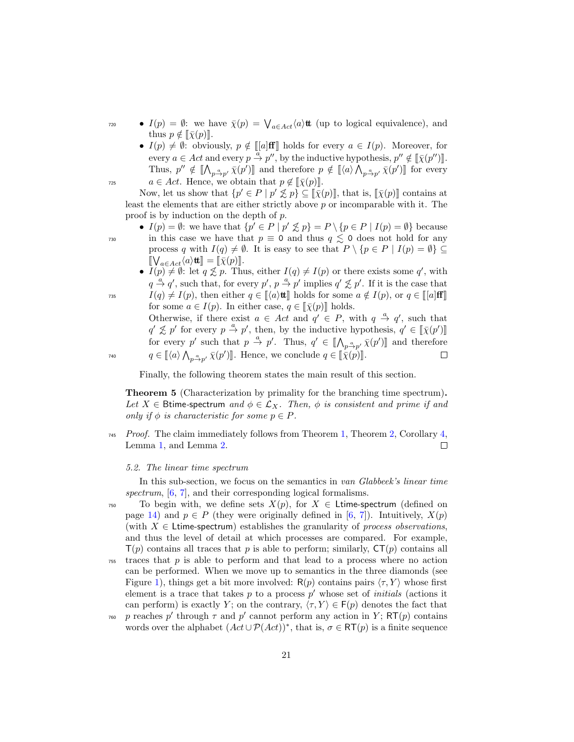- $I(p) = \emptyset$: we have $\bar{\chi}(p) = \bigvee_{a \in Act} \langle a \rangle \mathbf{tt}$ (up to logical equivalence), and thus $p \notin [\![\bar{\chi}(p)]\!]$.
- $I(p) \neq \emptyset$: obviously, $p \notin [\![[a]\mathbf{ff}]\!]$ holds for every $a \in I(p)$. Moreover, for every $a \in Act$ and every $p \xrightarrow{a} p''$, by the inductive hypothesis, $p'' \notin [\![\bar{\chi}(p'')]\!]$. Thus, $p'' \notin [\![\bigwedge_{p \xrightarrow{a} p'} \bar{\chi}(p')]\!]$ and therefore $p \notin [\![\langle a \rangle \bigwedge_{p \xrightarrow{a} p'} \bar{\chi}(p')]\!]$ for every $a \in Act$. Hence, we obtain that $p \notin [\![\bar{\chi}(p)]\!]$.

Now, let us show that $\{p' \in P \mid p' \not\lesssim p\} \subseteq [\![\bar{\chi}(p)]\!]$, that is, $[\![\bar{\chi}(p)]\!]$ contains at least the elements that are either strictly above $p$ or incomparable with it. The proof is by induction on the depth of $p$.

- $I(p) = \emptyset$: we have that $\{p' \in P \mid p' \not\lesssim p\} = P \setminus \{p \in P \mid I(p) = \emptyset\}$ because in this case we have that $p \equiv \mathsf{0}$ and thus $q \lesssim \mathsf{0}$ does not hold for any process $q$ with $I(q) \neq \emptyset$. It is easy to see that $P \setminus \{p \in P \mid I(p) = \emptyset\} \subseteq [\![\bigvee_{a \in Act} \langle a \rangle \mathbf{tt}]\!] = [\![\bar{\chi}(p)]\!]$.
- $I(p) \neq \emptyset$: let $q \not\lesssim p$. Thus, either $I(q) \neq I(p)$ or there exists some $q'$, with $q \xrightarrow{a} q'$, such that, for every $p'$, $p \xrightarrow{a} p'$ implies $q' \not\lesssim p'$. If it is the case that $I(q) \neq I(p)$, then either $q \in [\![\langle a \rangle \mathbf{tt}]\!]$ holds for some $a \notin I(p)$, or $q \in [\![[a]\mathbf{ff}]\!]$ for some $a \in I(p)$. In either case, $q \in [\![\bar{\chi}(p)]\!]$ holds.
  Otherwise, if there exist $a \in Act$ and $q' \in P$, with $q \xrightarrow{a} q'$, such that $q' \not\lesssim p'$ for every $p \xrightarrow{a} p'$, then, by the inductive hypothesis, $q' \in [\![\bar{\chi}(p')]\!]$ for every $p'$ such that $p \xrightarrow{a} p'$. Thus, $q' \in [\![\bigwedge_{p \xrightarrow{a} p'} \bar{\chi}(p')]\!]$ and therefore $q \in [\![\langle a \rangle \bigwedge_{p \xrightarrow{a} p'} \bar{\chi}(p')]\!]$. Hence, we conclude $q \in [\![\bar{\chi}(p)]\!]$. □

Finally, the following theorem states the main result of this section.

**Theorem 5** (Characterization by primality for the branching time spectrum)**.** *Let $X \in$ Btime-spectrum and $\phi \in \mathcal{L}_X$. Then, $\phi$ is consistent and prime if and only if $\phi$ is characteristic for some $p \in P$.*

*Proof.* The claim immediately follows from Theorem 1, Theorem 2, Corollary 4, Lemma 1, and Lemma 2. □

### 5.2. The linear time spectrum

In this sub-section, we focus on the semantics in *van Glabbeek's linear time spectrum*, [6, 7], and their corresponding logical formalisms.

To begin with, we define sets $X(p)$, for $X \in$ Ltime-spectrum (defined on page 14) and $p \in P$ (they were originally defined in [6, 7]). Intuitively, $X(p)$ (with $X \in$ Ltime-spectrum) establishes the granularity of *process observations*, and thus the level of detail at which processes are compared. For example, $\mathsf{T}(p)$ contains all traces that $p$ is able to perform; similarly, $\mathsf{CT}(p)$ contains all traces that $p$ is able to perform and that lead to a process where no action can be performed. When we move up to semantics in the three diamonds (see Figure 1), things get a bit more involved: $\mathsf{R}(p)$ contains pairs $\langle \tau, Y \rangle$ whose first element is a trace that takes $p$ to a process $p'$ whose set of *initials* (actions it can perform) is exactly $Y$; on the contrary, $\langle \tau, Y \rangle \in \mathsf{F}(p)$ denotes the fact that $p$ reaches $p'$ through $\tau$ and $p'$ cannot perform any action in $Y$; $\mathsf{RT}(p)$ contains words over the alphabet $(Act \cup \mathcal{P}(Act))^*$, that is, $\sigma \in \mathsf{RT}(p)$ is a finite sequence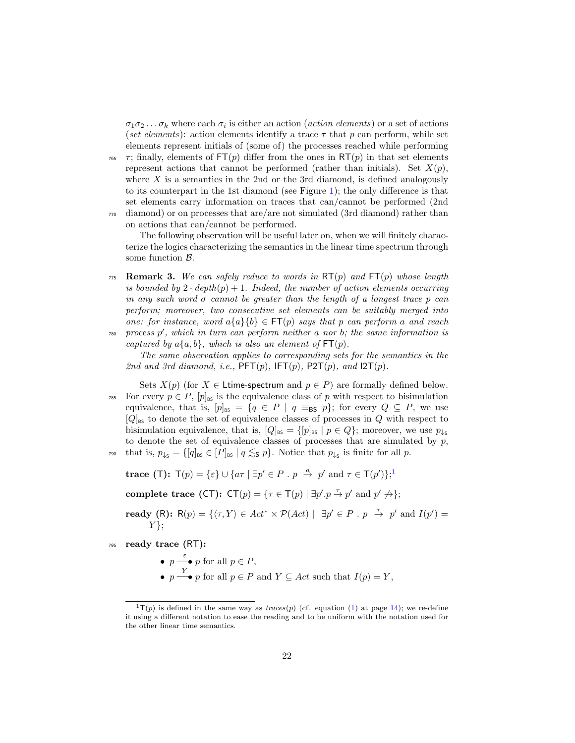$\sigma_1\sigma_2 \dots \sigma_k$ where each $\sigma_i$ is either an action (*action elements*) or a set of actions (*set elements*): action elements identify a trace $\tau$ that $p$ can perform, while set elements represent initials of (some of) the processes reached while performing $\tau$; finally, elements of $\mathsf{FT}(p)$ differ from the ones in $\mathsf{RT}(p)$ in that set elements represent actions that cannot be performed (rather than initials). Set $X(p)$, where $X$ is a semantics in the 2nd or the 3rd diamond, is defined analogously to its counterpart in the 1st diamond (see Figure 1); the only difference is that set elements carry information on traces that can/cannot be performed (2nd diamond) or on processes that are/are not simulated (3rd diamond) rather than on actions that can/cannot be performed.

The following observation will be useful later on, when we will finitely characterize the logics characterizing the semantics in the linear time spectrum through some function $\mathcal{B}$.

**Remark 3.** *We can safely reduce to words in $\mathsf{RT}(p)$ and $\mathsf{FT}(p)$ whose length is bounded by $2 \cdot depth(p) + 1$. Indeed, the number of action elements occurring in any such word $\sigma$ cannot be greater than the length of a longest trace $p$ can perform; moreover, two consecutive set elements can be suitably merged into one: for instance, word $a\{a\}\{b\} \in \mathsf{FT}(p)$ says that $p$ can perform $a$ and reach process $p'$, which in turn can perform neither $a$ nor $b$; the same information is captured by $a\{a,b\}$, which is also an element of $\mathsf{FT}(p)$.*

*The same observation applies to corresponding sets for the semantics in the 2nd and 3rd diamond, i.e., $\mathsf{PFT}(p)$, $\mathsf{IFT}(p)$, $\mathsf{P2T}(p)$, and $\mathsf{I2T}(p)$.*

Sets $X(p)$ (for $X \in \mathsf{Ltime\text{-}spectrum}$ and $p \in P$) are formally defined below. For every $p \in P$, $[p]_{\mathsf{BS}}$ is the equivalence class of $p$ with respect to bisimulation equivalence, that is, $[p]_{\mathsf{BS}} = \{q \in P \mid q \equiv_{\mathsf{BS}} p\}$; for every $Q \subseteq P$, we use $[Q]_{\mathsf{BS}}$ to denote the set of equivalence classes of processes in $Q$ with respect to bisimulation equivalence, that is, $[Q]_{\mathsf{BS}} = \{[p]_{\mathsf{BS}} \mid p \in Q\}$; moreover, we use $p_{\downarrow_\mathsf{S}}$ to denote the set of equivalence classes of processes that are simulated by $p$, that is, $p_{\downarrow_\mathsf{S}} = \{[q]_{\mathsf{BS}} \in [P]_{\mathsf{BS}} \mid q \lesssim_{\mathsf{S}} p\}$. Notice that $p_{\downarrow_\mathsf{S}}$ is finite for all $p$.

**trace (T):** $\mathsf{T}(p) = \{\varepsilon\} \cup \{a\tau \mid \exists p' \in P \,.\, p \xrightarrow{a} p' \text{ and } \tau \in \mathsf{T}(p')\}$;[1]

**complete trace (CT):** $\mathsf{CT}(p) = \{\tau \in \mathsf{T}(p) \mid \exists p'.p \xrightarrow{\tau} p' \text{ and } p' \not\rightarrow\}$;

**ready (R):** $\mathsf{R}(p) = \{\langle \tau, Y\rangle \in Act^* \times \mathcal{P}(Act) \mid \exists p' \in P \,.\, p \xrightarrow{\tau} p' \text{ and } I(p') = Y\}$;

**ready trace (RT):**

- $p \xrightarrow{\varepsilon}\!\bullet\, p$ for all $p \in P$,
- $p \xrightarrow{Y}\!\bullet\, p$ for all $p \in P$ and $Y \subseteq Act$ such that $I(p) = Y$,

[1] $\mathsf{T}(p)$ is defined in the same way as $traces(p)$ (cf. equation (1) at page 14); we re-define it using a different notation to ease the reading and to be uniform with the notation used for the other linear time semantics.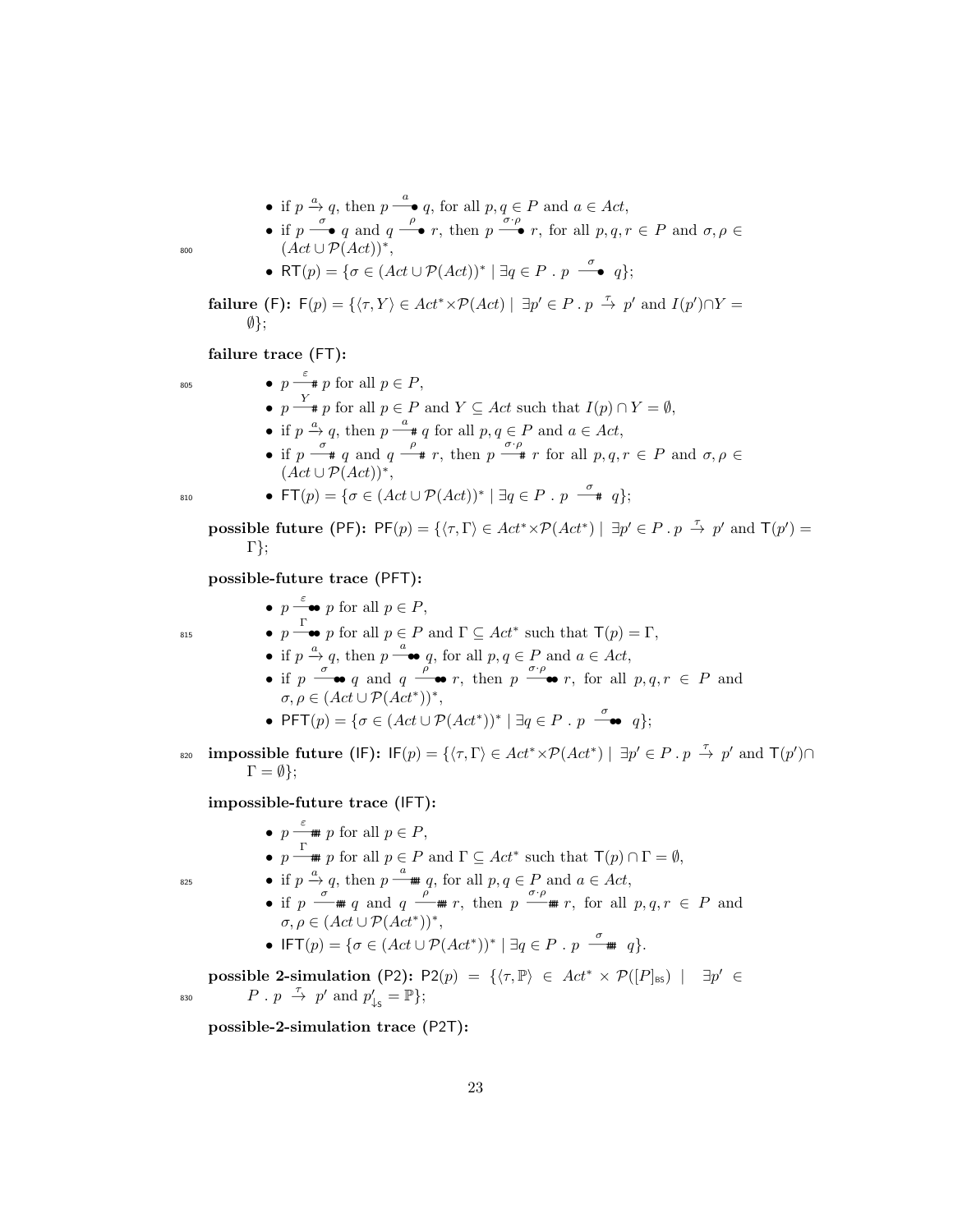- if $p \xrightarrow{a} q$, then $p \xrightarrow{a}\!\!\bullet\, q$, for all $p, q \in P$ and $a \in Act$,
- if $p \xrightarrow{\sigma}\!\!\bullet\, q$ and $q \xrightarrow{\rho}\!\!\bullet\, r$, then $p \xrightarrow{\sigma \cdot \rho}\!\!\bullet\, r$, for all $p, q, r \in P$ and $\sigma, \rho \in (Act \cup \mathcal{P}(Act))^*$,
- $\mathsf{RT}(p) = \{\sigma \in (Act \cup \mathcal{P}(Act))^* \mid \exists q \in P \;.\; p \xrightarrow{\sigma}\!\!\bullet\, q\}$;

**failure (F):** $\mathsf{F}(p) = \{\langle \tau, Y \rangle \in Act^* \times \mathcal{P}(Act) \mid \exists p' \in P \;.\; p \xrightarrow{\tau} p' \text{ and } I(p') \cap Y = \emptyset\}$;

**failure trace (FT):**

- $p \xrightarrow{\varepsilon}\!\!\#\, p$ for all $p \in P$,
- $p \xrightarrow{Y}\!\!\#\, p$ for all $p \in P$ and $Y \subseteq Act$ such that $I(p) \cap Y = \emptyset$,
- if $p \xrightarrow{a} q$, then $p \xrightarrow{a}\!\!\#\, q$ for all $p, q \in P$ and $a \in Act$,
- if $p \xrightarrow{\sigma}\!\!\#\, q$ and $q \xrightarrow{\rho}\!\!\#\, r$, then $p \xrightarrow{\sigma \cdot \rho}\!\!\#\, r$ for all $p, q, r \in P$ and $\sigma, \rho \in (Act \cup \mathcal{P}(Act))^*$,
- $\mathsf{FT}(p) = \{\sigma \in (Act \cup \mathcal{P}(Act))^* \mid \exists q \in P \;.\; p \xrightarrow{\sigma}\!\!\#\, q\}$;

**possible future (PF):** $\mathsf{PF}(p) = \{\langle \tau, \Gamma \rangle \in Act^* \times \mathcal{P}(Act^*) \mid \exists p' \in P \;.\; p \xrightarrow{\tau} p' \text{ and } \mathsf{T}(p') = \Gamma\}$;

**possible-future trace (PFT):**

- $p \xrightarrow{\varepsilon}\!\!\bullet\!\bullet\, p$ for all $p \in P$,
- $p \xrightarrow{\Gamma}\!\!\bullet\!\bullet\, p$ for all $p \in P$ and $\Gamma \subseteq Act^*$ such that $\mathsf{T}(p) = \Gamma$,
- if $p \xrightarrow{a} q$, then $p \xrightarrow{a}\!\!\bullet\!\bullet\, q$, for all $p, q \in P$ and $a \in Act$,
- if $p \xrightarrow{\sigma}\!\!\bullet\!\bullet\, q$ and $q \xrightarrow{\rho}\!\!\bullet\!\bullet\, r$, then $p \xrightarrow{\sigma \cdot \rho}\!\!\bullet\!\bullet\, r$, for all $p, q, r \in P$ and $\sigma, \rho \in (Act \cup \mathcal{P}(Act^*))^*$,
- $\mathsf{PFT}(p) = \{\sigma \in (Act \cup \mathcal{P}(Act^*))^* \mid \exists q \in P \;.\; p \xrightarrow{\sigma}\!\!\bullet\!\bullet\, q\}$;

**impossible future (IF):** $\mathsf{IF}(p) = \{\langle \tau, \Gamma \rangle \in Act^* \times \mathcal{P}(Act^*) \mid \exists p' \in P \;.\; p \xrightarrow{\tau} p' \text{ and } \mathsf{T}(p') \cap \Gamma = \emptyset\}$;

**impossible-future trace (IFT):**

- $p \xrightarrow{\varepsilon}\!\!\#\#\, p$ for all $p \in P$,
- $p \xrightarrow{\Gamma}\!\!\#\#\, p$ for all $p \in P$ and $\Gamma \subseteq Act^*$ such that $\mathsf{T}(p) \cap \Gamma = \emptyset$,
- if $p \xrightarrow{a} q$, then $p \xrightarrow{a}\!\!\#\#\, q$, for all $p, q \in P$ and $a \in Act$,
- if $p \xrightarrow{\sigma}\!\!\#\#\, q$ and $q \xrightarrow{\rho}\!\!\#\#\, r$, then $p \xrightarrow{\sigma \cdot \rho}\!\!\#\#\, r$, for all $p, q, r \in P$ and $\sigma, \rho \in (Act \cup \mathcal{P}(Act^*))^*$,
- $\mathsf{IFT}(p) = \{\sigma \in (Act \cup \mathcal{P}(Act^*))^* \mid \exists q \in P \;.\; p \xrightarrow{\sigma}\!\!\#\#\, q\}$.

**possible 2-simulation (P2):** $\mathsf{P2}(p) = \{\langle \tau, \mathbb{P} \rangle \in Act^* \times \mathcal{P}([P]_{\mathsf{BS}}) \mid \exists p' \in P \;.\; p \xrightarrow{\tau} p' \text{ and } p'_{\downarrow_{\mathsf{S}}} = \mathbb{P}\}$;

**possible-2-simulation trace (P2T):**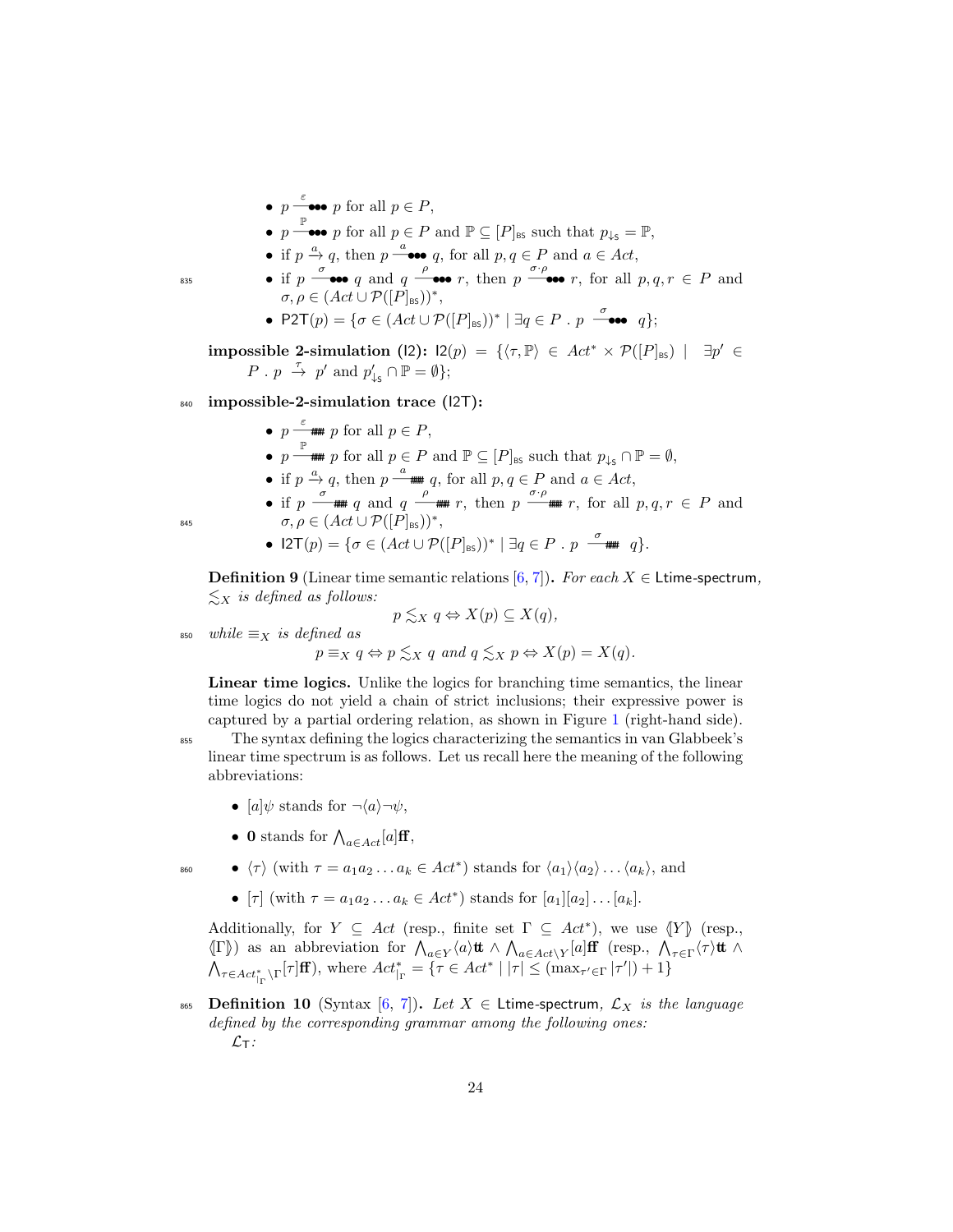- $p \xrightarrow{\varepsilon}\!\!\bullet\!\bullet\!\bullet\; p$ for all $p \in P$,
- $p \xrightarrow{\mathbb{P}}\!\!\bullet\!\bullet\!\bullet\; p$ for all $p \in P$ and $\mathbb{P} \subseteq [P]_{\mathsf{BS}}$ such that $p_{\downarrow \mathsf{S}} = \mathbb{P}$,
- if $p \xrightarrow{a} q$, then $p \xrightarrow{a}\!\!\bullet\!\bullet\!\bullet\; q$, for all $p, q \in P$ and $a \in Act$,
- if $p \xrightarrow{\sigma}\!\!\bullet\!\bullet\!\bullet\; q$ and $q \xrightarrow{\rho}\!\!\bullet\!\bullet\!\bullet\; r$, then $p \xrightarrow{\sigma \cdot \rho}\!\!\bullet\!\bullet\!\bullet\; r$, for all $p, q, r \in P$ and $\sigma, \rho \in (Act \cup \mathcal{P}([P]_{\mathsf{BS}}))^*$,
- $\mathsf{P2T}(p) = \{\sigma \in (Act \cup \mathcal{P}([P]_{\mathsf{BS}}))^* \mid \exists q \in P \;.\; p \xrightarrow{\sigma}\!\!\bullet\!\bullet\!\bullet\; q\}$;

**impossible 2-simulation (I2):** $\mathsf{I2}(p) = \{\langle \tau, \mathbb{P} \rangle \in Act^* \times \mathcal{P}([P]_{\mathsf{BS}}) \mid \exists p' \in P \;.\; p \xrightarrow{\tau} p'$ and $p'_{\downarrow \mathsf{S}} \cap \mathbb{P} = \emptyset\}$;

**impossible-2-simulation trace (I2T):**

- $p \xrightarrow{\varepsilon}\!\!\#\#\#\; p$ for all $p \in P$,
- $p \xrightarrow{\mathbb{P}}\!\!\#\#\#\; p$ for all $p \in P$ and $\mathbb{P} \subseteq [P]_{\mathsf{BS}}$ such that $p_{\downarrow \mathsf{S}} \cap \mathbb{P} = \emptyset$,
- if $p \xrightarrow{a} q$, then $p \xrightarrow{a}\!\!\#\#\#\; q$, for all $p, q \in P$ and $a \in Act$,
- if $p \xrightarrow{\sigma}\!\!\#\#\#\; q$ and $q \xrightarrow{\rho}\!\!\#\#\#\; r$, then $p \xrightarrow{\sigma \cdot \rho}\!\!\#\#\#\; r$, for all $p, q, r \in P$ and $\sigma, \rho \in (Act \cup \mathcal{P}([P]_{\mathsf{BS}}))^*$,
- $\mathsf{I2T}(p) = \{\sigma \in (Act \cup \mathcal{P}([P]_{\mathsf{BS}}))^* \mid \exists q \in P \;.\; p \xrightarrow{\sigma}\!\!\#\#\#\; q\}$.

**Definition 9** (Linear time semantic relations [6, 7]). *For each $X \in$ Ltime-spectrum, $\lesssim_X$ is defined as follows:*

$$p \lesssim_X q \Leftrightarrow X(p) \subseteq X(q),$$

*while $\equiv_X$ is defined as*

$$p \equiv_X q \Leftrightarrow p \lesssim_X q \text{ and } q \lesssim_X p \Leftrightarrow X(p) = X(q).$$

**Linear time logics.** Unlike the logics for branching time semantics, the linear time logics do not yield a chain of strict inclusions; their expressive power is captured by a partial ordering relation, as shown in Figure 1 (right-hand side).

The syntax defining the logics characterizing the semantics in van Glabbeek's linear time spectrum is as follows. Let us recall here the meaning of the following abbreviations:

- $[a]\psi$ stands for $\neg\langle a \rangle \neg\psi$,
- $\mathbf{0}$ stands for $\bigwedge_{a \in Act} [a]\mathbf{ff}$,
- $\langle \tau \rangle$ (with $\tau = a_1 a_2 \dots a_k \in Act^*$) stands for $\langle a_1 \rangle \langle a_2 \rangle \dots \langle a_k \rangle$, and
- $[\tau]$ (with $\tau = a_1 a_2 \dots a_k \in Act^*$) stands for $[a_1][a_2] \dots [a_k]$.

Additionally, for $Y \subseteq Act$ (resp., finite set $\Gamma \subseteq Act^*$), we use $\langle\!\langle Y \rangle\!\rangle$ (resp., $\langle\!\langle \Gamma \rangle\!\rangle$) as an abbreviation for $\bigwedge_{a \in Y} \langle a \rangle \mathbf{tt} \wedge \bigwedge_{a \in Act \setminus Y} [a]\mathbf{ff}$ (resp., $\bigwedge_{\tau \in \Gamma} \langle \tau \rangle \mathbf{tt} \wedge \bigwedge_{\tau \in Act^*_{|\Gamma} \setminus \Gamma} [\tau]\mathbf{ff}$), where $Act^*_{|\Gamma} = \{\tau \in Act^* \mid |\tau| \leq (\max_{\tau' \in \Gamma} |\tau'|) + 1\}$

**Definition 10** (Syntax [6, 7]). *Let $X \in$ Ltime-spectrum, $\mathcal{L}_X$ is the language defined by the corresponding grammar among the following ones:*

$\mathcal{L}_{\mathsf{T}}$*:*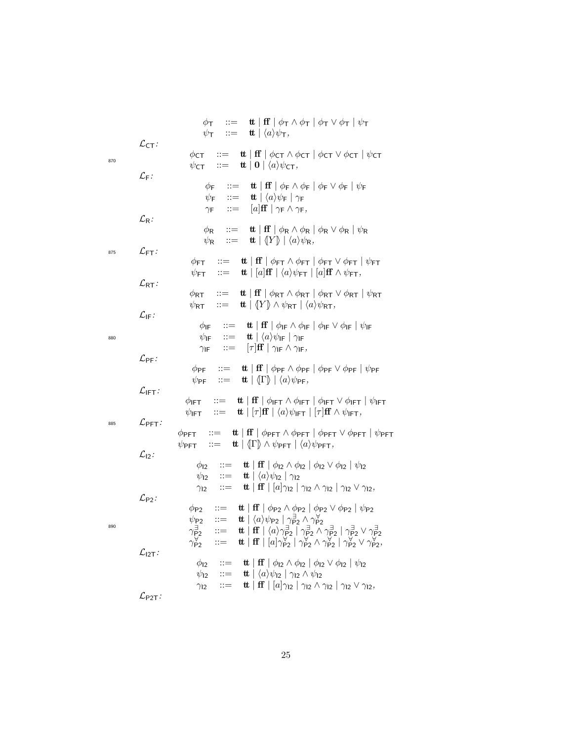$$
\begin{aligned}
\phi_{\mathsf{T}} &::= \mathbf{tt} \mid \mathbf{ff} \mid \phi_{\mathsf{T}} \wedge \phi_{\mathsf{T}} \mid \phi_{\mathsf{T}} \vee \phi_{\mathsf{T}} \mid \psi_{\mathsf{T}} \\
\psi_{\mathsf{T}} &::= \mathbf{tt} \mid \langle a \rangle \psi_{\mathsf{T}},
\end{aligned}
$$

$\mathcal{L}_{\mathsf{CT}}$:

$$
\begin{aligned}
\phi_{\mathsf{CT}} &::= \mathbf{tt} \mid \mathbf{ff} \mid \phi_{\mathsf{CT}} \wedge \phi_{\mathsf{CT}} \mid \phi_{\mathsf{CT}} \vee \phi_{\mathsf{CT}} \mid \psi_{\mathsf{CT}} \\
\psi_{\mathsf{CT}} &::= \mathbf{tt} \mid \mathbf{0} \mid \langle a \rangle \psi_{\mathsf{CT}},
\end{aligned}
$$

$\mathcal{L}_{\mathsf{F}}$:

$$
\begin{aligned}
\phi_{\mathsf{F}} &::= \mathbf{tt} \mid \mathbf{ff} \mid \phi_{\mathsf{F}} \wedge \phi_{\mathsf{F}} \mid \phi_{\mathsf{F}} \vee \phi_{\mathsf{F}} \mid \psi_{\mathsf{F}} \\
\psi_{\mathsf{F}} &::= \mathbf{tt} \mid \langle a \rangle \psi_{\mathsf{F}} \mid \gamma_{\mathsf{F}} \\
\gamma_{\mathsf{F}} &::= [a]\mathbf{ff} \mid \gamma_{\mathsf{F}} \wedge \gamma_{\mathsf{F}},
\end{aligned}
$$

$\mathcal{L}_{\mathsf{R}}$:

$$
\begin{aligned}
\phi_{\mathsf{R}} &::= \mathbf{tt} \mid \mathbf{ff} \mid \phi_{\mathsf{R}} \wedge \phi_{\mathsf{R}} \mid \phi_{\mathsf{R}} \vee \phi_{\mathsf{R}} \mid \psi_{\mathsf{R}} \\
\psi_{\mathsf{R}} &::= \mathbf{tt} \mid \langle\!\langle Y \rangle\!\rangle \mid \langle a \rangle \psi_{\mathsf{R}},
\end{aligned}
$$

$\mathcal{L}_{\mathsf{FT}}$:

$$
\begin{aligned}
\phi_{\mathsf{FT}} &::= \mathbf{tt} \mid \mathbf{ff} \mid \phi_{\mathsf{FT}} \wedge \phi_{\mathsf{FT}} \mid \phi_{\mathsf{FT}} \vee \phi_{\mathsf{FT}} \mid \psi_{\mathsf{FT}} \\
\psi_{\mathsf{FT}} &::= \mathbf{tt} \mid [a]\mathbf{ff} \mid \langle a \rangle \psi_{\mathsf{FT}} \mid [a]\mathbf{ff} \wedge \psi_{\mathsf{FT}},
\end{aligned}
$$

$\mathcal{L}_{\mathsf{RT}}$:

$$
\begin{aligned}
\phi_{\mathsf{RT}} &::= \mathbf{tt} \mid \mathbf{ff} \mid \phi_{\mathsf{RT}} \wedge \phi_{\mathsf{RT}} \mid \phi_{\mathsf{RT}} \vee \phi_{\mathsf{RT}} \mid \psi_{\mathsf{RT}} \\
\psi_{\mathsf{RT}} &::= \mathbf{tt} \mid \langle\!\langle Y \rangle\!\rangle \wedge \psi_{\mathsf{RT}} \mid \langle a \rangle \psi_{\mathsf{RT}},
\end{aligned}
$$

$\mathcal{L}_{\mathsf{IF}}$:

$$
\begin{aligned}
\phi_{\mathsf{IF}} &::= \mathbf{tt} \mid \mathbf{ff} \mid \phi_{\mathsf{IF}} \wedge \phi_{\mathsf{IF}} \mid \phi_{\mathsf{IF}} \vee \phi_{\mathsf{IF}} \mid \psi_{\mathsf{IF}} \\
\psi_{\mathsf{IF}} &::= \mathbf{tt} \mid \langle a \rangle \psi_{\mathsf{IF}} \mid \gamma_{\mathsf{IF}} \\
\gamma_{\mathsf{IF}} &::= [\tau]\mathbf{ff} \mid \gamma_{\mathsf{IF}} \wedge \gamma_{\mathsf{IF}},
\end{aligned}
$$

$\mathcal{L}_{\mathsf{PF}}$:

$$
\begin{aligned}
\phi_{\mathsf{PF}} &::= \mathbf{tt} \mid \mathbf{ff} \mid \phi_{\mathsf{PF}} \wedge \phi_{\mathsf{PF}} \mid \phi_{\mathsf{PF}} \vee \phi_{\mathsf{PF}} \mid \psi_{\mathsf{PF}} \\
\psi_{\mathsf{PF}} &::= \mathbf{tt} \mid \langle\!\langle \Gamma \rangle\!\rangle \mid \langle a \rangle \psi_{\mathsf{PF}},
\end{aligned}
$$

$\mathcal{L}_{\mathsf{IFT}}$:

$$
\begin{aligned}
\phi_{\mathsf{IFT}} &::= \mathbf{tt} \mid \mathbf{ff} \mid \phi_{\mathsf{IFT}} \wedge \phi_{\mathsf{IFT}} \mid \phi_{\mathsf{IFT}} \vee \phi_{\mathsf{IFT}} \mid \psi_{\mathsf{IFT}} \\
\psi_{\mathsf{IFT}} &::= \mathbf{tt} \mid [\tau]\mathbf{ff} \mid \langle a \rangle \psi_{\mathsf{IFT}} \mid [\tau]\mathbf{ff} \wedge \psi_{\mathsf{IFT}},
\end{aligned}
$$

$\mathcal{L}_{\mathsf{PFT}}$:

$$
\begin{aligned}
\phi_{\mathsf{PFT}} &::= \mathbf{tt} \mid \mathbf{ff} \mid \phi_{\mathsf{PFT}} \wedge \phi_{\mathsf{PFT}} \mid \phi_{\mathsf{PFT}} \vee \phi_{\mathsf{PFT}} \mid \psi_{\mathsf{PFT}} \\
\psi_{\mathsf{PFT}} &::= \mathbf{tt} \mid \langle\!\langle \Gamma \rangle\!\rangle \wedge \psi_{\mathsf{PFT}} \mid \langle a \rangle \psi_{\mathsf{PFT}},
\end{aligned}
$$

$\mathcal{L}_{\mathsf{I2}}$:

$$
\begin{aligned}
\phi_{\mathsf{I2}} &::= \mathbf{tt} \mid \mathbf{ff} \mid \phi_{\mathsf{I2}} \wedge \phi_{\mathsf{I2}} \mid \phi_{\mathsf{I2}} \vee \phi_{\mathsf{I2}} \mid \psi_{\mathsf{I2}} \\
\psi_{\mathsf{I2}} &::= \mathbf{tt} \mid \langle a \rangle \psi_{\mathsf{I2}} \mid \gamma_{\mathsf{I2}} \\
\gamma_{\mathsf{I2}} &::= \mathbf{tt} \mid \mathbf{ff} \mid [a]\gamma_{\mathsf{I2}} \mid \gamma_{\mathsf{I2}} \wedge \gamma_{\mathsf{I2}} \mid \gamma_{\mathsf{I2}} \vee \gamma_{\mathsf{I2}},
\end{aligned}
$$

$\mathcal{L}_{\mathsf{P2}}$:

$$
\begin{aligned}
\phi_{\mathsf{P2}} &::= \mathbf{tt} \mid \mathbf{ff} \mid \phi_{\mathsf{P2}} \wedge \phi_{\mathsf{P2}} \mid \phi_{\mathsf{P2}} \vee \phi_{\mathsf{P2}} \mid \psi_{\mathsf{P2}} \\
\psi_{\mathsf{P2}} &::= \mathbf{tt} \mid \langle a \rangle \psi_{\mathsf{P2}} \mid \gamma^{\exists}_{\mathsf{P2}} \wedge \gamma^{\forall}_{\mathsf{P2}} \\
\gamma^{\exists}_{\mathsf{P2}} &::= \mathbf{tt} \mid \mathbf{ff} \mid \langle a \rangle \gamma^{\exists}_{\mathsf{P2}} \mid \gamma^{\exists}_{\mathsf{P2}} \wedge \gamma^{\exists}_{\mathsf{P2}} \mid \gamma^{\exists}_{\mathsf{P2}} \vee \gamma^{\exists}_{\mathsf{P2}} \\
\gamma^{\forall}_{\mathsf{P2}} &::= \mathbf{tt} \mid \mathbf{ff} \mid [a]\gamma^{\forall}_{\mathsf{P2}} \mid \gamma^{\forall}_{\mathsf{P2}} \wedge \gamma^{\forall}_{\mathsf{P2}} \mid \gamma^{\forall}_{\mathsf{P2}} \vee \gamma^{\forall}_{\mathsf{P2}},
\end{aligned}
$$

$\mathcal{L}_{\mathsf{I2T}}$:

$$
\begin{aligned}
\phi_{\mathsf{I2}} &::= \mathbf{tt} \mid \mathbf{ff} \mid \phi_{\mathsf{I2}} \wedge \phi_{\mathsf{I2}} \mid \phi_{\mathsf{I2}} \vee \phi_{\mathsf{I2}} \mid \psi_{\mathsf{I2}} \\
\psi_{\mathsf{I2}} &::= \mathbf{tt} \mid \langle a \rangle \psi_{\mathsf{I2}} \mid \gamma_{\mathsf{I2}} \wedge \psi_{\mathsf{I2}} \\
\gamma_{\mathsf{I2}} &::= \mathbf{tt} \mid \mathbf{ff} \mid [a]\gamma_{\mathsf{I2}} \mid \gamma_{\mathsf{I2}} \wedge \gamma_{\mathsf{I2}} \mid \gamma_{\mathsf{I2}} \vee \gamma_{\mathsf{I2}},
\end{aligned}
$$

$\mathcal{L}_{\mathsf{P2T}}$: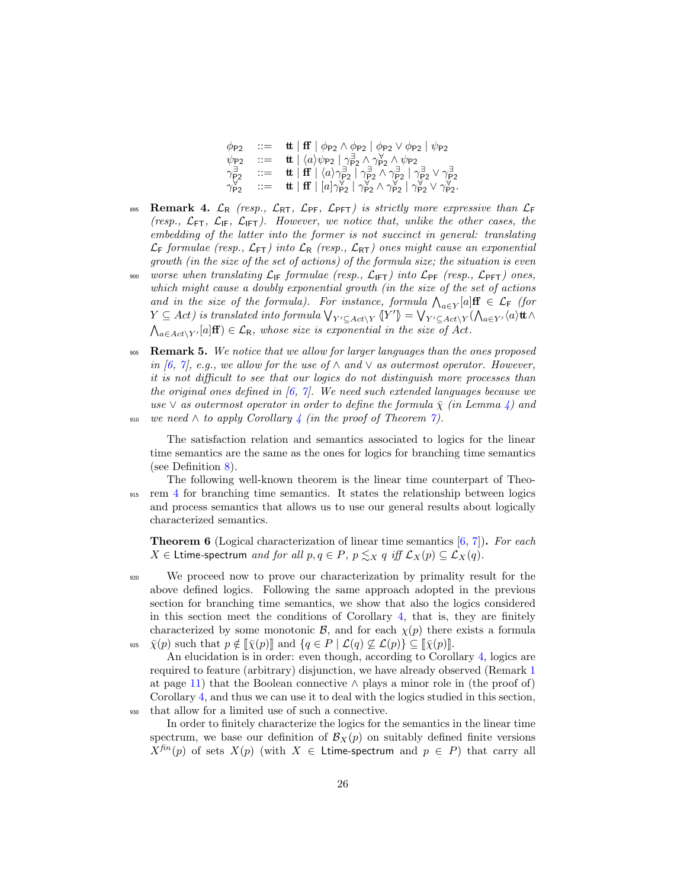$$
\begin{array}{lll}
\phi_{\mathsf{P2}} & ::= & \mathbf{tt} \mid \mathbf{ff} \mid \phi_{\mathsf{P2}} \wedge \phi_{\mathsf{P2}} \mid \phi_{\mathsf{P2}} \vee \phi_{\mathsf{P2}} \mid \psi_{\mathsf{P2}} \\
\psi_{\mathsf{P2}} & ::= & \mathbf{tt} \mid \langle a \rangle \psi_{\mathsf{P2}} \mid \gamma^{\exists}_{\mathsf{P2}} \wedge \gamma^{\forall}_{\mathsf{P2}} \wedge \psi_{\mathsf{P2}} \\
\gamma^{\exists}_{\mathsf{P2}} & ::= & \mathbf{tt} \mid \mathbf{ff} \mid \langle a \rangle \gamma^{\exists}_{\mathsf{P2}} \mid \gamma^{\exists}_{\mathsf{P2}} \wedge \gamma^{\exists}_{\mathsf{P2}} \mid \gamma^{\exists}_{\mathsf{P2}} \vee \gamma^{\exists}_{\mathsf{P2}} \\
\gamma^{\forall}_{\mathsf{P2}} & ::= & \mathbf{tt} \mid \mathbf{ff} \mid [a] \gamma^{\forall}_{\mathsf{P2}} \mid \gamma^{\forall}_{\mathsf{P2}} \wedge \gamma^{\forall}_{\mathsf{P2}} \mid \gamma^{\forall}_{\mathsf{P2}} \vee \gamma^{\forall}_{\mathsf{P2}}.
\end{array}
$$

**Remark 4.** *$\mathcal{L}_{\mathsf{R}}$ (resp., $\mathcal{L}_{\mathsf{RT}}$, $\mathcal{L}_{\mathsf{PF}}$, $\mathcal{L}_{\mathsf{PFT}}$) is strictly more expressive than $\mathcal{L}_{\mathsf{F}}$ (resp., $\mathcal{L}_{\mathsf{FT}}$, $\mathcal{L}_{\mathsf{IF}}$, $\mathcal{L}_{\mathsf{IFT}}$). However, we notice that, unlike the other cases, the embedding of the latter into the former is not succinct in general: translating $\mathcal{L}_{\mathsf{F}}$ formulae (resp., $\mathcal{L}_{\mathsf{FT}}$) into $\mathcal{L}_{\mathsf{R}}$ (resp., $\mathcal{L}_{\mathsf{RT}}$) ones might cause an exponential growth (in the size of the set of actions) of the formula size; the situation is even worse when translating $\mathcal{L}_{\mathsf{IF}}$ formulae (resp., $\mathcal{L}_{\mathsf{IFT}}$) into $\mathcal{L}_{\mathsf{PF}}$ (resp., $\mathcal{L}_{\mathsf{PFT}}$) ones, which might cause a doubly exponential growth (in the size of the set of actions and in the size of the formula). For instance, formula $\bigwedge_{a \in Y}[a]\mathbf{ff} \in \mathcal{L}_{\mathsf{F}}$ (for $Y \subseteq Act$) is translated into formula $\bigvee_{Y' \subseteq Act \setminus Y} \langle\!| Y' |\!\rangle = \bigvee_{Y' \subseteq Act \setminus Y}(\bigwedge_{a \in Y'}\langle a \rangle \mathbf{tt} \wedge \bigwedge_{a \in Act \setminus Y'}[a]\mathbf{ff}) \in \mathcal{L}_{\mathsf{R}}$, whose size is exponential in the size of Act.*

**Remark 5.** *We notice that we allow for larger languages than the ones proposed in [6, 7], e.g., we allow for the use of $\wedge$ and $\vee$ as outermost operator. However, it is not difficult to see that our logics do not distinguish more processes than the original ones defined in [6, 7]. We need such extended languages because we use $\vee$ as outermost operator in order to define the formula $\bar{\chi}$ (in Lemma 4) and we need $\wedge$ to apply Corollary 4 (in the proof of Theorem 7).*

The satisfaction relation and semantics associated to logics for the linear time semantics are the same as the ones for logics for branching time semantics (see Definition 8).

The following well-known theorem is the linear time counterpart of Theorem 4 for branching time semantics. It states the relationship between logics and process semantics that allows us to use our general results about logically characterized semantics.

**Theorem 6** (Logical characterization of linear time semantics [6, 7])**.** *For each $X \in$ Ltime-spectrum and for all $p, q \in P$, $p \lesssim_X q$ iff $\mathcal{L}_X(p) \subseteq \mathcal{L}_X(q)$.*

We proceed now to prove our characterization by primality result for the above defined logics. Following the same approach adopted in the previous section for branching time semantics, we show that also the logics considered in this section meet the conditions of Corollary 4, that is, they are finitely characterized by some monotonic $\mathcal{B}$, and for each $\chi(p)$ there exists a formula $\bar{\chi}(p)$ such that $p \notin [\![\bar{\chi}(p)]\!]$ and $\{q \in P \mid \mathcal{L}(q) \not\subseteq \mathcal{L}(p)\} \subseteq [\![\bar{\chi}(p)]\!]$.

An elucidation is in order: even though, according to Corollary 4, logics are required to feature (arbitrary) disjunction, we have already observed (Remark 1 at page 11) that the Boolean connective $\wedge$ plays a minor role in (the proof of) Corollary 4, and thus we can use it to deal with the logics studied in this section, that allow for a limited use of such a connective.

In order to finitely characterize the logics for the semantics in the linear time spectrum, we base our definition of $\mathcal{B}_X(p)$ on suitably defined finite versions $X^{fin}(p)$ of sets $X(p)$ (with $X \in$ Ltime-spectrum and $p \in P$) that carry all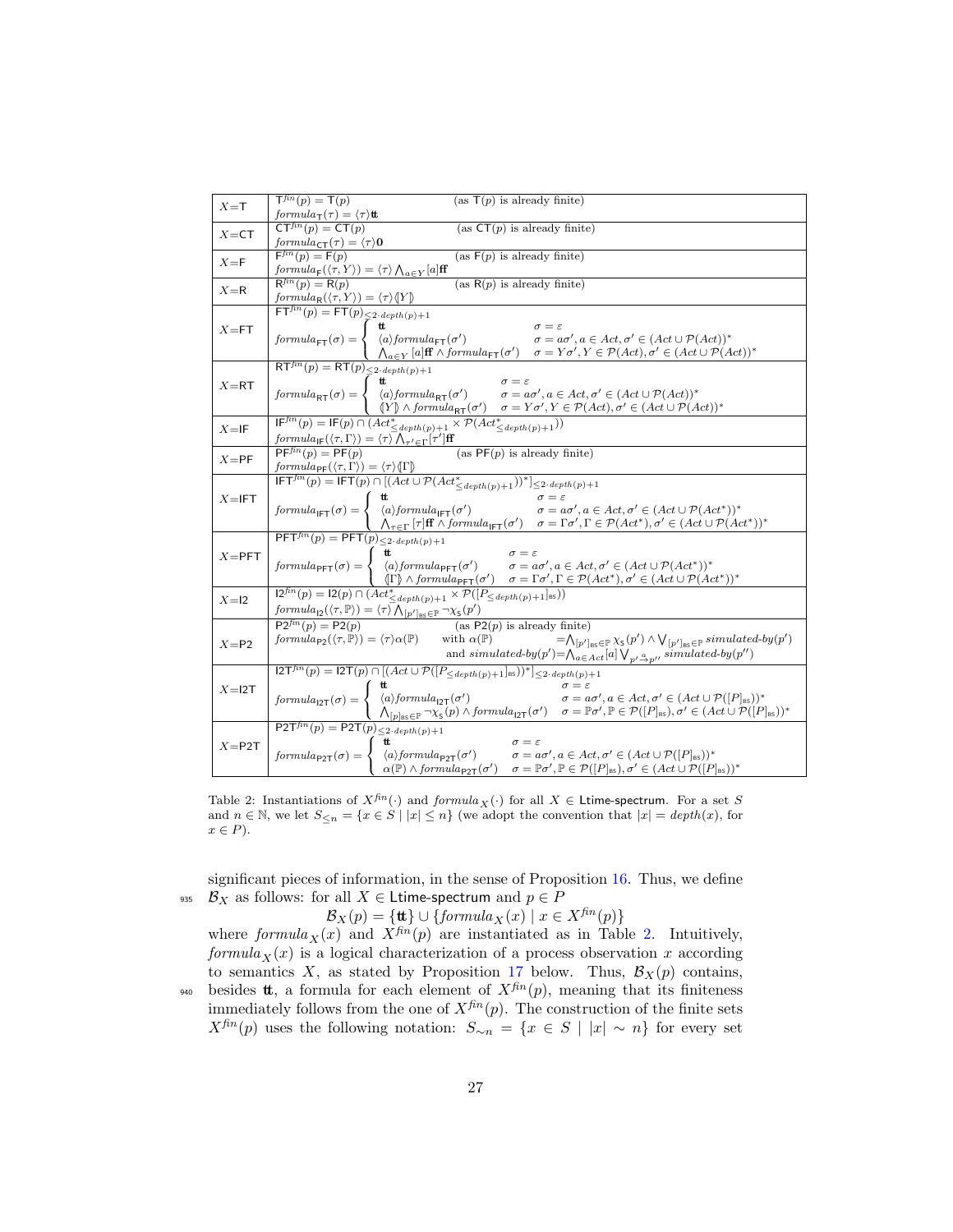| $X$ | Instantiation |
|---|---|
| $X{=}\mathsf{T}$ | $\mathsf{T}^{fin}(p) = \mathsf{T}(p)$ (as $\mathsf{T}(p)$ is already finite) <br> $formula_{\mathsf{T}}(\tau) = \langle\tau\rangle\mathbf{tt}$ |
| $X{=}\mathsf{CT}$ | $\mathsf{CT}^{fin}(p) = \mathsf{CT}(p)$ (as $\mathsf{CT}(p)$ is already finite) <br> $formula_{\mathsf{CT}}(\tau) = \langle\tau\rangle\mathbf{0}$ |
| $X{=}\mathsf{F}$ | $\mathsf{F}^{fin}(p) = \mathsf{F}(p)$ (as $\mathsf{F}(p)$ is already finite) <br> $formula_{\mathsf{F}}(\langle\tau, Y\rangle) = \langle\tau\rangle \bigwedge_{a\in Y}[a]\mathbf{ff}$ |
| $X{=}\mathsf{R}$ | $\mathsf{R}^{fin}(p) = \mathsf{R}(p)$ (as $\mathsf{R}(p)$ is already finite) <br> $formula_{\mathsf{R}}(\langle\tau, Y\rangle) = \langle\tau\rangle\langle\!\langle Y\rangle\!\rangle$ |
| $X{=}\mathsf{FT}$ | $\mathsf{FT}^{fin}(p) = \mathsf{FT}(p)_{\leq 2\cdot depth(p)+1}$ <br> $formula_{\mathsf{FT}}(\sigma) = \begin{cases} \mathbf{tt} & \sigma = \varepsilon \\ \langle a\rangle formula_{\mathsf{FT}}(\sigma') & \sigma = a\sigma', a \in Act, \sigma' \in (Act \cup \mathcal{P}(Act))^* \\ \bigwedge_{a\in Y}[a]\mathbf{ff} \wedge formula_{\mathsf{FT}}(\sigma') & \sigma = Y\sigma', Y \in \mathcal{P}(Act), \sigma' \in (Act \cup \mathcal{P}(Act))^* \end{cases}$ |
| $X{=}\mathsf{RT}$ | $\mathsf{RT}^{fin}(p) = \mathsf{RT}(p)_{\leq 2\cdot depth(p)+1}$ <br> $formula_{\mathsf{RT}}(\sigma) = \begin{cases} \mathbf{tt} & \sigma = \varepsilon \\ \langle a\rangle formula_{\mathsf{RT}}(\sigma') & \sigma = a\sigma', a \in Act, \sigma' \in (Act \cup \mathcal{P}(Act))^* \\ \langle\!\langle Y\rangle\!\rangle \wedge formula_{\mathsf{RT}}(\sigma') & \sigma = Y\sigma', Y \in \mathcal{P}(Act), \sigma' \in (Act \cup \mathcal{P}(Act))^* \end{cases}$ |
| $X{=}\mathsf{IF}$ | $\mathsf{IF}^{fin}(p) = \mathsf{IF}(p) \cap (Act^*_{\leq depth(p)+1} \times \mathcal{P}(Act^*_{\leq depth(p)+1}))$ <br> $formula_{\mathsf{IF}}(\langle\tau, \Gamma\rangle) = \langle\tau\rangle \bigwedge_{\tau'\in\Gamma}[\tau']\mathbf{ff}$ |
| $X{=}\mathsf{PF}$ | $\mathsf{PF}^{fin}(p) = \mathsf{PF}(p)$ (as $\mathsf{PF}(p)$ is already finite) <br> $formula_{\mathsf{PF}}(\langle\tau, \Gamma\rangle) = \langle\tau\rangle\langle\!\langle\Gamma\rangle\!\rangle$ |
| $X{=}\mathsf{IFT}$ | $\mathsf{IFT}^{fin}(p) = \mathsf{IFT}(p) \cap [(Act \cup \mathcal{P}(Act^*_{\leq depth(p)+1}))^*]_{\leq 2\cdot depth(p)+1}$ <br> $formula_{\mathsf{IFT}}(\sigma) = \begin{cases} \mathbf{tt} & \sigma = \varepsilon \\ \langle a\rangle formula_{\mathsf{IFT}}(\sigma') & \sigma = a\sigma', a \in Act, \sigma' \in (Act \cup \mathcal{P}(Act^*))^* \\ \bigwedge_{\tau\in\Gamma}[\tau]\mathbf{ff} \wedge formula_{\mathsf{IFT}}(\sigma') & \sigma = \Gamma\sigma', \Gamma \in \mathcal{P}(Act^*), \sigma' \in (Act \cup \mathcal{P}(Act^*))^* \end{cases}$ |
| $X{=}\mathsf{PFT}$ | $\mathsf{PFT}^{fin}(p) = \mathsf{PFT}(p)_{\leq 2\cdot depth(p)+1}$ <br> $formula_{\mathsf{PFT}}(\sigma) = \begin{cases} \mathbf{tt} & \sigma = \varepsilon \\ \langle a\rangle formula_{\mathsf{PFT}}(\sigma') & \sigma = a\sigma', a \in Act, \sigma' \in (Act \cup \mathcal{P}(Act^*))^* \\ \langle\!\langle\Gamma\rangle\!\rangle \wedge formula_{\mathsf{PFT}}(\sigma') & \sigma = \Gamma\sigma', \Gamma \in \mathcal{P}(Act^*), \sigma' \in (Act \cup \mathcal{P}(Act^*))^* \end{cases}$ |
| $X{=}\mathsf{I2}$ | $\mathsf{I2}^{fin}(p) = \mathsf{I2}(p) \cap (Act^*_{\leq depth(p)+1} \times \mathcal{P}([P_{\leq depth(p)+1}]_{\mathsf{BS}}))$ <br> $formula_{\mathsf{I2}}(\langle\tau, \mathbb{P}\rangle) = \langle\tau\rangle \bigwedge_{[p']_{\mathsf{BS}}\in\mathbb{P}} \neg\chi_{\mathsf{S}}(p')$ |
| $X{=}\mathsf{P2}$ | $\mathsf{P2}^{fin}(p) = \mathsf{P2}(p)$ (as $\mathsf{P2}(p)$ is already finite) <br> $formula_{\mathsf{P2}}(\langle\tau, \mathbb{P}\rangle) = \langle\tau\rangle\alpha(\mathbb{P})$ with $\alpha(\mathbb{P}) = \bigwedge_{[p']_{\mathsf{BS}}\in\mathbb{P}} \chi_{\mathsf{S}}(p') \wedge \bigvee_{[p']_{\mathsf{BS}}\in\mathbb{P}} simulated\text{-}by(p')$ <br> and $simulated\text{-}by(p') = \bigwedge_{a\in Act}[a] \bigvee_{p' \xrightarrow{a} p''} simulated\text{-}by(p'')$ |
| $X{=}\mathsf{I2T}$ | $\mathsf{I2T}^{fin}(p) = \mathsf{I2T}(p) \cap [(Act \cup \mathcal{P}([P_{\leq depth(p)+1}]_{\mathsf{BS}}))^*]_{\leq 2\cdot depth(p)+1}$ <br> $formula_{\mathsf{I2T}}(\sigma) = \begin{cases} \mathbf{tt} & \sigma = \varepsilon \\ \langle a\rangle formula_{\mathsf{I2T}}(\sigma') & \sigma = a\sigma', a \in Act, \sigma' \in (Act \cup \mathcal{P}([P]_{\mathsf{BS}}))^* \\ \bigwedge_{[p]_{\mathsf{BS}}\in\mathbb{P}} \neg\chi_{\mathsf{S}}(p) \wedge formula_{\mathsf{I2T}}(\sigma') & \sigma = \mathbb{P}\sigma', \mathbb{P} \in \mathcal{P}([P]_{\mathsf{BS}}), \sigma' \in (Act \cup \mathcal{P}([P]_{\mathsf{BS}}))^* \end{cases}$ |
| $X{=}\mathsf{P2T}$ | $\mathsf{P2T}^{fin}(p) = \mathsf{P2T}(p)_{\leq 2\cdot depth(p)+1}$ <br> $formula_{\mathsf{P2T}}(\sigma) = \begin{cases} \mathbf{tt} & \sigma = \varepsilon \\ \langle a\rangle formula_{\mathsf{P2T}}(\sigma') & \sigma = a\sigma', a \in Act, \sigma' \in (Act \cup \mathcal{P}([P]_{\mathsf{BS}}))^* \\ \alpha(\mathbb{P}) \wedge formula_{\mathsf{P2T}}(\sigma') & \sigma = \mathbb{P}\sigma', \mathbb{P} \in \mathcal{P}([P]_{\mathsf{BS}}), \sigma' \in (Act \cup \mathcal{P}([P]_{\mathsf{BS}}))^* \end{cases}$ |

Table 2: Instantiations of $X^{fin}(\cdot)$ and $formula_X(\cdot)$ for all $X \in$ Ltime-spectrum. For a set $S$ and $n \in \mathbb{N}$, we let $S_{\leq n} = \{x \in S \mid |x| \leq n\}$ (we adopt the convention that $|x| = depth(x)$, for $x \in P$).

significant pieces of information, in the sense of Proposition 16. Thus, we define $\mathcal{B}_X$ as follows: for all $X \in$ Ltime-spectrum and $p \in P$

$$\mathcal{B}_X(p) = \{\mathbf{tt}\} \cup \{formula_X(x) \mid x \in X^{fin}(p)\}$$

where $formula_X(x)$ and $X^{fin}(p)$ are instantiated as in Table 2. Intuitively, $formula_X(x)$ is a logical characterization of a process observation $x$ according to semantics $X$, as stated by Proposition 17 below. Thus, $\mathcal{B}_X(p)$ contains, besides $\mathbf{tt}$, a formula for each element of $X^{fin}(p)$, meaning that its finiteness immediately follows from the one of $X^{fin}(p)$. The construction of the finite sets $X^{fin}(p)$ uses the following notation: $S_{\sim n} = \{x \in S \mid |x| \sim n\}$ for every set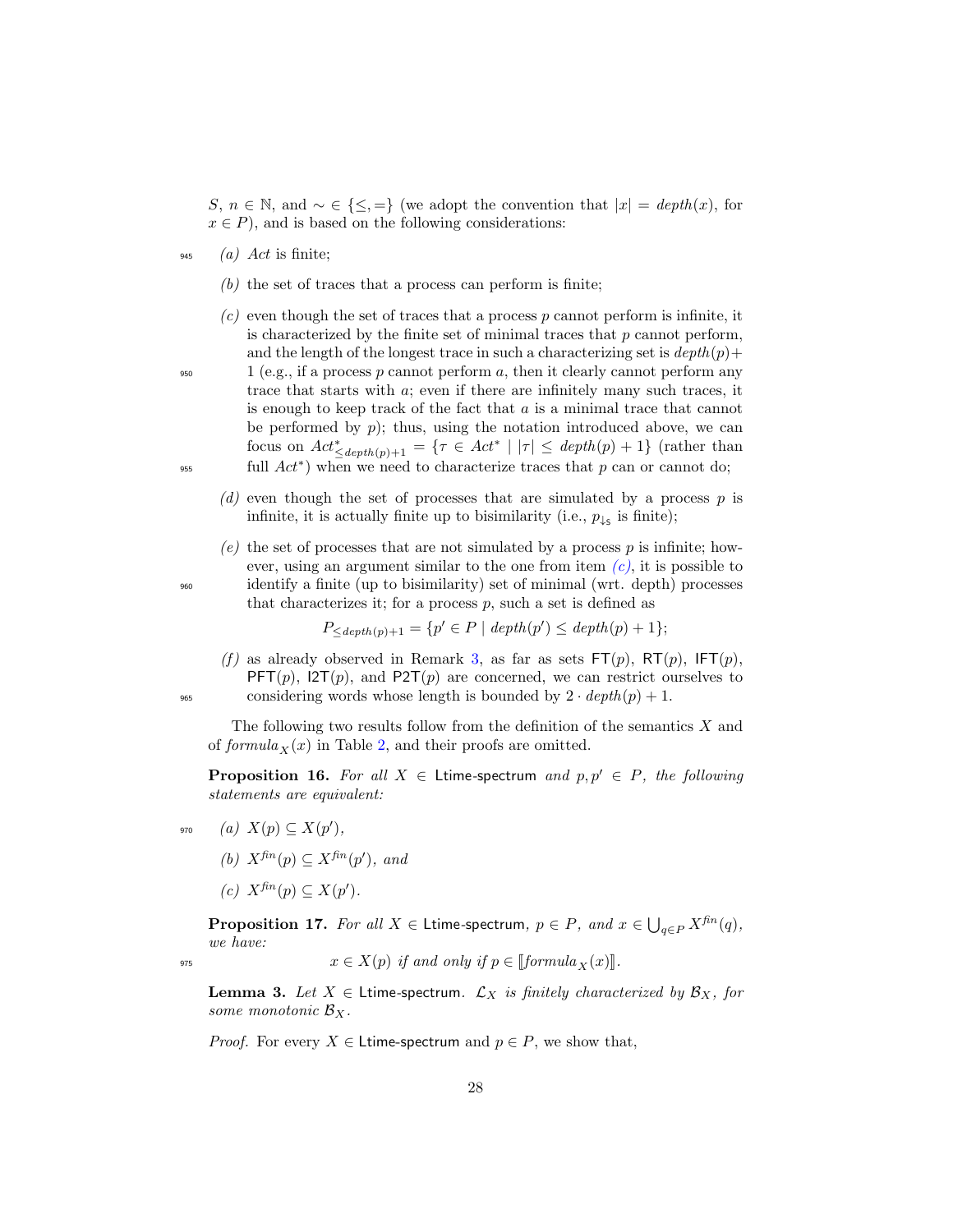$S$, $n \in \mathbb{N}$, and $\sim\, \in \{\leq, =\}$ (we adopt the convention that $|x| = \mathit{depth}(x)$, for $x \in P$), and is based on the following considerations:

*(a)* $\mathit{Act}$ is finite;

*(b)* the set of traces that a process can perform is finite;

*(c)* even though the set of traces that a process $p$ cannot perform is infinite, it is characterized by the finite set of minimal traces that $p$ cannot perform, and the length of the longest trace in such a characterizing set is $\mathit{depth}(p)+1$ (e.g., if a process $p$ cannot perform $a$, then it clearly cannot perform any trace that starts with $a$; even if there are infinitely many such traces, it is enough to keep track of the fact that $a$ is a minimal trace that cannot be performed by $p$); thus, using the notation introduced above, we can focus on $\mathit{Act}^*_{\leq \mathit{depth}(p)+1} = \{\tau \in \mathit{Act}^* \mid |\tau| \leq \mathit{depth}(p) + 1\}$ (rather than full $\mathit{Act}^*$) when we need to characterize traces that $p$ can or cannot do;

*(d)* even though the set of processes that are simulated by a process $p$ is infinite, it is actually finite up to bisimilarity (i.e., $p_{\downarrow_\mathsf{S}}$ is finite);

*(e)* the set of processes that are not simulated by a process $p$ is infinite; however, using an argument similar to the one from item *(c)*, it is possible to identify a finite (up to bisimilarity) set of minimal (wrt. depth) processes that characterizes it; for a process $p$, such a set is defined as

$$P_{\leq \mathit{depth}(p)+1} = \{p' \in P \mid \mathit{depth}(p') \leq \mathit{depth}(p) + 1\};$$

*(f)* as already observed in Remark 3, as far as sets $\mathsf{FT}(p)$, $\mathsf{RT}(p)$, $\mathsf{IFT}(p)$, $\mathsf{PFT}(p)$, $\mathsf{I2T}(p)$, and $\mathsf{P2T}(p)$ are concerned, we can restrict ourselves to considering words whose length is bounded by $2 \cdot \mathit{depth}(p) + 1$.

The following two results follow from the definition of the semantics $X$ and of $\mathit{formula}_X(x)$ in Table 2, and their proofs are omitted.

**Proposition 16.** *For all $X \in \mathsf{Ltime\text{-}spectrum}$ and $p, p' \in P$, the following statements are equivalent:*

*(a)* $X(p) \subseteq X(p')$,

*(b)* $X^{\mathit{fin}}(p) \subseteq X^{\mathit{fin}}(p')$, *and*

*(c)* $X^{\mathit{fin}}(p) \subseteq X(p')$.

**Proposition 17.** *For all $X \in \mathsf{Ltime\text{-}spectrum}$, $p \in P$, and $x \in \bigcup_{q \in P} X^{\mathit{fin}}(q)$, we have:*

$$x \in X(p) \text{ if and only if } p \in [\![\mathit{formula}_X(x)]\!].$$

**Lemma 3.** *Let $X \in \mathsf{Ltime\text{-}spectrum}$. $\mathcal{L}_X$ is finitely characterized by $\mathcal{B}_X$, for some monotonic $\mathcal{B}_X$.*

*Proof.* For every $X \in \mathsf{Ltime\text{-}spectrum}$ and $p \in P$, we show that,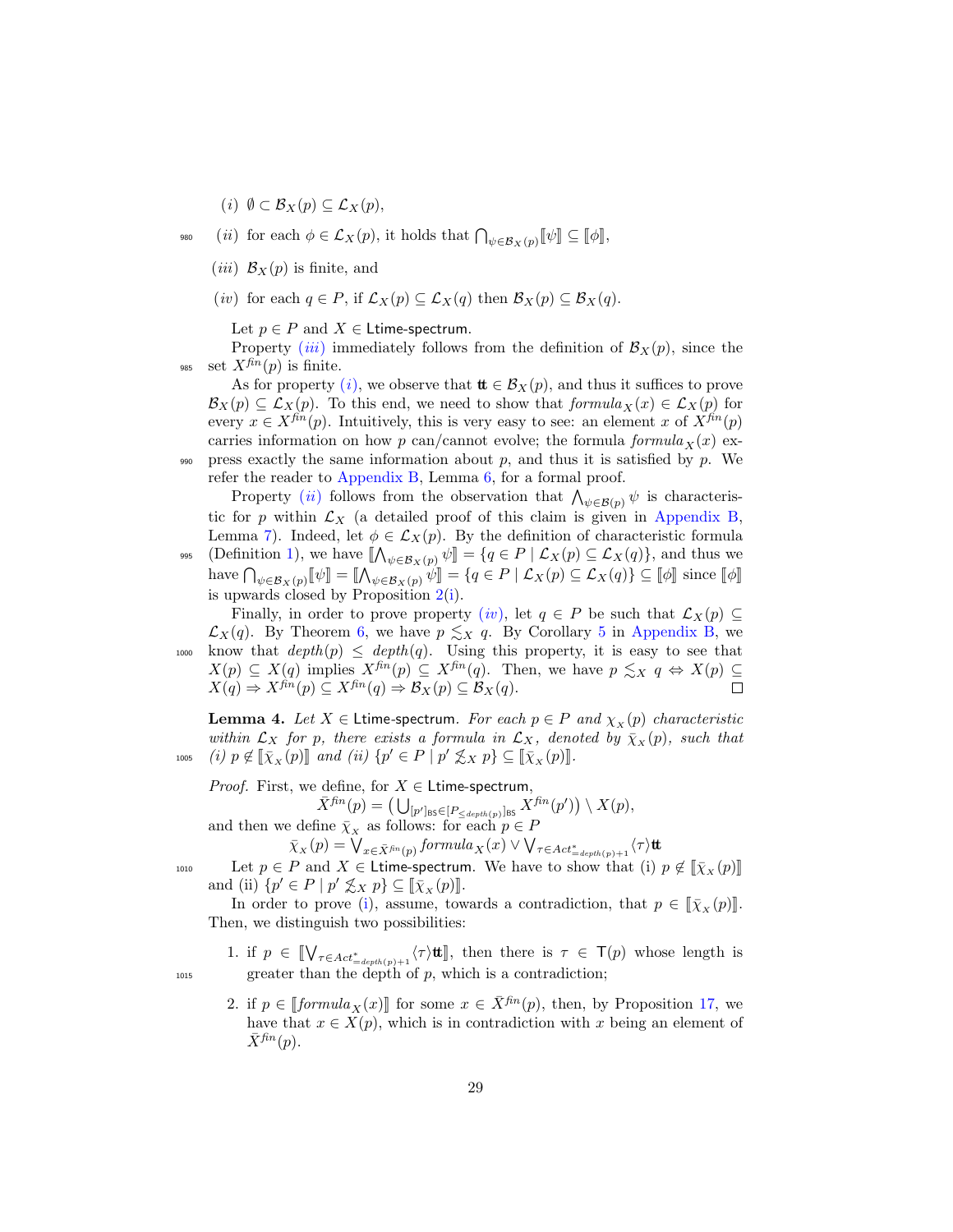(*i*) $\emptyset \subset \mathcal{B}_X(p) \subseteq \mathcal{L}_X(p)$,

(*ii*) for each $\phi \in \mathcal{L}_X(p)$, it holds that $\bigcap_{\psi \in \mathcal{B}_X(p)} [\![\psi]\!] \subseteq [\![\phi]\!]$,

(*iii*) $\mathcal{B}_X(p)$ is finite, and

(*iv*) for each $q \in P$, if $\mathcal{L}_X(p) \subseteq \mathcal{L}_X(q)$ then $\mathcal{B}_X(p) \subseteq \mathcal{B}_X(q)$.

Let $p \in P$ and $X \in$ Ltime-spectrum.

Property (*iii*) immediately follows from the definition of $\mathcal{B}_X(p)$, since the set $X^{fin}(p)$ is finite.

As for property (*i*), we observe that $\mathbf{tt} \in \mathcal{B}_X(p)$, and thus it suffices to prove $\mathcal{B}_X(p) \subseteq \mathcal{L}_X(p)$. To this end, we need to show that $formula_X(x) \in \mathcal{L}_X(p)$ for every $x \in X^{fin}(p)$. Intuitively, this is very easy to see: an element $x$ of $X^{fin}(p)$ carries information on how $p$ can/cannot evolve; the formula $formula_X(x)$ express exactly the same information about $p$, and thus it is satisfied by $p$. We refer the reader to Appendix B, Lemma 6, for a formal proof.

Property (*ii*) follows from the observation that $\bigwedge_{\psi \in \mathcal{B}(p)} \psi$ is characteristic for $p$ within $\mathcal{L}_X$ (a detailed proof of this claim is given in Appendix B, Lemma 7). Indeed, let $\phi \in \mathcal{L}_X(p)$. By the definition of characteristic formula (Definition 1), we have $[\![\bigwedge_{\psi \in \mathcal{B}_X(p)} \psi]\!] = \{q \in P \mid \mathcal{L}_X(p) \subseteq \mathcal{L}_X(q)\}$, and thus we have $\bigcap_{\psi \in \mathcal{B}_X(p)} [\![\psi]\!] = [\![\bigwedge_{\psi \in \mathcal{B}_X(p)} \psi]\!] = \{q \in P \mid \mathcal{L}_X(p) \subseteq \mathcal{L}_X(q)\} \subseteq [\![\phi]\!]$ since $[\![\phi]\!]$ is upwards closed by Proposition 2(i).

Finally, in order to prove property (*iv*), let $q \in P$ be such that $\mathcal{L}_X(p) \subseteq \mathcal{L}_X(q)$. By Theorem 6, we have $p \lesssim_X q$. By Corollary 5 in Appendix B, we know that $depth(p) \leq depth(q)$. Using this property, it is easy to see that $X(p) \subseteq X(q)$ implies $X^{fin}(p) \subseteq X^{fin}(q)$. Then, we have $p \lesssim_X q \Leftrightarrow X(p) \subseteq X(q) \Rightarrow X^{fin}(p) \subseteq X^{fin}(q) \Rightarrow \mathcal{B}_X(p) \subseteq \mathcal{B}_X(q)$. □

**Lemma 4.** *Let $X \in$ Ltime-spectrum. For each $p \in P$ and $\chi_X(p)$ characteristic within $\mathcal{L}_X$ for $p$, there exists a formula in $\mathcal{L}_X$, denoted by $\bar{\chi}_X(p)$, such that (i) $p \notin [\![\bar{\chi}_X(p)]\!]$ and (ii) $\{p' \in P \mid p' \not\gtrsim_X p\} \subseteq [\![\bar{\chi}_X(p)]\!]$.*

*Proof.* First, we define, for $X \in$ Ltime-spectrum,

$$\bar{X}^{fin}(p) = \left(\bigcup_{[p']_{\mathsf{BS}} \in [P_{\leq depth(p)}]_{\mathsf{BS}}} X^{fin}(p')\right) \setminus X(p),$$

and then we define $\bar{\chi}_X$ as follows: for each $p \in P$

$$\bar{\chi}_X(p) = \bigvee_{x \in \bar{X}^{fin}(p)} formula_X(x) \vee \bigvee_{\tau \in Act^*_{=depth(p)+1}} \langle \tau \rangle \mathbf{tt}$$

Let $p \in P$ and $X \in$ Ltime-spectrum. We have to show that (i) $p \notin [\![\bar{\chi}_X(p)]\!]$ and (ii) $\{p' \in P \mid p' \not\gtrsim_X p\} \subseteq [\![\bar{\chi}_X(p)]\!]$.

In order to prove (i), assume, towards a contradiction, that $p \in [\![\bar{\chi}_X(p)]\!]$. Then, we distinguish two possibilities:

1. if $p \in [\![\bigvee_{\tau \in Act^*_{=depth(p)+1}} \langle \tau \rangle \mathbf{tt}]\!]$, then there is $\tau \in \mathsf{T}(p)$ whose length is greater than the depth of $p$, which is a contradiction;

2. if $p \in [\![formula_X(x)]\!]$ for some $x \in \bar{X}^{fin}(p)$, then, by Proposition 17, we have that $x \in X(p)$, which is in contradiction with $x$ being an element of $\bar{X}^{fin}(p)$.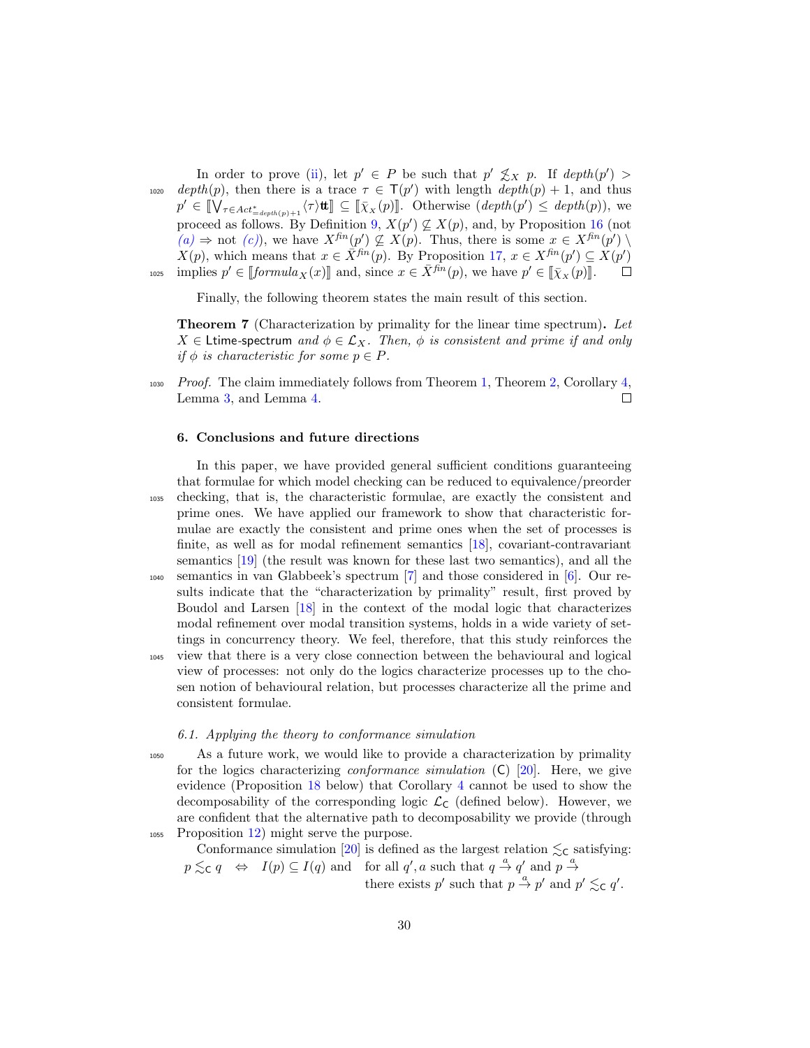In order to prove (ii), let $p' \in P$ be such that $p' \not\lesssim_X p$. If $depth(p') > depth(p)$, then there is a trace $\tau \in \mathsf{T}(p')$ with length $depth(p)+1$, and thus $p' \in [\![\bigvee_{\tau \in Act^*_{=depth(p)+1}} \langle \tau \rangle \mathtt{tt}]\!] \subseteq [\![\bar{\chi}_X(p)]\!]$. Otherwise ($depth(p') \leq depth(p)$), we proceed as follows. By Definition 9, $X(p') \not\subseteq X(p)$, and, by Proposition 16 (not *(a)* $\Rightarrow$ not *(c)*), we have $X^{fin}(p') \not\subseteq X(p)$. Thus, there is some $x \in X^{fin}(p') \setminus X(p)$, which means that $x \in \bar{X}^{fin}(p)$. By Proposition 17, $x \in X^{fin}(p') \subseteq X(p')$ implies $p' \in [\![formula_X(x)]\!]$ and, since $x \in \bar{X}^{fin}(p)$, we have $p' \in [\![\bar{\chi}_X(p)]\!]$. ◻

Finally, the following theorem states the main result of this section.

**Theorem 7** (Characterization by primality for the linear time spectrum)**.** *Let $X \in$ $\mathsf{Ltime\text{-}spectrum}$ and $\phi \in \mathcal{L}_X$. Then, $\phi$ is consistent and prime if and only if $\phi$ is characteristic for some $p \in P$.*

*Proof.* The claim immediately follows from Theorem 1, Theorem 2, Corollary 4, Lemma 3, and Lemma 4. ◻

## 6. Conclusions and future directions

In this paper, we have provided general sufficient conditions guaranteeing that formulae for which model checking can be reduced to equivalence/preorder checking, that is, the characteristic formulae, are exactly the consistent and prime ones. We have applied our framework to show that characteristic formulae are exactly the consistent and prime ones when the set of processes is finite, as well as for modal refinement semantics [18], covariant-contravariant semantics [19] (the result was known for these last two semantics), and all the semantics in van Glabbeek's spectrum [7] and those considered in [6]. Our results indicate that the "characterization by primality" result, first proved by Boudol and Larsen [18] in the context of the modal logic that characterizes modal refinement over modal transition systems, holds in a wide variety of settings in concurrency theory. We feel, therefore, that this study reinforces the view that there is a very close connection between the behavioural and logical view of processes: not only do the logics characterize processes up to the chosen notion of behavioural relation, but processes characterize all the prime and consistent formulae.

### 6.1. Applying the theory to conformance simulation

As a future work, we would like to provide a characterization by primality for the logics characterizing *conformance simulation* ($\mathsf{C}$) [20]. Here, we give evidence (Proposition 18 below) that Corollary 4 cannot be used to show the decomposability of the corresponding logic $\mathcal{L}_\mathsf{C}$ (defined below). However, we are confident that the alternative path to decomposability we provide (through Proposition 12) might serve the purpose.

Conformance simulation [20] is defined as the largest relation $\lesssim_\mathsf{C}$ satisfying:

$$p \lesssim_\mathsf{C} q \quad \Leftrightarrow \quad I(p) \subseteq I(q) \text{ and } \quad \begin{array}{l}\text{for all } q', a \text{ such that } q \xrightarrow{a} q' \text{ and } p \xrightarrow{a} \\ \text{there exists } p' \text{ such that } p \xrightarrow{a} p' \text{ and } p' \lesssim_\mathsf{C} q'.\end{array}$$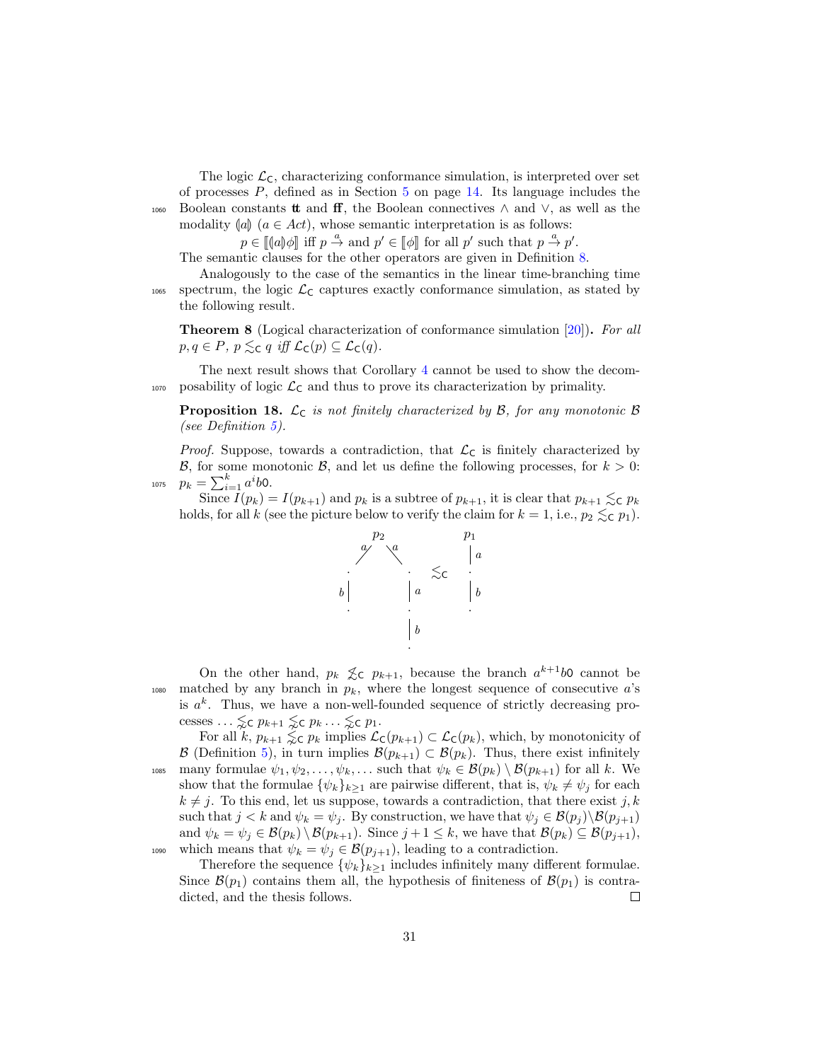The logic $\mathcal{L}_\mathsf{C}$, characterizing conformance simulation, is interpreted over set of processes $P$, defined as in Section 5 on page 14. Its language includes the Boolean constants **tt** and **ff**, the Boolean connectives $\wedge$ and $\vee$, as well as the modality $(\!|a|\!)$ ($a \in Act$), whose semantic interpretation is as follows:

$$p \in [\![(\!|a|\!)\phi]\!] \text{ iff } p \xrightarrow{a} \text{ and } p' \in [\![\phi]\!] \text{ for all } p' \text{ such that } p \xrightarrow{a} p'.$$

The semantic clauses for the other operators are given in Definition 8.

Analogously to the case of the semantics in the linear time-branching time spectrum, the logic $\mathcal{L}_\mathsf{C}$ captures exactly conformance simulation, as stated by the following result.

**Theorem 8** (Logical characterization of conformance simulation [20])**.** *For all $p, q \in P$, $p \lesssim_\mathsf{C} q$ iff $\mathcal{L}_\mathsf{C}(p) \subseteq \mathcal{L}_\mathsf{C}(q)$.*

The next result shows that Corollary 4 cannot be used to show the decomposability of logic $\mathcal{L}_\mathsf{C}$ and thus to prove its characterization by primality.

**Proposition 18.** *$\mathcal{L}_\mathsf{C}$ is not finitely characterized by $\mathcal{B}$, for any monotonic $\mathcal{B}$ (see Definition 5).*

*Proof.* Suppose, towards a contradiction, that $\mathcal{L}_\mathsf{C}$ is finitely characterized by $\mathcal{B}$, for some monotonic $\mathcal{B}$, and let us define the following processes, for $k > 0$: $p_k = \sum_{i=1}^{k} a^i b\mathsf{0}$.

Since $I(p_k) = I(p_{k+1})$ and $p_k$ is a subtree of $p_{k+1}$, it is clear that $p_{k+1} \lesssim_\mathsf{C} p_k$ holds, for all $k$ (see the picture below to verify the claim for $k = 1$, i.e., $p_2 \lesssim_\mathsf{C} p_1$).

```
        p2                p1
      a/  \a              | a
      .    .      ≲C      .
    b |    | a            | b
      .    .              .
           | b
           .
```

On the other hand, $p_k \not\lesssim_\mathsf{C} p_{k+1}$, because the branch $a^{k+1}b\mathsf{0}$ cannot be matched by any branch in $p_k$, where the longest sequence of consecutive $a$'s is $a^k$. Thus, we have a non-well-founded sequence of strictly decreasing processes $\ldots \lnsim_\mathsf{C} p_{k+1} \lnsim_\mathsf{C} p_k \ldots \lnsim_\mathsf{C} p_1$.

For all $k$, $p_{k+1} \lnsim_\mathsf{C} p_k$ implies $\mathcal{L}_\mathsf{C}(p_{k+1}) \subset \mathcal{L}_\mathsf{C}(p_k)$, which, by monotonicity of $\mathcal{B}$ (Definition 5), in turn implies $\mathcal{B}(p_{k+1}) \subset \mathcal{B}(p_k)$. Thus, there exist infinitely many formulae $\psi_1, \psi_2, \ldots, \psi_k, \ldots$ such that $\psi_k \in \mathcal{B}(p_k) \setminus \mathcal{B}(p_{k+1})$ for all $k$. We show that the formulae $\{\psi_k\}_{k \geq 1}$ are pairwise different, that is, $\psi_k \neq \psi_j$ for each $k \neq j$. To this end, let us suppose, towards a contradiction, that there exist $j, k$ such that $j < k$ and $\psi_k = \psi_j$. By construction, we have that $\psi_j \in \mathcal{B}(p_j) \setminus \mathcal{B}(p_{j+1})$ and $\psi_k = \psi_j \in \mathcal{B}(p_k) \setminus \mathcal{B}(p_{k+1})$. Since $j + 1 \leq k$, we have that $\mathcal{B}(p_k) \subseteq \mathcal{B}(p_{j+1})$, which means that $\psi_k = \psi_j \in \mathcal{B}(p_{j+1})$, leading to a contradiction.

Therefore the sequence $\{\psi_k\}_{k \geq 1}$ includes infinitely many different formulae. Since $\mathcal{B}(p_1)$ contains them all, the hypothesis of finiteness of $\mathcal{B}(p_1)$ is contradicted, and the thesis follows. $\square$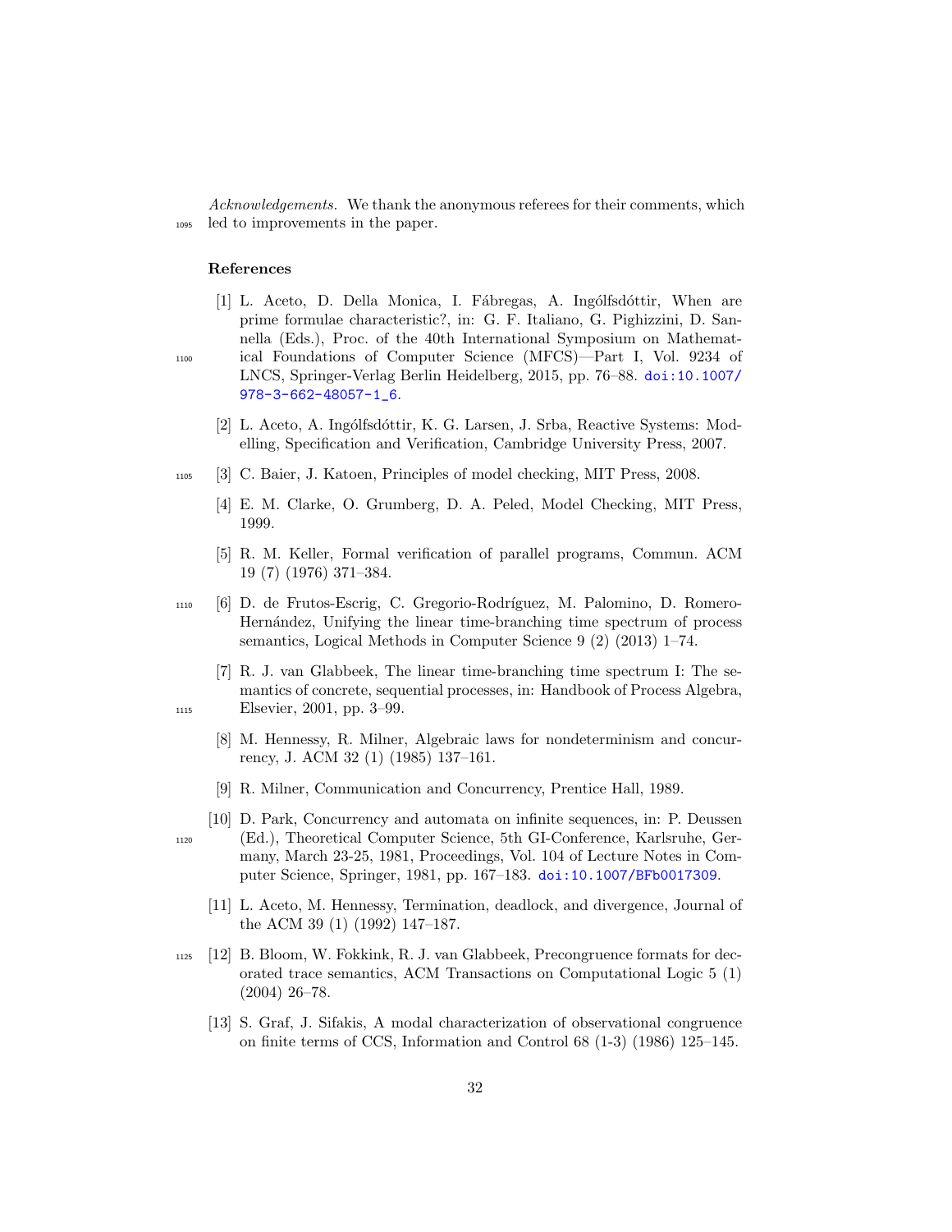*Acknowledgements.* We thank the anonymous referees for their comments, which led to improvements in the paper.

## References

[1] L. Aceto, D. Della Monica, I. Fábregas, A. Ingólfsdóttir, When are prime formulae characteristic?, in: G. F. Italiano, G. Pighizzini, D. Sannella (Eds.), Proc. of the 40th International Symposium on Mathematical Foundations of Computer Science (MFCS)—Part I, Vol. 9234 of LNCS, Springer-Verlag Berlin Heidelberg, 2015, pp. 76–88. doi:10.1007/978-3-662-48057-1_6.

[2] L. Aceto, A. Ingólfsdóttir, K. G. Larsen, J. Srba, Reactive Systems: Modelling, Specification and Verification, Cambridge University Press, 2007.

[3] C. Baier, J. Katoen, Principles of model checking, MIT Press, 2008.

[4] E. M. Clarke, O. Grumberg, D. A. Peled, Model Checking, MIT Press, 1999.

[5] R. M. Keller, Formal verification of parallel programs, Commun. ACM 19 (7) (1976) 371–384.

[6] D. de Frutos-Escrig, C. Gregorio-Rodríguez, M. Palomino, D. Romero-Hernández, Unifying the linear time-branching time spectrum of process semantics, Logical Methods in Computer Science 9 (2) (2013) 1–74.

[7] R. J. van Glabbeek, The linear time-branching time spectrum I: The semantics of concrete, sequential processes, in: Handbook of Process Algebra, Elsevier, 2001, pp. 3–99.

[8] M. Hennessy, R. Milner, Algebraic laws for nondeterminism and concurrency, J. ACM 32 (1) (1985) 137–161.

[9] R. Milner, Communication and Concurrency, Prentice Hall, 1989.

[10] D. Park, Concurrency and automata on infinite sequences, in: P. Deussen (Ed.), Theoretical Computer Science, 5th GI-Conference, Karlsruhe, Germany, March 23-25, 1981, Proceedings, Vol. 104 of Lecture Notes in Computer Science, Springer, 1981, pp. 167–183. doi:10.1007/BFb0017309.

[11] L. Aceto, M. Hennessy, Termination, deadlock, and divergence, Journal of the ACM 39 (1) (1992) 147–187.

[12] B. Bloom, W. Fokkink, R. J. van Glabbeek, Precongruence formats for decorated trace semantics, ACM Transactions on Computational Logic 5 (1) (2004) 26–78.

[13] S. Graf, J. Sifakis, A modal characterization of observational congruence on finite terms of CCS, Information and Control 68 (1-3) (1986) 125–145.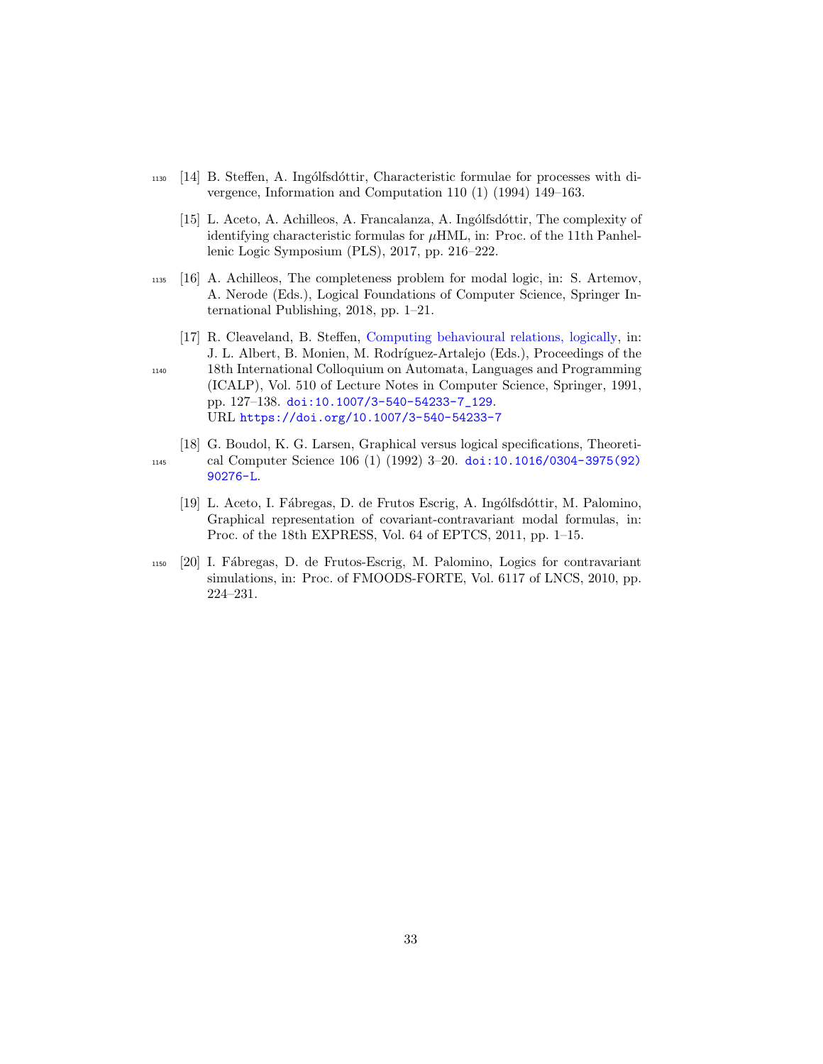[14] B. Steffen, A. Ingólfsdóttir, Characteristic formulae for processes with divergence, Information and Computation 110 (1) (1994) 149–163.

[15] L. Aceto, A. Achilleos, A. Francalanza, A. Ingólfsdóttir, The complexity of identifying characteristic formulas for $\mu$HML, in: Proc. of the 11th Panhellenic Logic Symposium (PLS), 2017, pp. 216–222.

[16] A. Achilleos, The completeness problem for modal logic, in: S. Artemov, A. Nerode (Eds.), Logical Foundations of Computer Science, Springer International Publishing, 2018, pp. 1–21.

[17] R. Cleaveland, B. Steffen, Computing behavioural relations, logically, in: J. L. Albert, B. Monien, M. Rodríguez-Artalejo (Eds.), Proceedings of the 18th International Colloquium on Automata, Languages and Programming (ICALP), Vol. 510 of Lecture Notes in Computer Science, Springer, 1991, pp. 127–138. doi:10.1007/3-540-54233-7_129.
URL https://doi.org/10.1007/3-540-54233-7

[18] G. Boudol, K. G. Larsen, Graphical versus logical specifications, Theoretical Computer Science 106 (1) (1992) 3–20. doi:10.1016/0304-3975(92)90276-L.

[19] L. Aceto, I. Fábregas, D. de Frutos Escrig, A. Ingólfsdóttir, M. Palomino, Graphical representation of covariant-contravariant modal formulas, in: Proc. of the 18th EXPRESS, Vol. 64 of EPTCS, 2011, pp. 1–15.

[20] I. Fábregas, D. de Frutos-Escrig, M. Palomino, Logics for contravariant simulations, in: Proc. of FMOODS-FORTE, Vol. 6117 of LNCS, 2010, pp. 224–231.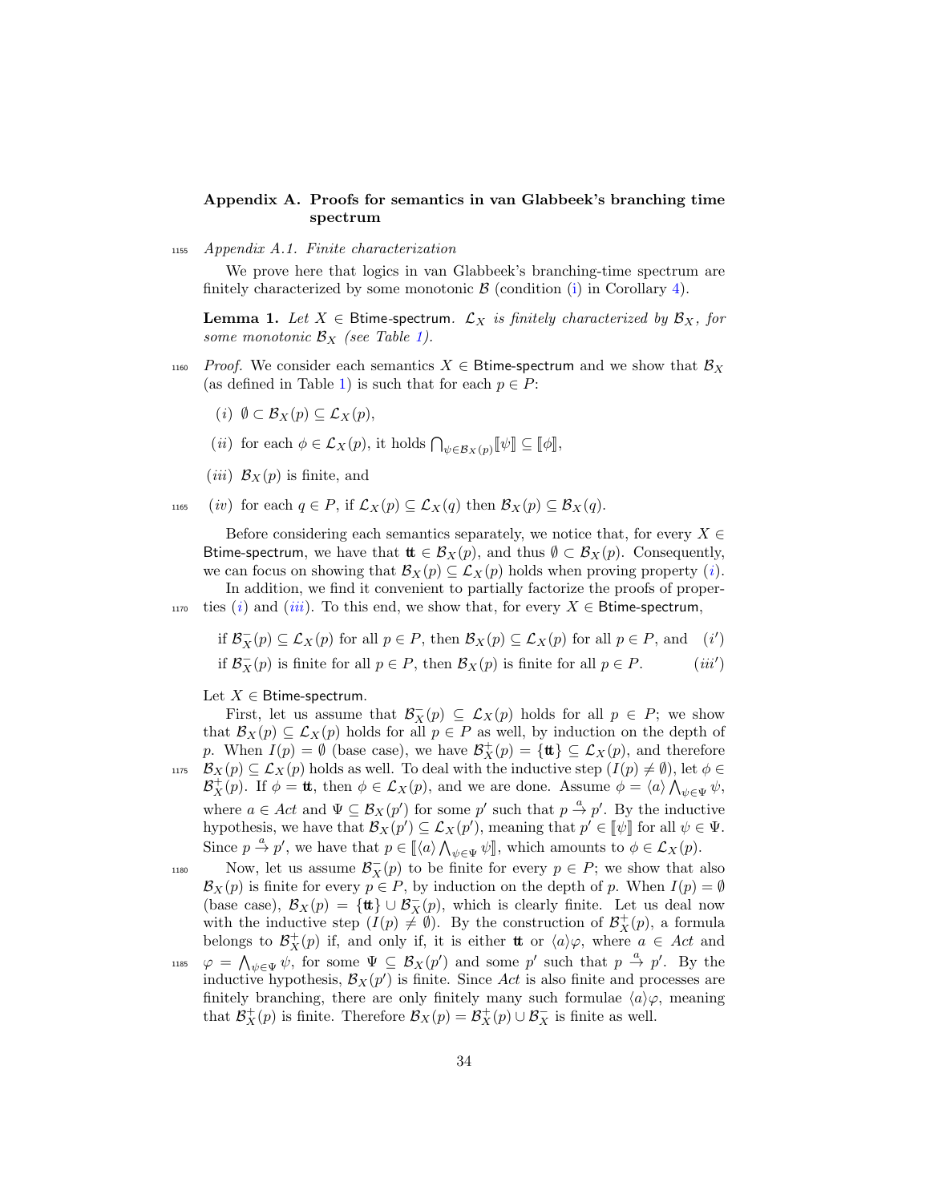## Appendix A. Proofs for semantics in van Glabbeek's branching time spectrum

### Appendix A.1. Finite characterization

We prove here that logics in van Glabbeek's branching-time spectrum are finitely characterized by some monotonic $\mathcal{B}$ (condition (i) in Corollary 4).

**Lemma 1.** *Let $X \in$ Btime-spectrum. $\mathcal{L}_X$ is finitely characterized by $\mathcal{B}_X$, for some monotonic $\mathcal{B}_X$ (see Table 1).*

*Proof.* We consider each semantics $X \in$ Btime-spectrum and we show that $\mathcal{B}_X$ (as defined in Table 1) is such that for each $p \in P$:

$(i)$ $\emptyset \subset \mathcal{B}_X(p) \subseteq \mathcal{L}_X(p)$,

$(ii)$ for each $\phi \in \mathcal{L}_X(p)$, it holds $\bigcap_{\psi \in \mathcal{B}_X(p)} [\![\psi]\!] \subseteq [\![\phi]\!]$,

$(iii)$ $\mathcal{B}_X(p)$ is finite, and

$(iv)$ for each $q \in P$, if $\mathcal{L}_X(p) \subseteq \mathcal{L}_X(q)$ then $\mathcal{B}_X(p) \subseteq \mathcal{B}_X(q)$.

Before considering each semantics separately, we notice that, for every $X \in$ Btime-spectrum, we have that $\mathtt{tt} \in \mathcal{B}_X(p)$, and thus $\emptyset \subset \mathcal{B}_X(p)$. Consequently, we can focus on showing that $\mathcal{B}_X(p) \subseteq \mathcal{L}_X(p)$ holds when proving property $(i)$.

In addition, we find it convenient to partially factorize the proofs of properties $(i)$ and $(iii)$. To this end, we show that, for every $X \in$ Btime-spectrum,

$$\text{if } \mathcal{B}_X^-(p) \subseteq \mathcal{L}_X(p) \text{ for all } p \in P\text{, then } \mathcal{B}_X(p) \subseteq \mathcal{L}_X(p) \text{ for all } p \in P\text{, and} \quad (i')$$

$$\text{if } \mathcal{B}_X^-(p) \text{ is finite for all } p \in P\text{, then } \mathcal{B}_X(p) \text{ is finite for all } p \in P. \quad (iii')$$

Let $X \in$ Btime-spectrum.

First, let us assume that $\mathcal{B}_X^-(p) \subseteq \mathcal{L}_X(p)$ holds for all $p \in P$; we show that $\mathcal{B}_X(p) \subseteq \mathcal{L}_X(p)$ holds for all $p \in P$ as well, by induction on the depth of $p$. When $I(p) = \emptyset$ (base case), we have $\mathcal{B}_X^+(p) = \{\mathtt{tt}\} \subseteq \mathcal{L}_X(p)$, and therefore $\mathcal{B}_X(p) \subseteq \mathcal{L}_X(p)$ holds as well. To deal with the inductive step ($I(p) \neq \emptyset$), let $\phi \in \mathcal{B}_X^+(p)$. If $\phi = \mathtt{tt}$, then $\phi \in \mathcal{L}_X(p)$, and we are done. Assume $\phi = \langle a \rangle \bigwedge_{\psi \in \Psi} \psi$, where $a \in Act$ and $\Psi \subseteq \mathcal{B}_X(p')$ for some $p'$ such that $p \xrightarrow{a} p'$. By the inductive hypothesis, we have that $\mathcal{B}_X(p') \subseteq \mathcal{L}_X(p')$, meaning that $p' \in [\![\psi]\!]$ for all $\psi \in \Psi$. Since $p \xrightarrow{a} p'$, we have that $p \in [\![\langle a \rangle \bigwedge_{\psi \in \Psi} \psi]\!]$, which amounts to $\phi \in \mathcal{L}_X(p)$.

Now, let us assume $\mathcal{B}_X^-(p)$ to be finite for every $p \in P$; we show that also $\mathcal{B}_X(p)$ is finite for every $p \in P$, by induction on the depth of $p$. When $I(p) = \emptyset$ (base case), $\mathcal{B}_X(p) = \{\mathtt{tt}\} \cup \mathcal{B}_X^-(p)$, which is clearly finite. Let us deal now with the inductive step ($I(p) \neq \emptyset$). By the construction of $\mathcal{B}_X^+(p)$, a formula belongs to $\mathcal{B}_X^+(p)$ if, and only if, it is either $\mathtt{tt}$ or $\langle a \rangle \varphi$, where $a \in Act$ and $\varphi = \bigwedge_{\psi \in \Psi} \psi$, for some $\Psi \subseteq \mathcal{B}_X(p')$ and some $p'$ such that $p \xrightarrow{a} p'$. By the inductive hypothesis, $\mathcal{B}_X(p')$ is finite. Since $Act$ is also finite and processes are finitely branching, there are only finitely many such formulae $\langle a \rangle \varphi$, meaning that $\mathcal{B}_X^+(p)$ is finite. Therefore $\mathcal{B}_X(p) = \mathcal{B}_X^+(p) \cup \mathcal{B}_X^-$ is finite as well.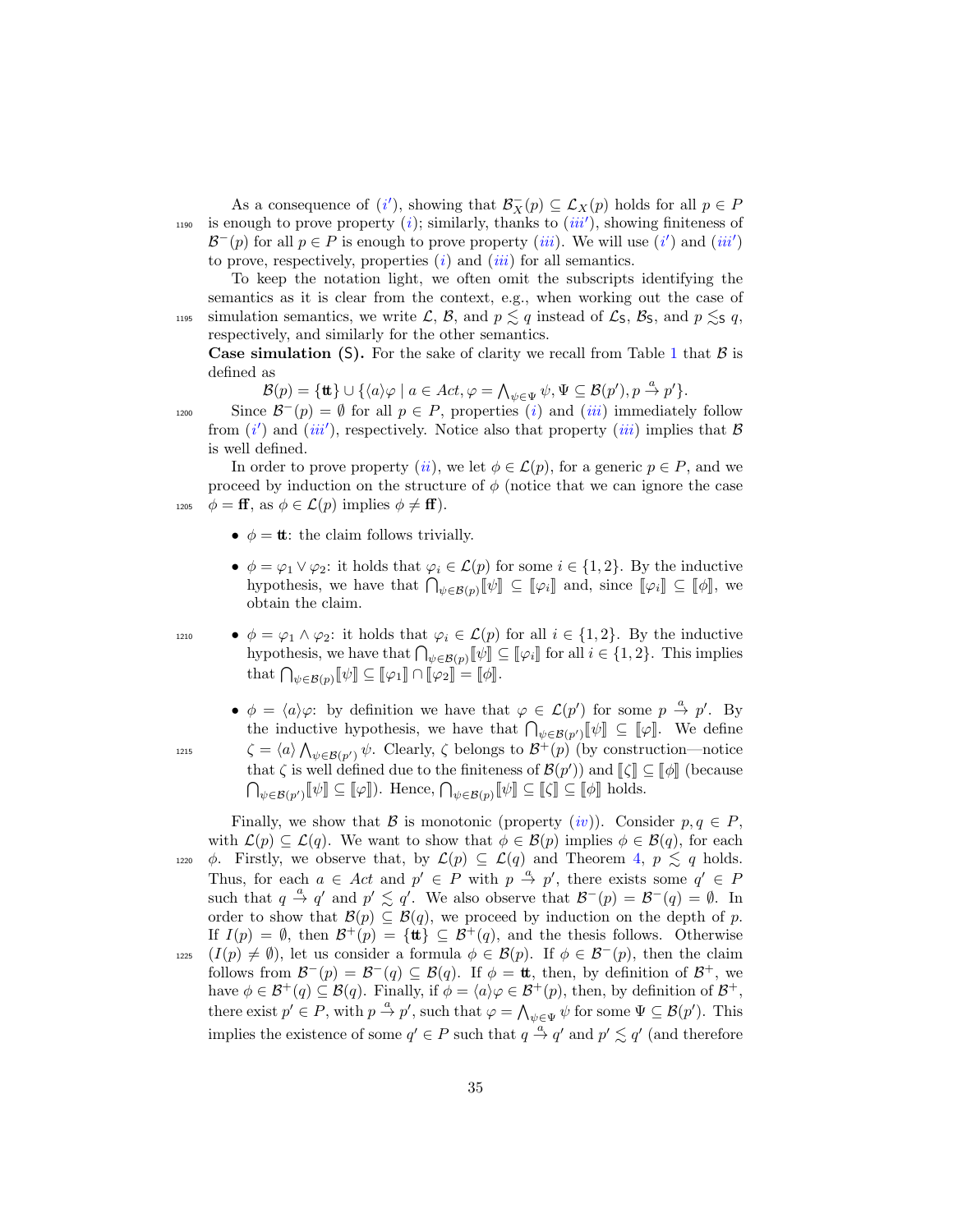As a consequence of ($i'$), showing that $\mathcal{B}^-_X(p) \subseteq \mathcal{L}_X(p)$ holds for all $p \in P$ is enough to prove property ($i$); similarly, thanks to ($iii'$), showing finiteness of $\mathcal{B}^-(p)$ for all $p \in P$ is enough to prove property ($iii$). We will use ($i'$) and ($iii'$) to prove, respectively, properties ($i$) and ($iii$) for all semantics.

To keep the notation light, we often omit the subscripts identifying the semantics as it is clear from the context, e.g., when working out the case of simulation semantics, we write $\mathcal{L}$, $\mathcal{B}$, and $p \lesssim q$ instead of $\mathcal{L}_\mathsf{S}$, $\mathcal{B}_\mathsf{S}$, and $p \lesssim_\mathsf{S} q$, respectively, and similarly for the other semantics.

**Case simulation (S).** For the sake of clarity we recall from Table 1 that $\mathcal{B}$ is defined as

$$\mathcal{B}(p) = \{\mathbf{tt}\} \cup \{\langle a \rangle \varphi \mid a \in Act, \varphi = \bigwedge_{\psi \in \Psi} \psi, \Psi \subseteq \mathcal{B}(p'), p \xrightarrow{a} p'\}.$$

Since $\mathcal{B}^-(p) = \emptyset$ for all $p \in P$, properties ($i$) and ($iii$) immediately follow from ($i'$) and ($iii'$), respectively. Notice also that property ($iii$) implies that $\mathcal{B}$ is well defined.

In order to prove property ($ii$), we let $\phi \in \mathcal{L}(p)$, for a generic $p \in P$, and we proceed by induction on the structure of $\phi$ (notice that we can ignore the case $\phi = \mathbf{ff}$, as $\phi \in \mathcal{L}(p)$ implies $\phi \neq \mathbf{ff}$).

- $\phi = \mathbf{tt}$: the claim follows trivially.
- $\phi = \varphi_1 \vee \varphi_2$: it holds that $\varphi_i \in \mathcal{L}(p)$ for some $i \in \{1, 2\}$. By the inductive hypothesis, we have that $\bigcap_{\psi \in \mathcal{B}(p)} [\![\psi]\!] \subseteq [\![\varphi_i]\!]$ and, since $[\![\varphi_i]\!] \subseteq [\![\phi]\!]$, we obtain the claim.
- $\phi = \varphi_1 \wedge \varphi_2$: it holds that $\varphi_i \in \mathcal{L}(p)$ for all $i \in \{1, 2\}$. By the inductive hypothesis, we have that $\bigcap_{\psi \in \mathcal{B}(p)} [\![\psi]\!] \subseteq [\![\varphi_i]\!]$ for all $i \in \{1, 2\}$. This implies that $\bigcap_{\psi \in \mathcal{B}(p)} [\![\psi]\!] \subseteq [\![\varphi_1]\!] \cap [\![\varphi_2]\!] = [\![\phi]\!]$.
- $\phi = \langle a \rangle \varphi$: by definition we have that $\varphi \in \mathcal{L}(p')$ for some $p \xrightarrow{a} p'$. By the inductive hypothesis, we have that $\bigcap_{\psi \in \mathcal{B}(p')} [\![\psi]\!] \subseteq [\![\varphi]\!]$. We define $\zeta = \langle a \rangle \bigwedge_{\psi \in \mathcal{B}(p')} \psi$. Clearly, $\zeta$ belongs to $\mathcal{B}^+(p)$ (by construction—notice that $\zeta$ is well defined due to the finiteness of $\mathcal{B}(p')$) and $[\![\zeta]\!] \subseteq [\![\phi]\!]$ (because $\bigcap_{\psi \in \mathcal{B}(p')} [\![\psi]\!] \subseteq [\![\varphi]\!]$). Hence, $\bigcap_{\psi \in \mathcal{B}(p)} [\![\psi]\!] \subseteq [\![\zeta]\!] \subseteq [\![\phi]\!]$ holds.

Finally, we show that $\mathcal{B}$ is monotonic (property ($iv$)). Consider $p, q \in P$, with $\mathcal{L}(p) \subseteq \mathcal{L}(q)$. We want to show that $\phi \in \mathcal{B}(p)$ implies $\phi \in \mathcal{B}(q)$, for each $\phi$. Firstly, we observe that, by $\mathcal{L}(p) \subseteq \mathcal{L}(q)$ and Theorem 4, $p \lesssim q$ holds. Thus, for each $a \in Act$ and $p' \in P$ with $p \xrightarrow{a} p'$, there exists some $q' \in P$ such that $q \xrightarrow{a} q'$ and $p' \lesssim q'$. We also observe that $\mathcal{B}^-(p) = \mathcal{B}^-(q) = \emptyset$. In order to show that $\mathcal{B}(p) \subseteq \mathcal{B}(q)$, we proceed by induction on the depth of $p$. If $I(p) = \emptyset$, then $\mathcal{B}^+(p) = \{\mathbf{tt}\} \subseteq \mathcal{B}^+(q)$, and the thesis follows. Otherwise ($I(p) \neq \emptyset$), let us consider a formula $\phi \in \mathcal{B}(p)$. If $\phi \in \mathcal{B}^-(p)$, then the claim follows from $\mathcal{B}^-(p) = \mathcal{B}^-(q) \subseteq \mathcal{B}(q)$. If $\phi = \mathbf{tt}$, then, by definition of $\mathcal{B}^+$, we have $\phi \in \mathcal{B}^+(q) \subseteq \mathcal{B}(q)$. Finally, if $\phi = \langle a \rangle \varphi \in \mathcal{B}^+(p)$, then, by definition of $\mathcal{B}^+$, there exist $p' \in P$, with $p \xrightarrow{a} p'$, such that $\varphi = \bigwedge_{\psi \in \Psi} \psi$ for some $\Psi \subseteq \mathcal{B}(p')$. This implies the existence of some $q' \in P$ such that $q \xrightarrow{a} q'$ and $p' \lesssim q'$ (and therefore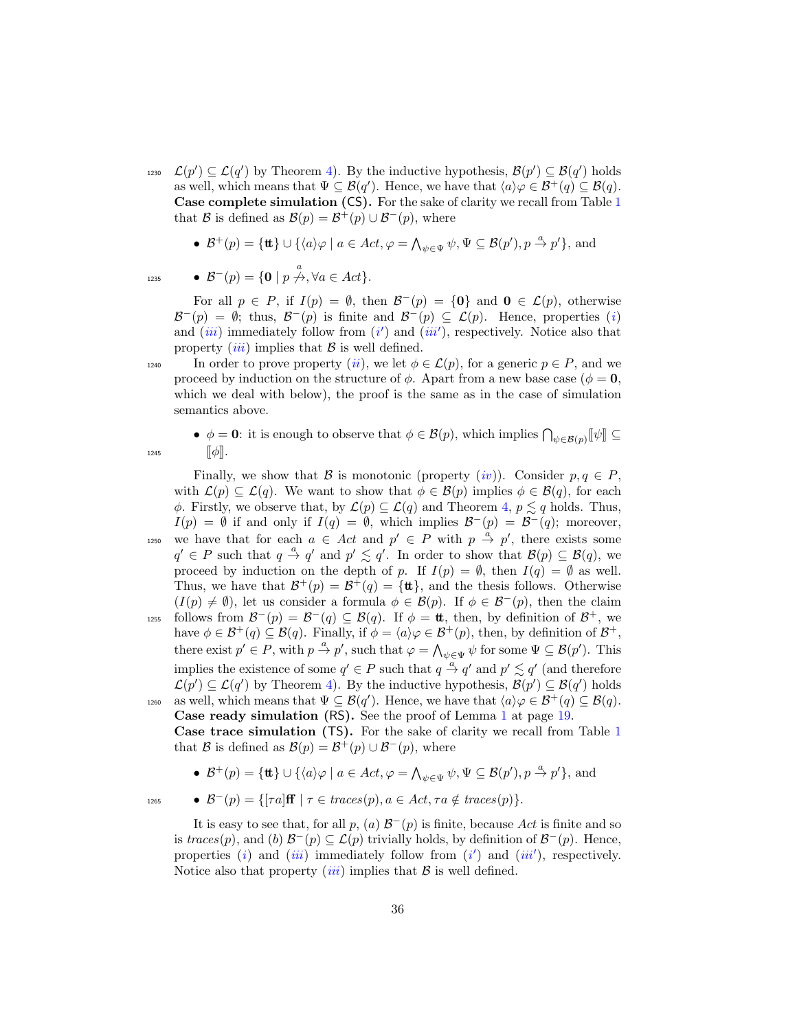$\mathcal{L}(p') \subseteq \mathcal{L}(q')$ by Theorem 4). By the inductive hypothesis, $\mathcal{B}(p') \subseteq \mathcal{B}(q')$ holds as well, which means that $\Psi \subseteq \mathcal{B}(q')$. Hence, we have that $\langle a\rangle\varphi \in \mathcal{B}^+(q) \subseteq \mathcal{B}(q)$.

**Case complete simulation (CS).** For the sake of clarity we recall from Table 1 that $\mathcal{B}$ is defined as $\mathcal{B}(p) = \mathcal{B}^+(p) \cup \mathcal{B}^-(p)$, where

- $\mathcal{B}^+(p) = \{\mathbf{tt}\} \cup \{\langle a\rangle\varphi \mid a \in Act, \varphi = \bigwedge_{\psi\in\Psi}\psi, \Psi \subseteq \mathcal{B}(p'), p \xrightarrow{a} p'\}$, and
- $\mathcal{B}^-(p) = \{\mathbf{0} \mid p \not\xrightarrow{a}, \forall a \in Act\}$.

For all $p \in P$, if $I(p) = \emptyset$, then $\mathcal{B}^-(p) = \{\mathbf{0}\}$ and $\mathbf{0} \in \mathcal{L}(p)$, otherwise $\mathcal{B}^-(p) = \emptyset$; thus, $\mathcal{B}^-(p)$ is finite and $\mathcal{B}^-(p) \subseteq \mathcal{L}(p)$. Hence, properties $(i)$ and $(iii)$ immediately follow from $(i')$ and $(iii')$, respectively. Notice also that property $(iii)$ implies that $\mathcal{B}$ is well defined.

In order to prove property $(ii)$, we let $\phi \in \mathcal{L}(p)$, for a generic $p \in P$, and we proceed by induction on the structure of $\phi$. Apart from a new base case ($\phi = \mathbf{0}$, which we deal with below), the proof is the same as in the case of simulation semantics above.

- $\phi = \mathbf{0}$: it is enough to observe that $\phi \in \mathcal{B}(p)$, which implies $\bigcap_{\psi\in\mathcal{B}(p)}[\![\psi]\!] \subseteq [\![\phi]\!]$.

Finally, we show that $\mathcal{B}$ is monotonic (property $(iv)$). Consider $p, q \in P$, with $\mathcal{L}(p) \subseteq \mathcal{L}(q)$. We want to show that $\phi \in \mathcal{B}(p)$ implies $\phi \in \mathcal{B}(q)$, for each $\phi$. Firstly, we observe that, by $\mathcal{L}(p) \subseteq \mathcal{L}(q)$ and Theorem 4, $p \lesssim q$ holds. Thus, $I(p) = \emptyset$ if and only if $I(q) = \emptyset$, which implies $\mathcal{B}^-(p) = \mathcal{B}^-(q)$; moreover, we have that for each $a \in Act$ and $p' \in P$ with $p \xrightarrow{a} p'$, there exists some $q' \in P$ such that $q \xrightarrow{a} q'$ and $p' \lesssim q'$. In order to show that $\mathcal{B}(p) \subseteq \mathcal{B}(q)$, we proceed by induction on the depth of $p$. If $I(p) = \emptyset$, then $I(q) = \emptyset$ as well. Thus, we have that $\mathcal{B}^+(p) = \mathcal{B}^+(q) = \{\mathbf{tt}\}$, and the thesis follows. Otherwise ($I(p) \neq \emptyset$), let us consider a formula $\phi \in \mathcal{B}(p)$. If $\phi \in \mathcal{B}^-(p)$, then the claim follows from $\mathcal{B}^-(p) = \mathcal{B}^-(q) \subseteq \mathcal{B}(q)$. If $\phi = \mathbf{tt}$, then, by definition of $\mathcal{B}^+$, we have $\phi \in \mathcal{B}^+(q) \subseteq \mathcal{B}(q)$. Finally, if $\phi = \langle a\rangle\varphi \in \mathcal{B}^+(p)$, then, by definition of $\mathcal{B}^+$, there exist $p' \in P$, with $p \xrightarrow{a} p'$, such that $\varphi = \bigwedge_{\psi\in\Psi}\psi$ for some $\Psi \subseteq \mathcal{B}(p')$. This implies the existence of some $q' \in P$ such that $q \xrightarrow{a} q'$ and $p' \lesssim q'$ (and therefore $\mathcal{L}(p') \subseteq \mathcal{L}(q')$ by Theorem 4). By the inductive hypothesis, $\mathcal{B}(p') \subseteq \mathcal{B}(q')$ holds as well, which means that $\Psi \subseteq \mathcal{B}(q')$. Hence, we have that $\langle a\rangle\varphi \in \mathcal{B}^+(q) \subseteq \mathcal{B}(q)$.

**Case ready simulation (RS).** See the proof of Lemma 1 at page 19.

**Case trace simulation (TS).** For the sake of clarity we recall from Table 1 that $\mathcal{B}$ is defined as $\mathcal{B}(p) = \mathcal{B}^+(p) \cup \mathcal{B}^-(p)$, where

- $\mathcal{B}^+(p) = \{\mathbf{tt}\} \cup \{\langle a\rangle\varphi \mid a \in Act, \varphi = \bigwedge_{\psi\in\Psi}\psi, \Psi \subseteq \mathcal{B}(p'), p \xrightarrow{a} p'\}$, and
- $\mathcal{B}^-(p) = \{[\tau a]\mathbf{ff} \mid \tau \in traces(p), a \in Act, \tau a \notin traces(p)\}$.

It is easy to see that, for all $p$, (a) $\mathcal{B}^-(p)$ is finite, because $Act$ is finite and so is $traces(p)$, and (b) $\mathcal{B}^-(p) \subseteq \mathcal{L}(p)$ trivially holds, by definition of $\mathcal{B}^-(p)$. Hence, properties $(i)$ and $(iii)$ immediately follow from $(i')$ and $(iii')$, respectively. Notice also that property $(iii)$ implies that $\mathcal{B}$ is well defined.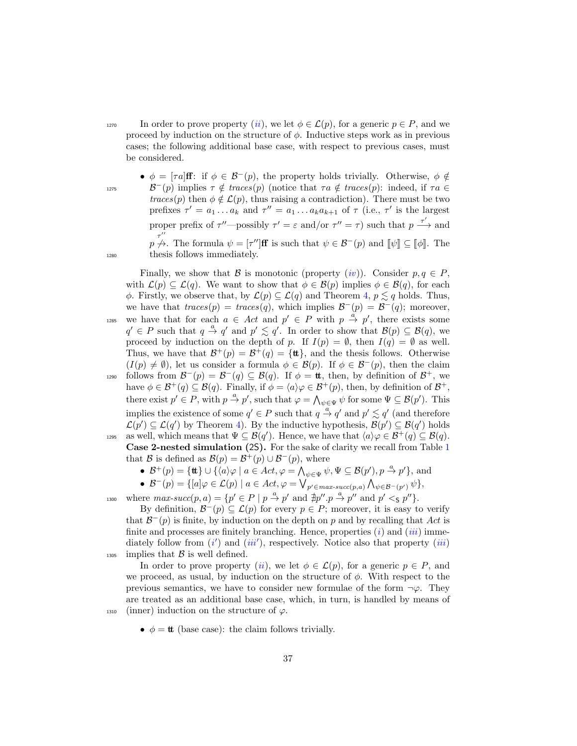In order to prove property (*ii*), we let $\phi \in \mathcal{L}(p)$, for a generic $p \in P$, and we proceed by induction on the structure of $\phi$. Inductive steps work as in previous cases; the following additional base case, with respect to previous cases, must be considered.

- $\phi = [\tau a]\mathbf{ff}$: if $\phi \in \mathcal{B}^-(p)$, the property holds trivially. Otherwise, $\phi \notin \mathcal{B}^-(p)$ implies $\tau \notin \textit{traces}(p)$ (notice that $\tau a \notin \textit{traces}(p)$: indeed, if $\tau a \in \textit{traces}(p)$ then $\phi \notin \mathcal{L}(p)$, thus raising a contradiction). There must be two prefixes $\tau' = a_1 \dots a_k$ and $\tau'' = a_1 \dots a_k a_{k+1}$ of $\tau$ (i.e., $\tau'$ is the largest proper prefix of $\tau''$—possibly $\tau' = \varepsilon$ and/or $\tau'' = \tau$) such that $p \xrightarrow{\tau'}$ and $p \not\xrightarrow{\tau''}$. The formula $\psi = [\tau'']\mathbf{ff}$ is such that $\psi \in \mathcal{B}^-(p)$ and $[\![\psi]\!] \subseteq [\![\phi]\!]$. The thesis follows immediately.

Finally, we show that $\mathcal{B}$ is monotonic (property (*iv*)). Consider $p, q \in P$, with $\mathcal{L}(p) \subseteq \mathcal{L}(q)$. We want to show that $\phi \in \mathcal{B}(p)$ implies $\phi \in \mathcal{B}(q)$, for each $\phi$. Firstly, we observe that, by $\mathcal{L}(p) \subseteq \mathcal{L}(q)$ and Theorem 4, $p \lesssim q$ holds. Thus, we have that $\textit{traces}(p) = \textit{traces}(q)$, which implies $\mathcal{B}^-(p) = \mathcal{B}^-(q)$; moreover, we have that for each $a \in \textit{Act}$ and $p' \in P$ with $p \xrightarrow{a} p'$, there exists some $q' \in P$ such that $q \xrightarrow{a} q'$ and $p' \lesssim q'$. In order to show that $\mathcal{B}(p) \subseteq \mathcal{B}(q)$, we proceed by induction on the depth of $p$. If $I(p) = \emptyset$, then $I(q) = \emptyset$ as well. Thus, we have that $\mathcal{B}^+(p) = \mathcal{B}^+(q) = \{\mathbf{tt}\}$, and the thesis follows. Otherwise ($I(p) \neq \emptyset$), let us consider a formula $\phi \in \mathcal{B}(p)$. If $\phi \in \mathcal{B}^-(p)$, then the claim follows from $\mathcal{B}^-(p) = \mathcal{B}^-(q) \subseteq \mathcal{B}(q)$. If $\phi = \mathbf{tt}$, then, by definition of $\mathcal{B}^+$, we have $\phi \in \mathcal{B}^+(q) \subseteq \mathcal{B}(q)$. Finally, if $\phi = \langle a \rangle \varphi \in \mathcal{B}^+(p)$, then, by definition of $\mathcal{B}^+$, there exist $p' \in P$, with $p \xrightarrow{a} p'$, such that $\varphi = \bigwedge_{\psi \in \Psi} \psi$ for some $\Psi \subseteq \mathcal{B}(p')$. This implies the existence of some $q' \in P$ such that $q \xrightarrow{a} q'$ and $p' \lesssim q'$ (and therefore $\mathcal{L}(p') \subseteq \mathcal{L}(q')$ by Theorem 4). By the inductive hypothesis, $\mathcal{B}(p') \subseteq \mathcal{B}(q')$ holds as well, which means that $\Psi \subseteq \mathcal{B}(q')$. Hence, we have that $\langle a \rangle \varphi \in \mathcal{B}^+(q) \subseteq \mathcal{B}(q)$.

**Case 2-nested simulation (2S).** For the sake of clarity we recall from Table 1 that $\mathcal{B}$ is defined as $\mathcal{B}(p) = \mathcal{B}^+(p) \cup \mathcal{B}^-(p)$, where

- $\mathcal{B}^+(p) = \{\mathbf{tt}\} \cup \{\langle a \rangle \varphi \mid a \in \textit{Act}, \varphi = \bigwedge_{\psi \in \Psi} \psi, \Psi \subseteq \mathcal{B}(p'), p \xrightarrow{a} p'\}$, and
- $\mathcal{B}^-(p) = \{[a]\varphi \in \mathcal{L}(p) \mid a \in \textit{Act}, \varphi = \bigvee_{p' \in \textit{max-succ}(p,a)} \bigwedge_{\psi \in \mathcal{B}^-(p')} \psi\}$,

where $\textit{max-succ}(p, a) = \{p' \in P \mid p \xrightarrow{a} p' \text{ and } \nexists p''. p \xrightarrow{a} p'' \text{ and } p' <_{\mathsf{S}} p''\}$.

By definition, $\mathcal{B}^-(p) \subseteq \mathcal{L}(p)$ for every $p \in P$; moreover, it is easy to verify that $\mathcal{B}^-(p)$ is finite, by induction on the depth on $p$ and by recalling that $\textit{Act}$ is finite and processes are finitely branching. Hence, properties (*i*) and (*iii*) immediately follow from (*i'*) and (*iii'*), respectively. Notice also that property (*iii*) implies that $\mathcal{B}$ is well defined.

In order to prove property (*ii*), we let $\phi \in \mathcal{L}(p)$, for a generic $p \in P$, and we proceed, as usual, by induction on the structure of $\phi$. With respect to the previous semantics, we have to consider new formulae of the form $\neg\varphi$. They are treated as an additional base case, which, in turn, is handled by means of (inner) induction on the structure of $\varphi$.

- $\phi = \mathbf{tt}$ (base case): the claim follows trivially.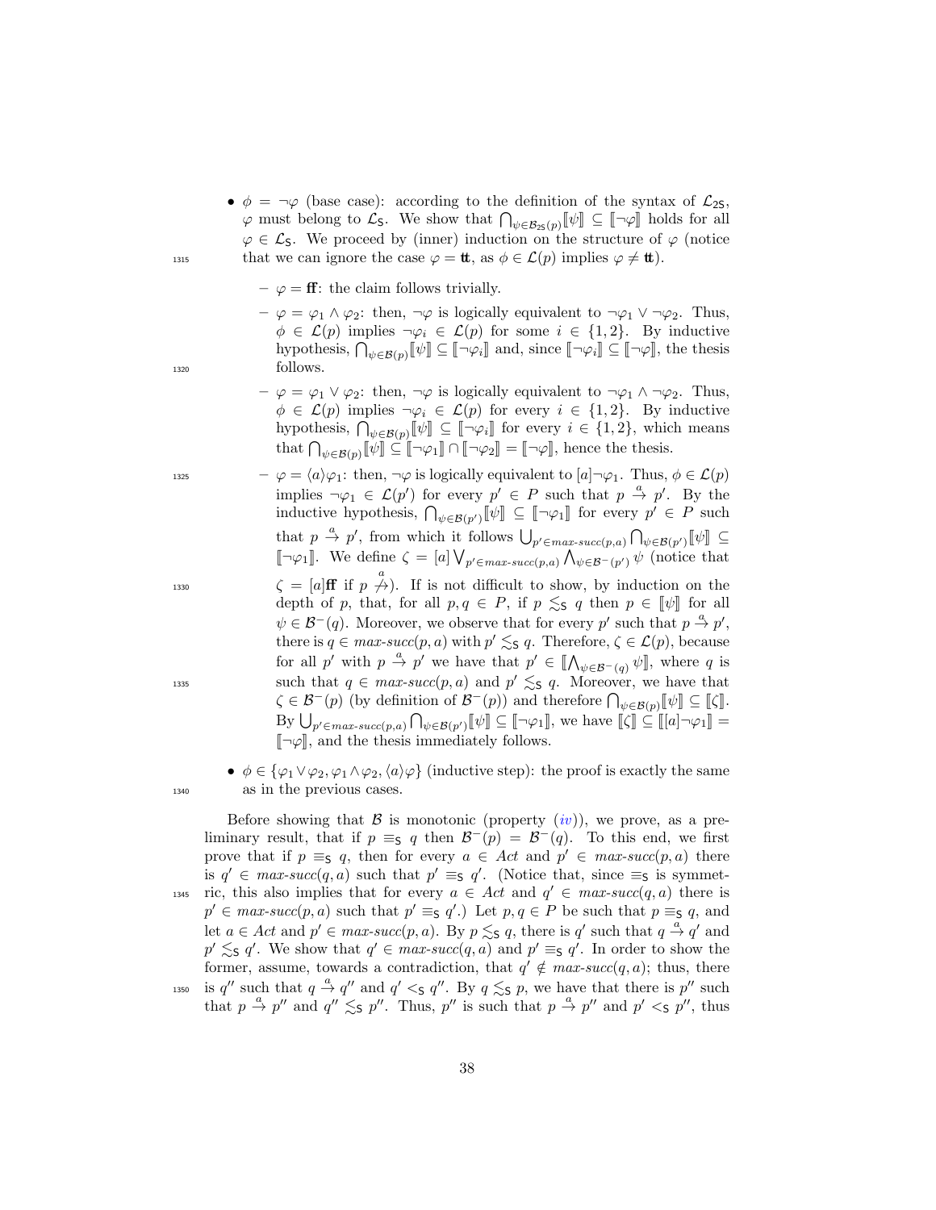- $\phi = \neg\varphi$ (base case): according to the definition of the syntax of $\mathcal{L}_{2\mathsf{S}}$, $\varphi$ must belong to $\mathcal{L}_{\mathsf{S}}$. We show that $\bigcap_{\psi \in \mathcal{B}_{2\mathsf{S}}(p)} [\![\psi]\!] \subseteq [\![\neg\varphi]\!]$ holds for all $\varphi \in \mathcal{L}_{\mathsf{S}}$. We proceed by (inner) induction on the structure of $\varphi$ (notice that we can ignore the case $\varphi = \mathbf{tt}$, as $\phi \in \mathcal{L}(p)$ implies $\varphi \neq \mathbf{tt}$).
  - $\varphi = \mathbf{ff}$: the claim follows trivially.
  - $\varphi = \varphi_1 \wedge \varphi_2$: then, $\neg\varphi$ is logically equivalent to $\neg\varphi_1 \vee \neg\varphi_2$. Thus, $\phi \in \mathcal{L}(p)$ implies $\neg\varphi_i \in \mathcal{L}(p)$ for some $i \in \{1, 2\}$. By inductive hypothesis, $\bigcap_{\psi \in \mathcal{B}(p)} [\![\psi]\!] \subseteq [\![\neg\varphi_i]\!]$ and, since $[\![\neg\varphi_i]\!] \subseteq [\![\neg\varphi]\!]$, the thesis follows.
  - $\varphi = \varphi_1 \vee \varphi_2$: then, $\neg\varphi$ is logically equivalent to $\neg\varphi_1 \wedge \neg\varphi_2$. Thus, $\phi \in \mathcal{L}(p)$ implies $\neg\varphi_i \in \mathcal{L}(p)$ for every $i \in \{1, 2\}$. By inductive hypothesis, $\bigcap_{\psi \in \mathcal{B}(p)} [\![\psi]\!] \subseteq [\![\neg\varphi_i]\!]$ for every $i \in \{1, 2\}$, which means that $\bigcap_{\psi \in \mathcal{B}(p)} [\![\psi]\!] \subseteq [\![\neg\varphi_1]\!] \cap [\![\neg\varphi_2]\!] = [\![\neg\varphi]\!]$, hence the thesis.
  - $\varphi = \langle a \rangle \varphi_1$: then, $\neg\varphi$ is logically equivalent to $[a]\neg\varphi_1$. Thus, $\phi \in \mathcal{L}(p)$ implies $\neg\varphi_1 \in \mathcal{L}(p')$ for every $p' \in P$ such that $p \xrightarrow{a} p'$. By the inductive hypothesis, $\bigcap_{\psi \in \mathcal{B}(p')} [\![\psi]\!] \subseteq [\![\neg\varphi_1]\!]$ for every $p' \in P$ such that $p \xrightarrow{a} p'$, from which it follows $\bigcup_{p' \in \mathit{max\text{-}succ}(p,a)} \bigcap_{\psi \in \mathcal{B}(p')} [\![\psi]\!] \subseteq [\![\neg\varphi_1]\!]$. We define $\zeta = [a] \bigvee_{p' \in \mathit{max\text{-}succ}(p,a)} \bigwedge_{\psi \in \mathcal{B}^-(p')} \psi$ (notice that $\zeta = [a]\mathbf{ff}$ if $p \stackrel{a}{\not\rightarrow}$). If is not difficult to show, by induction on the depth of $p$, that, for all $p, q \in P$, if $p \lesssim_{\mathsf{S}} q$ then $p \in [\![\psi]\!]$ for all $\psi \in \mathcal{B}^-(q)$. Moreover, we observe that for every $p'$ such that $p \xrightarrow{a} p'$, there is $q \in \mathit{max\text{-}succ}(p, a)$ with $p' \lesssim_{\mathsf{S}} q$. Therefore, $\zeta \in \mathcal{L}(p)$, because for all $p'$ with $p \xrightarrow{a} p'$ we have that $p' \in [\![\bigwedge_{\psi \in \mathcal{B}^-(q)} \psi]\!]$, where $q$ is such that $q \in \mathit{max\text{-}succ}(p, a)$ and $p' \lesssim_{\mathsf{S}} q$. Moreover, we have that $\zeta \in \mathcal{B}^-(p)$ (by definition of $\mathcal{B}^-(p)$) and therefore $\bigcap_{\psi \in \mathcal{B}(p)} [\![\psi]\!] \subseteq [\![\zeta]\!]$. By $\bigcup_{p' \in \mathit{max\text{-}succ}(p,a)} \bigcap_{\psi \in \mathcal{B}(p')} [\![\psi]\!] \subseteq [\![\neg\varphi_1]\!]$, we have $[\![\zeta]\!] \subseteq [\![[a]\neg\varphi_1]\!] = [\![\neg\varphi]\!]$, and the thesis immediately follows.
- $\phi \in \{\varphi_1 \vee \varphi_2, \varphi_1 \wedge \varphi_2, \langle a \rangle \varphi\}$ (inductive step): the proof is exactly the same as in the previous cases.

Before showing that $\mathcal{B}$ is monotonic (property (*iv*)), we prove, as a preliminary result, that if $p \equiv_{\mathsf{S}} q$ then $\mathcal{B}^-(p) = \mathcal{B}^-(q)$. To this end, we first prove that if $p \equiv_{\mathsf{S}} q$, then for every $a \in \mathit{Act}$ and $p' \in \mathit{max\text{-}succ}(p, a)$ there is $q' \in \mathit{max\text{-}succ}(q, a)$ such that $p' \equiv_{\mathsf{S}} q'$. (Notice that, since $\equiv_{\mathsf{S}}$ is symmetric, this also implies that for every $a \in \mathit{Act}$ and $q' \in \mathit{max\text{-}succ}(q, a)$ there is $p' \in \mathit{max\text{-}succ}(p, a)$ such that $p' \equiv_{\mathsf{S}} q'$.) Let $p, q \in P$ be such that $p \equiv_{\mathsf{S}} q$, and let $a \in \mathit{Act}$ and $p' \in \mathit{max\text{-}succ}(p, a)$. By $p \lesssim_{\mathsf{S}} q$, there is $q'$ such that $q \xrightarrow{a} q'$ and $p' \lesssim_{\mathsf{S}} q'$. We show that $q' \in \mathit{max\text{-}succ}(q, a)$ and $p' \equiv_{\mathsf{S}} q'$. In order to show the former, assume, towards a contradiction, that $q' \notin \mathit{max\text{-}succ}(q, a)$; thus, there is $q''$ such that $q \xrightarrow{a} q''$ and $q' <_{\mathsf{S}} q''$. By $q \lesssim_{\mathsf{S}} p$, we have that there is $p''$ such that $p \xrightarrow{a} p''$ and $q'' \lesssim_{\mathsf{S}} p''$. Thus, $p''$ is such that $p \xrightarrow{a} p''$ and $p' <_{\mathsf{S}} p''$, thus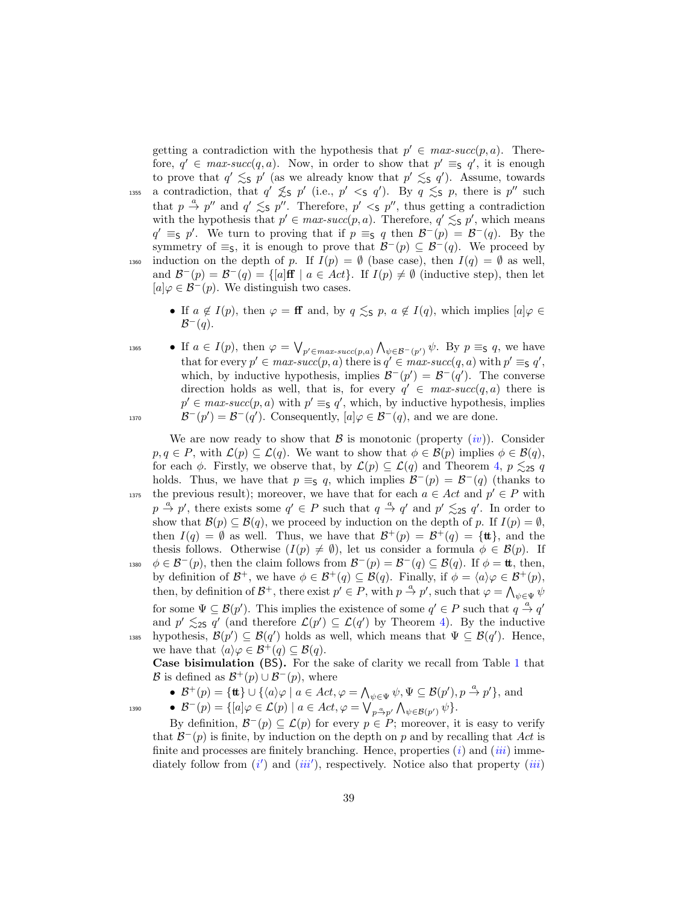getting a contradiction with the hypothesis that $p' \in \mathit{max\text{-}succ}(p, a)$. Therefore, $q' \in \mathit{max\text{-}succ}(q, a)$. Now, in order to show that $p' \equiv_{\mathsf{S}} q'$, it is enough to prove that $q' \lesssim_{\mathsf{S}} p'$ (as we already know that $p' \lesssim_{\mathsf{S}} q'$). Assume, towards a contradiction, that $q' \not\lesssim_{\mathsf{S}} p'$ (i.e., $p' <_{\mathsf{S}} q'$). By $q \lesssim_{\mathsf{S}} p$, there is $p''$ such that $p \xrightarrow{a} p''$ and $q' \lesssim_{\mathsf{S}} p''$. Therefore, $p' <_{\mathsf{S}} p''$, thus getting a contradiction with the hypothesis that $p' \in \mathit{max\text{-}succ}(p, a)$. Therefore, $q' \lesssim_{\mathsf{S}} p'$, which means $q' \equiv_{\mathsf{S}} p'$. We turn to proving that if $p \equiv_{\mathsf{S}} q$ then $\mathcal{B}^-(p) = \mathcal{B}^-(q)$. By the symmetry of $\equiv_{\mathsf{S}}$, it is enough to prove that $\mathcal{B}^-(p) \subseteq \mathcal{B}^-(q)$. We proceed by induction on the depth of $p$. If $I(p) = \emptyset$ (base case), then $I(q) = \emptyset$ as well, and $\mathcal{B}^-(p) = \mathcal{B}^-(q) = \{[a]\mathbf{ff} \mid a \in \mathit{Act}\}$. If $I(p) \neq \emptyset$ (inductive step), then let $[a]\varphi \in \mathcal{B}^-(p)$. We distinguish two cases.

- If $a \notin I(p)$, then $\varphi = \mathbf{ff}$ and, by $q \lesssim_{\mathsf{S}} p$, $a \notin I(q)$, which implies $[a]\varphi \in \mathcal{B}^-(q)$.
- If $a \in I(p)$, then $\varphi = \bigvee_{p' \in \mathit{max\text{-}succ}(p,a)} \bigwedge_{\psi \in \mathcal{B}^-(p')} \psi$. By $p \equiv_{\mathsf{S}} q$, we have that for every $p' \in \mathit{max\text{-}succ}(p, a)$ there is $q' \in \mathit{max\text{-}succ}(q, a)$ with $p' \equiv_{\mathsf{S}} q'$, which, by inductive hypothesis, implies $\mathcal{B}^-(p') = \mathcal{B}^-(q')$. The converse direction holds as well, that is, for every $q' \in \mathit{max\text{-}succ}(q, a)$ there is $p' \in \mathit{max\text{-}succ}(p, a)$ with $p' \equiv_{\mathsf{S}} q'$, which, by inductive hypothesis, implies $\mathcal{B}^-(p') = \mathcal{B}^-(q')$. Consequently, $[a]\varphi \in \mathcal{B}^-(q)$, and we are done.

We are now ready to show that $\mathcal{B}$ is monotonic (property (*iv*)). Consider $p, q \in P$, with $\mathcal{L}(p) \subseteq \mathcal{L}(q)$. We want to show that $\phi \in \mathcal{B}(p)$ implies $\phi \in \mathcal{B}(q)$, for each $\phi$. Firstly, we observe that, by $\mathcal{L}(p) \subseteq \mathcal{L}(q)$ and Theorem 4, $p \lesssim_{\mathsf{2S}} q$ holds. Thus, we have that $p \equiv_{\mathsf{S}} q$, which implies $\mathcal{B}^-(p) = \mathcal{B}^-(q)$ (thanks to the previous result); moreover, we have that for each $a \in \mathit{Act}$ and $p' \in P$ with $p \xrightarrow{a} p'$, there exists some $q' \in P$ such that $q \xrightarrow{a} q'$ and $p' \lesssim_{\mathsf{2S}} q'$. In order to show that $\mathcal{B}(p) \subseteq \mathcal{B}(q)$, we proceed by induction on the depth of $p$. If $I(p) = \emptyset$, then $I(q) = \emptyset$ as well. Thus, we have that $\mathcal{B}^+(p) = \mathcal{B}^+(q) = \{\mathbf{tt}\}$, and the thesis follows. Otherwise ($I(p) \neq \emptyset$), let us consider a formula $\phi \in \mathcal{B}(p)$. If $\phi \in \mathcal{B}^-(p)$, then the claim follows from $\mathcal{B}^-(p) = \mathcal{B}^-(q) \subseteq \mathcal{B}(q)$. If $\phi = \mathbf{tt}$, then, by definition of $\mathcal{B}^+$, we have $\phi \in \mathcal{B}^+(q) \subseteq \mathcal{B}(q)$. Finally, if $\phi = \langle a \rangle \varphi \in \mathcal{B}^+(p)$, then, by definition of $\mathcal{B}^+$, there exist $p' \in P$, with $p \xrightarrow{a} p'$, such that $\varphi = \bigwedge_{\psi \in \Psi} \psi$ for some $\Psi \subseteq \mathcal{B}(p')$. This implies the existence of some $q' \in P$ such that $q \xrightarrow{a} q'$ and $p' \lesssim_{\mathsf{2S}} q'$ (and therefore $\mathcal{L}(p') \subseteq \mathcal{L}(q')$ by Theorem 4). By the inductive hypothesis, $\mathcal{B}(p') \subseteq \mathcal{B}(q')$ holds as well, which means that $\Psi \subseteq \mathcal{B}(q')$. Hence, we have that $\langle a \rangle \varphi \in \mathcal{B}^+(q) \subseteq \mathcal{B}(q)$.

**Case bisimulation (BS).** For the sake of clarity we recall from Table 1 that $\mathcal{B}$ is defined as $\mathcal{B}^+(p) \cup \mathcal{B}^-(p)$, where

- $\mathcal{B}^+(p) = \{\mathbf{tt}\} \cup \{\langle a \rangle \varphi \mid a \in \mathit{Act}, \varphi = \bigwedge_{\psi \in \Psi} \psi, \Psi \subseteq \mathcal{B}(p'), p \xrightarrow{a} p'\}$, and
- $\mathcal{B}^-(p) = \{[a]\varphi \in \mathcal{L}(p) \mid a \in \mathit{Act}, \varphi = \bigvee_{p \xrightarrow{a} p'} \bigwedge_{\psi \in \mathcal{B}(p')} \psi\}$.

By definition, $\mathcal{B}^-(p) \subseteq \mathcal{L}(p)$ for every $p \in P$; moreover, it is easy to verify that $\mathcal{B}^-(p)$ is finite, by induction on the depth on $p$ and by recalling that $\mathit{Act}$ is finite and processes are finitely branching. Hence, properties (*i*) and (*iii*) immediately follow from (*i'*) and (*iii'*), respectively. Notice also that property (*iii*)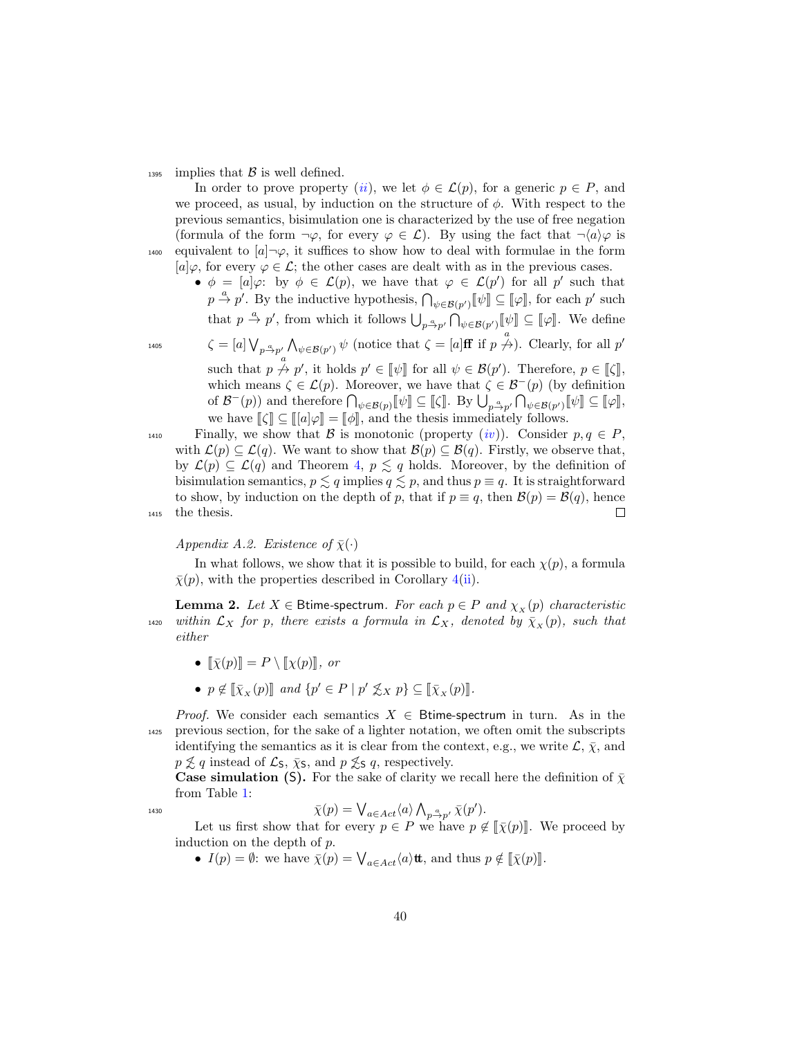implies that $\mathcal{B}$ is well defined.

In order to prove property (*ii*), we let $\phi \in \mathcal{L}(p)$, for a generic $p \in P$, and we proceed, as usual, by induction on the structure of $\phi$. With respect to the previous semantics, bisimulation one is characterized by the use of free negation (formula of the form $\neg\varphi$, for every $\varphi \in \mathcal{L}$). By using the fact that $\neg\langle a\rangle\varphi$ is equivalent to $[a]\neg\varphi$, it suffices to show how to deal with formulae in the form $[a]\varphi$, for every $\varphi \in \mathcal{L}$; the other cases are dealt with as in the previous cases.

- $\phi = [a]\varphi$: by $\phi \in \mathcal{L}(p)$, we have that $\varphi \in \mathcal{L}(p')$ for all $p'$ such that $p \xrightarrow{a} p'$. By the inductive hypothesis, $\bigcap_{\psi \in \mathcal{B}(p')} [\![\psi]\!] \subseteq [\![\varphi]\!]$, for each $p'$ such that $p \xrightarrow{a} p'$, from which it follows $\bigcup_{p \xrightarrow{a} p'} \bigcap_{\psi \in \mathcal{B}(p')} [\![\psi]\!] \subseteq [\![\varphi]\!]$. We define $\zeta = [a] \bigvee_{p \xrightarrow{a} p'} \bigwedge_{\psi \in \mathcal{B}(p')} \psi$ (notice that $\zeta = [a]\mathbf{ff}$ if $p \overset{a}{\not\to}$). Clearly, for all $p'$ such that $p \overset{a}{\not\to} p'$, it holds $p' \in [\![\psi]\!]$ for all $\psi \in \mathcal{B}(p')$. Therefore, $p \in [\![\zeta]\!]$, which means $\zeta \in \mathcal{L}(p)$. Moreover, we have that $\zeta \in \mathcal{B}^-(p)$ (by definition of $\mathcal{B}^-(p)$) and therefore $\bigcap_{\psi \in \mathcal{B}(p)} [\![\psi]\!] \subseteq [\![\zeta]\!]$. By $\bigcup_{p \xrightarrow{a} p'} \bigcap_{\psi \in \mathcal{B}(p')} [\![\psi]\!] \subseteq [\![\varphi]\!]$, we have $[\![\zeta]\!] \subseteq [\![[a]\varphi]\!] = [\![\phi]\!]$, and the thesis immediately follows.

Finally, we show that $\mathcal{B}$ is monotonic (property (*iv*)). Consider $p, q \in P$, with $\mathcal{L}(p) \subseteq \mathcal{L}(q)$. We want to show that $\mathcal{B}(p) \subseteq \mathcal{B}(q)$. Firstly, we observe that, by $\mathcal{L}(p) \subseteq \mathcal{L}(q)$ and Theorem 4, $p \lesssim q$ holds. Moreover, by the definition of bisimulation semantics, $p \lesssim q$ implies $q \lesssim p$, and thus $p \equiv q$. It is straightforward to show, by induction on the depth of $p$, that if $p \equiv q$, then $\mathcal{B}(p) = \mathcal{B}(q)$, hence the thesis. □

*Appendix A.2. Existence of $\bar{\chi}(\cdot)$*

In what follows, we show that it is possible to build, for each $\chi(p)$, a formula $\bar{\chi}(p)$, with the properties described in Corollary 4(ii).

**Lemma 2.** *Let $X \in$ Btime-spectrum. For each $p \in P$ and $\chi_X(p)$ characteristic within $\mathcal{L}_X$ for $p$, there exists a formula in $\mathcal{L}_X$, denoted by $\bar{\chi}_X(p)$, such that either*

- $[\![\bar{\chi}(p)]\!] = P \setminus [\![\chi(p)]\!]$, *or*
- $p \notin [\![\bar{\chi}_X(p)]\!]$ *and* $\{p' \in P \mid p' \not\lesssim_X p\} \subseteq [\![\bar{\chi}_X(p)]\!]$.

*Proof.* We consider each semantics $X \in$ Btime-spectrum in turn. As in the previous section, for the sake of a lighter notation, we often omit the subscripts identifying the semantics as it is clear from the context, e.g., we write $\mathcal{L}$, $\bar{\chi}$, and $p \not\lesssim q$ instead of $\mathcal{L}_{\mathsf{S}}$, $\bar{\chi}_{\mathsf{S}}$, and $p \not\lesssim_{\mathsf{S}} q$, respectively.

**Case simulation (S).** For the sake of clarity we recall here the definition of $\bar{\chi}$ from Table 1:

$$\bar{\chi}(p) = \bigvee_{a \in Act} \langle a \rangle \bigwedge_{p \xrightarrow{a} p'} \bar{\chi}(p').$$

Let us first show that for every $p \in P$ we have $p \notin [\![\bar{\chi}(p)]\!]$. We proceed by induction on the depth of $p$.

- $I(p) = \emptyset$: we have $\bar{\chi}(p) = \bigvee_{a \in Act} \langle a \rangle \mathbf{tt}$, and thus $p \notin [\![\bar{\chi}(p)]\!]$.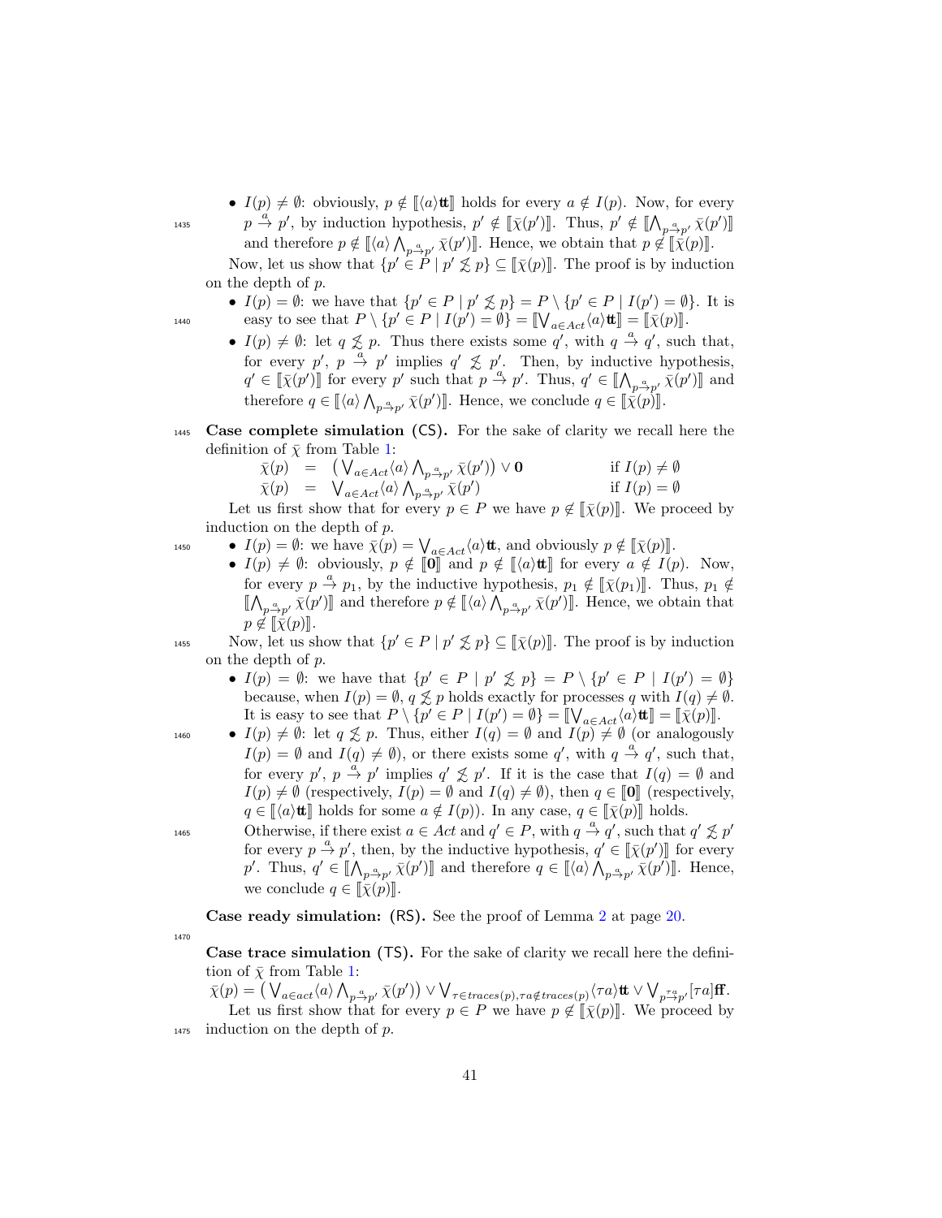- $I(p) \neq \emptyset$: obviously, $p \notin [\![\langle a \rangle \mathbf{tt}]\!]$ holds for every $a \notin I(p)$. Now, for every $p \xrightarrow{a} p'$, by induction hypothesis, $p' \notin [\![\bar{\chi}(p')]\!]$. Thus, $p' \notin [\![\bigwedge_{p \xrightarrow{a} p'} \bar{\chi}(p')]\!]$ and therefore $p \notin [\![\langle a \rangle \bigwedge_{p \xrightarrow{a} p'} \bar{\chi}(p')]\!]$. Hence, we obtain that $p \notin [\![\bar{\chi}(p)]\!]$.

Now, let us show that $\{p' \in P \mid p' \not\lesssim p\} \subseteq [\![\bar{\chi}(p)]\!]$. The proof is by induction on the depth of $p$.

- $I(p) = \emptyset$: we have that $\{p' \in P \mid p' \not\lesssim p\} = P \setminus \{p' \in P \mid I(p') = \emptyset\}$. It is easy to see that $P \setminus \{p' \in P \mid I(p') = \emptyset\} = [\![\bigvee_{a \in Act} \langle a \rangle \mathbf{tt}]\!] = [\![\bar{\chi}(p)]\!]$.
- $I(p) \neq \emptyset$: let $q \not\lesssim p$. Thus there exists some $q'$, with $q \xrightarrow{a} q'$, such that, for every $p'$, $p \xrightarrow{a} p'$ implies $q' \not\lesssim p'$. Then, by inductive hypothesis, $q' \in [\![\bar{\chi}(p')]\!]$ for every $p'$ such that $p \xrightarrow{a} p'$. Thus, $q' \in [\![\bigwedge_{p \xrightarrow{a} p'} \bar{\chi}(p')]\!]$ and therefore $q \in [\![\langle a \rangle \bigwedge_{p \xrightarrow{a} p'} \bar{\chi}(p')]\!]$. Hence, we conclude $q \in [\![\bar{\chi}(p)]\!]$.

**Case complete simulation (CS).** For the sake of clarity we recall here the definition of $\bar{\chi}$ from Table 1:

$$\begin{array}{rcll} \bar{\chi}(p) & = & \big(\bigvee_{a \in Act} \langle a \rangle \bigwedge_{p \xrightarrow{a} p'} \bar{\chi}(p')\big) \vee \mathbf{0} & \text{if } I(p) \neq \emptyset \\ \bar{\chi}(p) & = & \bigvee_{a \in Act} \langle a \rangle \bigwedge_{p \xrightarrow{a} p'} \bar{\chi}(p') & \text{if } I(p) = \emptyset \end{array}$$

Let us first show that for every $p \in P$ we have $p \notin [\![\bar{\chi}(p)]\!]$. We proceed by induction on the depth of $p$.

- $I(p) = \emptyset$: we have $\bar{\chi}(p) = \bigvee_{a \in Act} \langle a \rangle \mathbf{tt}$, and obviously $p \notin [\![\bar{\chi}(p)]\!]$.
- $I(p) \neq \emptyset$: obviously, $p \notin [\![\mathbf{0}]\!]$ and $p \notin [\![\langle a \rangle \mathbf{tt}]\!]$ for every $a \notin I(p)$. Now, for every $p \xrightarrow{a} p_1$, by the inductive hypothesis, $p_1 \notin [\![\bar{\chi}(p_1)]\!]$. Thus, $p_1 \notin [\![\bigwedge_{p \xrightarrow{a} p'} \bar{\chi}(p')]\!]$ and therefore $p \notin [\![\langle a \rangle \bigwedge_{p \xrightarrow{a} p'} \bar{\chi}(p')]\!]$. Hence, we obtain that $p \notin [\![\bar{\chi}(p)]\!]$.

Now, let us show that $\{p' \in P \mid p' \not\lesssim p\} \subseteq [\![\bar{\chi}(p)]\!]$. The proof is by induction on the depth of $p$.

- $I(p) = \emptyset$: we have that $\{p' \in P \mid p' \not\lesssim p\} = P \setminus \{p' \in P \mid I(p') = \emptyset\}$ because, when $I(p) = \emptyset$, $q \not\lesssim p$ holds exactly for processes $q$ with $I(q) \neq \emptyset$. It is easy to see that $P \setminus \{p' \in P \mid I(p') = \emptyset\} = [\![\bigvee_{a \in Act} \langle a \rangle \mathbf{tt}]\!] = [\![\bar{\chi}(p)]\!]$.
- $I(p) \neq \emptyset$: let $q \not\lesssim p$. Thus, either $I(q) = \emptyset$ and $I(p) \neq \emptyset$ (or analogously $I(p) = \emptyset$ and $I(q) \neq \emptyset$), or there exists some $q'$, with $q \xrightarrow{a} q'$, such that, for every $p'$, $p \xrightarrow{a} p'$ implies $q' \not\lesssim p'$. If it is the case that $I(q) = \emptyset$ and $I(p) \neq \emptyset$ (respectively, $I(p) = \emptyset$ and $I(q) \neq \emptyset$), then $q \in [\![\mathbf{0}]\!]$ (respectively, $q \in [\![\langle a \rangle \mathbf{tt}]\!]$ holds for some $a \notin I(p)$). In any case, $q \in [\![\bar{\chi}(p)]\!]$ holds.
  Otherwise, if there exist $a \in Act$ and $q' \in P$, with $q \xrightarrow{a} q'$, such that $q' \not\lesssim p'$ for every $p \xrightarrow{a} p'$, then, by the inductive hypothesis, $q' \in [\![\bar{\chi}(p')]\!]$ for every $p'$. Thus, $q' \in [\![\bigwedge_{p \xrightarrow{a} p'} \bar{\chi}(p')]\!]$ and therefore $q \in [\![\langle a \rangle \bigwedge_{p \xrightarrow{a} p'} \bar{\chi}(p')]\!]$. Hence, we conclude $q \in [\![\bar{\chi}(p)]\!]$.

**Case ready simulation: (RS).** See the proof of Lemma 2 at page 20.

**Case trace simulation (TS).** For the sake of clarity we recall here the definition of $\bar{\chi}$ from Table 1:

$$\bar{\chi}(p) = \big(\bigvee_{a \in act} \langle a \rangle \bigwedge_{p \xrightarrow{a} p'} \bar{\chi}(p')\big) \vee \bigvee_{\tau \in traces(p), \tau a \notin traces(p)} \langle \tau a \rangle \mathbf{tt} \vee \bigvee_{p \xrightarrow{\tau a} p'} [\tau a] \mathbf{ff}.$$

Let us first show that for every $p \in P$ we have $p \notin [\![\bar{\chi}(p)]\!]$. We proceed by induction on the depth of $p$.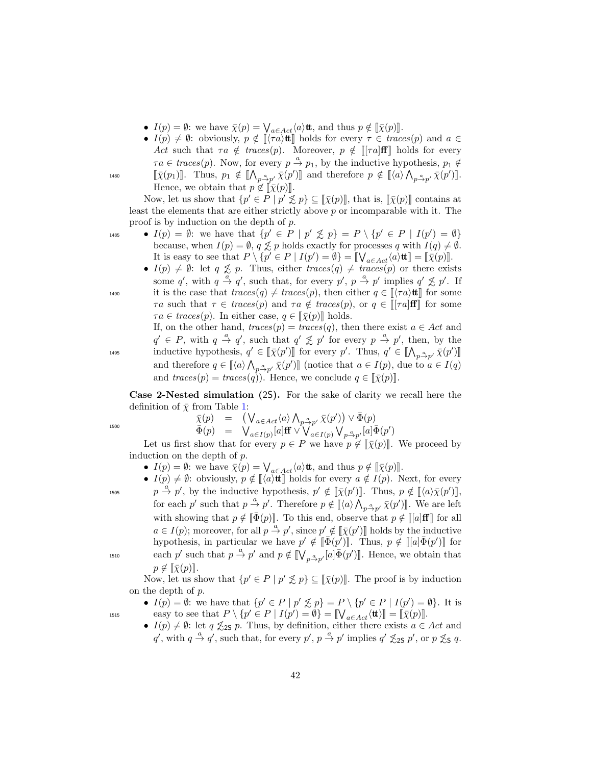- $I(p) = \emptyset$: we have $\bar{\chi}(p) = \bigvee_{a\in Act}\langle a\rangle\mathbf{tt}$, and thus $p \notin [\![\bar{\chi}(p)]\!]$.
- $I(p) \neq \emptyset$: obviously, $p \notin [\![\langle\tau a\rangle\mathbf{tt}]\!]$ holds for every $\tau \in \mathit{traces}(p)$ and $a \in Act$ such that $\tau a \notin \mathit{traces}(p)$. Moreover, $p \notin [\![[\tau a]\mathbf{ff}]\!]$ holds for every $\tau a \in \mathit{traces}(p)$. Now, for every $p \xrightarrow{a} p_1$, by the inductive hypothesis, $p_1 \notin [\![\bar{\chi}(p_1)]\!]$. Thus, $p_1 \notin [\![\bigwedge_{p\xrightarrow{a}p'}\bar{\chi}(p')]\!]$ and therefore $p \notin [\![\langle a\rangle\bigwedge_{p\xrightarrow{a}p'}\bar{\chi}(p')]\!]$. Hence, we obtain that $p \notin [\![\bar{\chi}(p)]\!]$.

Now, let us show that $\{p' \in P \mid p' \not\lesssim p\} \subseteq [\![\bar{\chi}(p)]\!]$, that is, $[\![\bar{\chi}(p)]\!]$ contains at least the elements that are either strictly above $p$ or incomparable with it. The proof is by induction on the depth of $p$.

- $I(p) = \emptyset$: we have that $\{p' \in P \mid p' \not\lesssim p\} = P \setminus \{p' \in P \mid I(p') = \emptyset\}$ because, when $I(p) = \emptyset$, $q \not\lesssim p$ holds exactly for processes $q$ with $I(q) \neq \emptyset$. It is easy to see that $P \setminus \{p' \in P \mid I(p') = \emptyset\} = [\![\bigvee_{a\in Act}\langle a\rangle\mathbf{tt}]\!] = [\![\bar{\chi}(p)]\!]$.
- $I(p) \neq \emptyset$: let $q \not\lesssim p$. Thus, either $\mathit{traces}(q) \neq \mathit{traces}(p)$ or there exists some $q'$, with $q \xrightarrow{a} q'$, such that, for every $p'$, $p \xrightarrow{a} p'$ implies $q' \not\lesssim p'$. If it is the case that $\mathit{traces}(q) \neq \mathit{traces}(p)$, then either $q \in [\![\langle\tau a\rangle\mathbf{tt}]\!]$ for some $\tau a$ such that $\tau \in \mathit{traces}(p)$ and $\tau a \notin \mathit{traces}(p)$, or $q \in [\![[\tau a]\mathbf{ff}]\!]$ for some $\tau a \in \mathit{traces}(p)$. In either case, $q \in [\![\bar{\chi}(p)]\!]$ holds.
  If, on the other hand, $\mathit{traces}(p) = \mathit{traces}(q)$, then there exist $a \in Act$ and $q' \in P$, with $q \xrightarrow{a} q'$, such that $q' \not\lesssim p'$ for every $p \xrightarrow{a} p'$, then, by the inductive hypothesis, $q' \in [\![\bar{\chi}(p')]\!]$ for every $p'$. Thus, $q' \in [\![\bigwedge_{p\xrightarrow{a}p'}\bar{\chi}(p')]\!]$ and therefore $q \in [\![\langle a\rangle\bigwedge_{p\xrightarrow{a}p'}\bar{\chi}(p')]\!]$ (notice that $a \in I(p)$, due to $a \in I(q)$ and $\mathit{traces}(p) = \mathit{traces}(q)$). Hence, we conclude $q \in [\![\bar{\chi}(p)]\!]$.

**Case 2-Nested simulation (2S).** For the sake of clarity we recall here the definition of $\bar{\chi}$ from Table 1:

$$\begin{array}{rcl}\bar{\chi}(p) & = & \left(\bigvee_{a\in Act}\langle a\rangle\bigwedge_{p\xrightarrow{a}p'}\bar{\chi}(p')\right) \vee \bar{\Phi}(p)\\ \bar{\Phi}(p) & = & \bigvee_{a\in I(p)}[a]\mathbf{ff} \vee \bigvee_{a\in I(p)}\bigvee_{p\xrightarrow{a}p'}[a]\bar{\Phi}(p')\end{array}$$

Let us first show that for every $p \in P$ we have $p \notin [\![\bar{\chi}(p)]\!]$. We proceed by induction on the depth of $p$.

- $I(p) = \emptyset$: we have $\bar{\chi}(p) = \bigvee_{a\in Act}\langle a\rangle\mathbf{tt}$, and thus $p \notin [\![\bar{\chi}(p)]\!]$.
- $I(p) \neq \emptyset$: obviously, $p \notin [\![\langle a\rangle\mathbf{tt}]\!]$ holds for every $a \notin I(p)$. Next, for every $p \xrightarrow{a} p'$, by the inductive hypothesis, $p' \notin [\![\bar{\chi}(p')]\!]$. Thus, $p \notin [\![\langle a\rangle\bar{\chi}(p')]\!]$, for each $p'$ such that $p \xrightarrow{a} p'$. Therefore $p \notin [\![\langle a\rangle\bigwedge_{p\xrightarrow{a}p'}\bar{\chi}(p')]\!]$. We are left with showing that $p \notin [\![\bar{\Phi}(p)]\!]$. To this end, observe that $p \notin [\![[a]\mathbf{ff}]\!]$ for all $a \in I(p)$; moreover, for all $p \xrightarrow{a} p'$, since $p' \notin [\![\bar{\chi}(p')]\!]$ holds by the inductive hypothesis, in particular we have $p' \notin [\![\bar{\Phi}(p')]\!]$. Thus, $p \notin [\![[a]\bar{\Phi}(p')]\!]$ for each $p'$ such that $p \xrightarrow{a} p'$ and $p \notin [\![\bigvee_{p\xrightarrow{a}p'}[a]\bar{\Phi}(p')]\!]$. Hence, we obtain that $p \notin [\![\bar{\chi}(p)]\!]$.

Now, let us show that $\{p' \in P \mid p' \not\lesssim p\} \subseteq [\![\bar{\chi}(p)]\!]$. The proof is by induction on the depth of $p$.

- $I(p) = \emptyset$: we have that $\{p' \in P \mid p' \not\lesssim p\} = P \setminus \{p' \in P \mid I(p') = \emptyset\}$. It is easy to see that $P \setminus \{p' \in P \mid I(p') = \emptyset\} = [\![\bigvee_{a\in Act}\langle\mathbf{tt}\rangle]\!] = [\![\bar{\chi}(p)]\!]$.
- $I(p) \neq \emptyset$: let $q \not\lesssim_{\mathsf{2S}} p$. Thus, by definition, either there exists $a \in Act$ and $q'$, with $q \xrightarrow{a} q'$, such that, for every $p'$, $p \xrightarrow{a} p'$ implies $q' \not\lesssim_{\mathsf{2S}} p'$, or $p \not\lesssim_{\mathsf{S}} q$.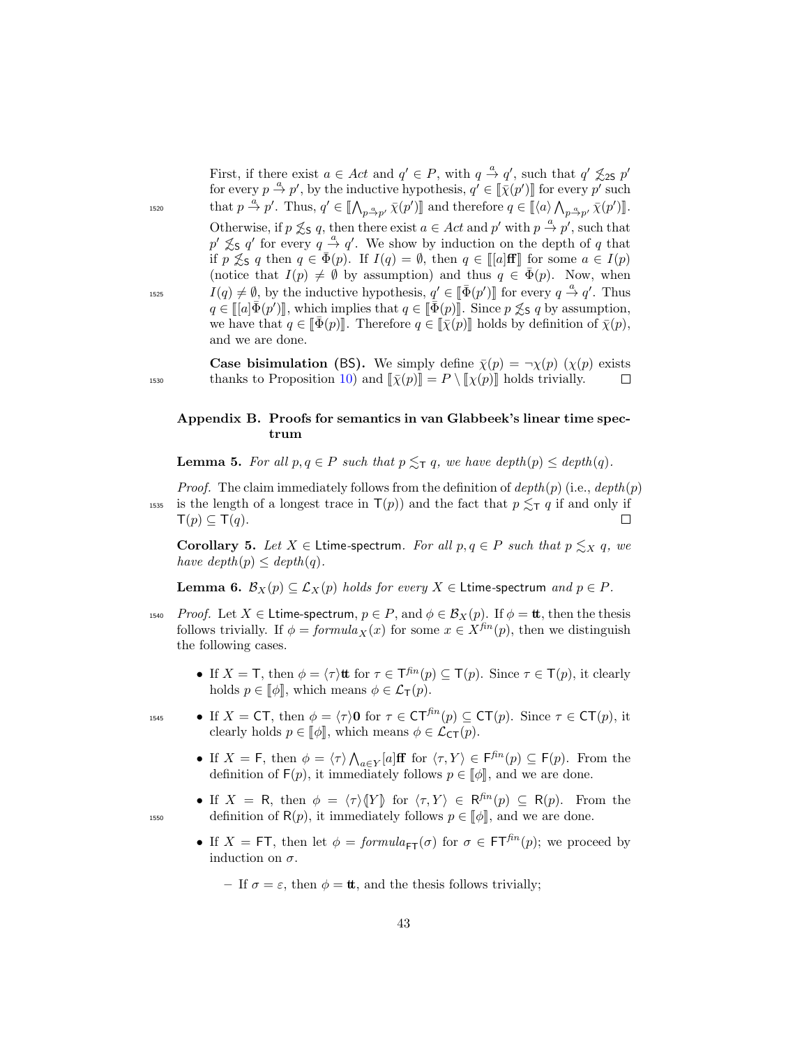First, if there exist $a \in Act$ and $q' \in P$, with $q \xrightarrow{a} q'$, such that $q' \not\lesssim_{2S} p'$ for every $p \xrightarrow{a} p'$, by the inductive hypothesis, $q' \in [\![\bar{\chi}(p')]\!]$ for every $p'$ such that $p \xrightarrow{a} p'$. Thus, $q' \in [\![\bigwedge_{p \xrightarrow{a} p'} \bar{\chi}(p')]\!]$ and therefore $q \in [\![\langle a \rangle \bigwedge_{p \xrightarrow{a} p'} \bar{\chi}(p')]\!]$. Otherwise, if $p \not\lesssim_{S} q$, then there exist $a \in Act$ and $p'$ with $p \xrightarrow{a} p'$, such that $p' \not\lesssim_{S} q'$ for every $q \xrightarrow{a} q'$. We show by induction on the depth of $q$ that if $p \not\lesssim_{S} q$ then $q \in \bar{\Phi}(p)$. If $I(q) = \emptyset$, then $q \in [\![[a]\mathbf{ff}]\!]$ for some $a \in I(p)$ (notice that $I(p) \neq \emptyset$ by assumption) and thus $q \in \bar{\Phi}(p)$. Now, when $I(q) \neq \emptyset$, by the inductive hypothesis, $q' \in [\![\bar{\Phi}(p')]\!]$ for every $q \xrightarrow{a} q'$. Thus $q \in [\![[a]\bar{\Phi}(p')]\!]$, which implies that $q \in [\![\bar{\Phi}(p)]\!]$. Since $p \not\lesssim_{S} q$ by assumption, we have that $q \in [\![\bar{\Phi}(p)]\!]$. Therefore $q \in [\![\bar{\chi}(p)]\!]$ holds by definition of $\bar{\chi}(p)$, and we are done.

**Case bisimulation (BS).** We simply define $\bar{\chi}(p) = \neg\chi(p)$ ($\chi(p)$ exists thanks to Proposition 10) and $[\![\bar{\chi}(p)]\!] = P \setminus [\![\chi(p)]\!]$ holds trivially. $\square$

## Appendix B. Proofs for semantics in van Glabbeek's linear time spectrum

**Lemma 5.** *For all $p, q \in P$ such that $p \lesssim_{T} q$, we have $depth(p) \leq depth(q)$.*

*Proof.* The claim immediately follows from the definition of $depth(p)$ (i.e., $depth(p)$ is the length of a longest trace in $\mathsf{T}(p)$) and the fact that $p \lesssim_{T} q$ if and only if $\mathsf{T}(p) \subseteq \mathsf{T}(q)$. $\square$

**Corollary 5.** *Let $X \in$ Ltime-spectrum. For all $p, q \in P$ such that $p \lesssim_X q$, we have $depth(p) \leq depth(q)$.*

**Lemma 6.** *$\mathcal{B}_X(p) \subseteq \mathcal{L}_X(p)$ holds for every $X \in$ Ltime-spectrum and $p \in P$.*

*Proof.* Let $X \in$ Ltime-spectrum, $p \in P$, and $\phi \in \mathcal{B}_X(p)$. If $\phi = \mathbf{tt}$, then the thesis follows trivially. If $\phi = formula_X(x)$ for some $x \in X^{fin}(p)$, then we distinguish the following cases.

- If $X = \mathsf{T}$, then $\phi = \langle \tau \rangle \mathbf{tt}$ for $\tau \in \mathsf{T}^{fin}(p) \subseteq \mathsf{T}(p)$. Since $\tau \in \mathsf{T}(p)$, it clearly holds $p \in [\![\phi]\!]$, which means $\phi \in \mathcal{L}_{\mathsf{T}}(p)$.
- If $X = \mathsf{CT}$, then $\phi = \langle \tau \rangle \mathbf{0}$ for $\tau \in \mathsf{CT}^{fin}(p) \subseteq \mathsf{CT}(p)$. Since $\tau \in \mathsf{CT}(p)$, it clearly holds $p \in [\![\phi]\!]$, which means $\phi \in \mathcal{L}_{\mathsf{CT}}(p)$.
- If $X = \mathsf{F}$, then $\phi = \langle \tau \rangle \bigwedge_{a \in Y} [a]\mathbf{ff}$ for $\langle \tau, Y \rangle \in \mathsf{F}^{fin}(p) \subseteq \mathsf{F}(p)$. From the definition of $\mathsf{F}(p)$, it immediately follows $p \in [\![\phi]\!]$, and we are done.
- If $X = \mathsf{R}$, then $\phi = \langle \tau \rangle \langle\!| Y |\!\rangle$ for $\langle \tau, Y \rangle \in \mathsf{R}^{fin}(p) \subseteq \mathsf{R}(p)$. From the definition of $\mathsf{R}(p)$, it immediately follows $p \in [\![\phi]\!]$, and we are done.
- If $X = \mathsf{FT}$, then let $\phi = formula_{\mathsf{FT}}(\sigma)$ for $\sigma \in \mathsf{FT}^{fin}(p)$; we proceed by induction on $\sigma$.
  - If $\sigma = \varepsilon$, then $\phi = \mathbf{tt}$, and the thesis follows trivially;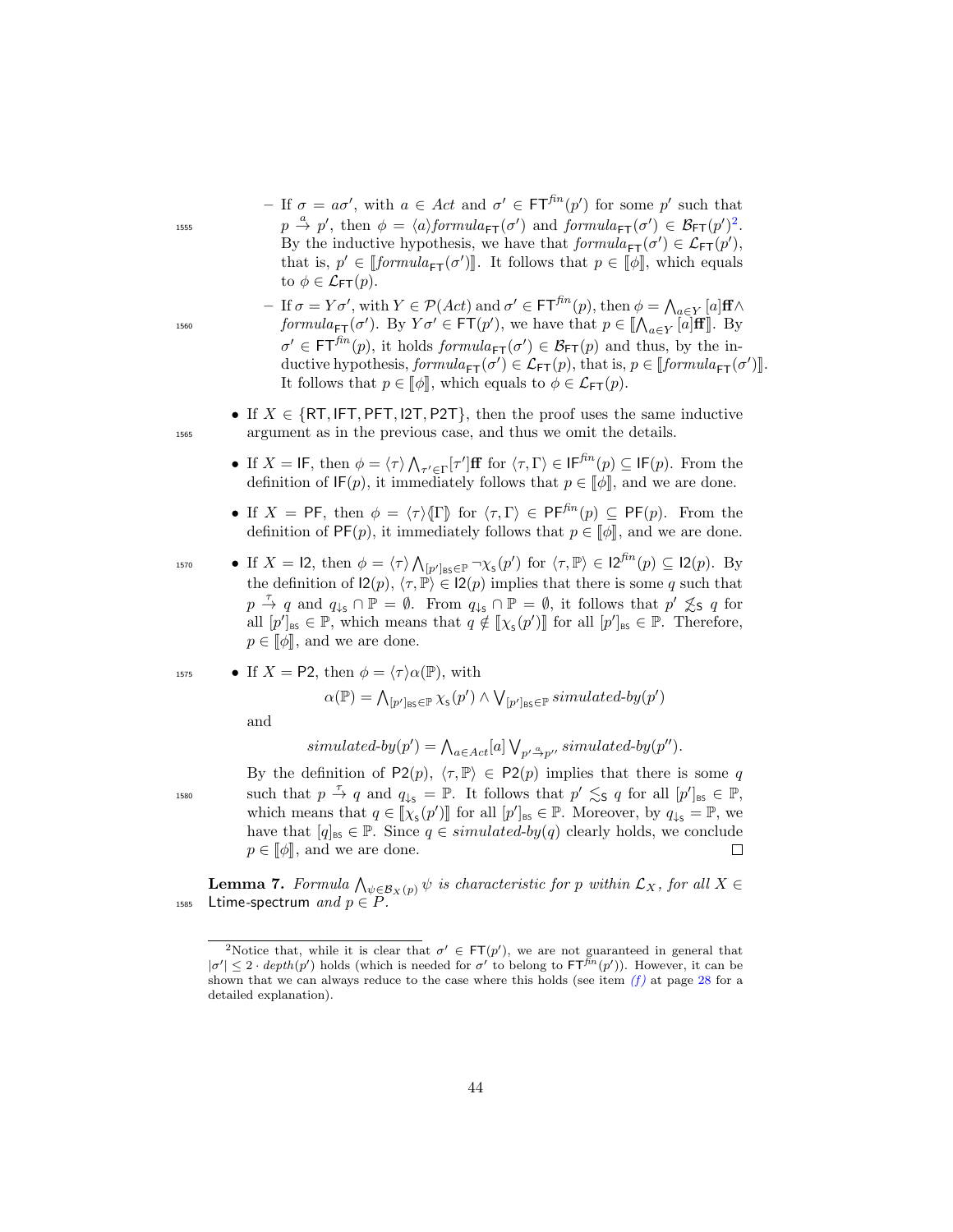- If $\sigma = a\sigma'$, with $a \in Act$ and $\sigma' \in \mathsf{FT}^{fin}(p')$ for some $p'$ such that $p \xrightarrow{a} p'$, then $\phi = \langle a \rangle formula_{\mathsf{FT}}(\sigma')$ and $formula_{\mathsf{FT}}(\sigma') \in \mathcal{B}_{\mathsf{FT}}(p')$[2]. By the inductive hypothesis, we have that $formula_{\mathsf{FT}}(\sigma') \in \mathcal{L}_{\mathsf{FT}}(p')$, that is, $p' \in [\![formula_{\mathsf{FT}}(\sigma')]\!]$. It follows that $p \in [\![\phi]\!]$, which equals to $\phi \in \mathcal{L}_{\mathsf{FT}}(p)$.
  - If $\sigma = Y\sigma'$, with $Y \in \mathcal{P}(Act)$ and $\sigma' \in \mathsf{FT}^{fin}(p)$, then $\phi = \bigwedge_{a \in Y} [a]\mathbf{ff} \wedge formula_{\mathsf{FT}}(\sigma')$. By $Y\sigma' \in \mathsf{FT}(p')$, we have that $p \in [\![\bigwedge_{a \in Y} [a]\mathbf{ff}]\!]$. By $\sigma' \in \mathsf{FT}^{fin}(p)$, it holds $formula_{\mathsf{FT}}(\sigma') \in \mathcal{B}_{\mathsf{FT}}(p)$ and thus, by the inductive hypothesis, $formula_{\mathsf{FT}}(\sigma') \in \mathcal{L}_{\mathsf{FT}}(p)$, that is, $p \in [\![formula_{\mathsf{FT}}(\sigma')]\!]$. It follows that $p \in [\![\phi]\!]$, which equals to $\phi \in \mathcal{L}_{\mathsf{FT}}(p)$.

- If $X \in \{\mathsf{RT}, \mathsf{IFT}, \mathsf{PFT}, \mathsf{I2T}, \mathsf{P2T}\}$, then the proof uses the same inductive argument as in the previous case, and thus we omit the details.

- If $X = \mathsf{IF}$, then $\phi = \langle \tau \rangle \bigwedge_{\tau' \in \Gamma} [\tau']\mathbf{ff}$ for $\langle \tau, \Gamma \rangle \in \mathsf{IF}^{fin}(p) \subseteq \mathsf{IF}(p)$. From the definition of $\mathsf{IF}(p)$, it immediately follows that $p \in [\![\phi]\!]$, and we are done.

- If $X = \mathsf{PF}$, then $\phi = \langle \tau \rangle \langle\!\langle \Gamma \rangle\!\rangle$ for $\langle \tau, \Gamma \rangle \in \mathsf{PF}^{fin}(p) \subseteq \mathsf{PF}(p)$. From the definition of $\mathsf{PF}(p)$, it immediately follows that $p \in [\![\phi]\!]$, and we are done.

- If $X = \mathsf{I2}$, then $\phi = \langle \tau \rangle \bigwedge_{[p']_{\mathsf{BS}} \in \mathbb{P}} \neg \chi_{\mathsf{S}}(p')$ for $\langle \tau, \mathbb{P} \rangle \in \mathsf{I2}^{fin}(p) \subseteq \mathsf{I2}(p)$. By the definition of $\mathsf{I2}(p)$, $\langle \tau, \mathbb{P} \rangle \in \mathsf{I2}(p)$ implies that there is some $q$ such that $p \xrightarrow{\tau} q$ and $q_{\downarrow\mathsf{S}} \cap \mathbb{P} = \emptyset$. From $q_{\downarrow\mathsf{S}} \cap \mathbb{P} = \emptyset$, it follows that $p' \not\lesssim_{\mathsf{S}} q$ for all $[p']_{\mathsf{BS}} \in \mathbb{P}$, which means that $q \notin [\![\chi_{\mathsf{S}}(p')]\!]$ for all $[p']_{\mathsf{BS}} \in \mathbb{P}$. Therefore, $p \in [\![\phi]\!]$, and we are done.

- If $X = \mathsf{P2}$, then $\phi = \langle \tau \rangle \alpha(\mathbb{P})$, with

$$\alpha(\mathbb{P}) = \bigwedge_{[p']_{\mathsf{BS}} \in \mathbb{P}} \chi_{\mathsf{S}}(p') \wedge \bigvee_{[p']_{\mathsf{BS}} \in \mathbb{P}} simulated\text{-}by(p')$$

  and

$$simulated\text{-}by(p') = \bigwedge_{a \in Act} [a] \bigvee_{p' \xrightarrow{a} p''} simulated\text{-}by(p'').$$

  By the definition of $\mathsf{P2}(p)$, $\langle \tau, \mathbb{P} \rangle \in \mathsf{P2}(p)$ implies that there is some $q$ such that $p \xrightarrow{\tau} q$ and $q_{\downarrow\mathsf{S}} = \mathbb{P}$. It follows that $p' \lesssim_{\mathsf{S}} q$ for all $[p']_{\mathsf{BS}} \in \mathbb{P}$, which means that $q \in [\![\chi_{\mathsf{S}}(p')]\!]$ for all $[p']_{\mathsf{BS}} \in \mathbb{P}$. Moreover, by $q_{\downarrow\mathsf{S}} = \mathbb{P}$, we have that $[q]_{\mathsf{BS}} \in \mathbb{P}$. Since $q \in simulated\text{-}by(q)$ clearly holds, we conclude $p \in [\![\phi]\!]$, and we are done. □

**Lemma 7.** *Formula $\bigwedge_{\psi \in \mathcal{B}_X(p)} \psi$ is characteristic for $p$ within $\mathcal{L}_X$, for all $X \in$ $\mathsf{Ltime\text{-}spectrum}$ and $p \in P$.*

---

[2] Notice that, while it is clear that $\sigma' \in \mathsf{FT}(p')$, we are not guaranteed in general that $|\sigma'| \leq 2 \cdot depth(p')$ holds (which is needed for $\sigma'$ to belong to $\mathsf{FT}^{fin}(p')$). However, it can be shown that we can always reduce to the case where this holds (see item *(f)* at page 28 for a detailed explanation).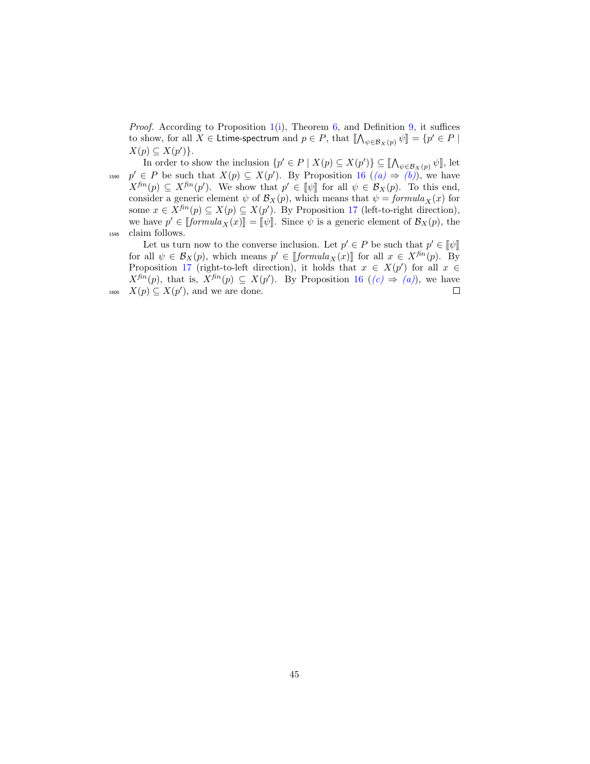*Proof.* According to Proposition 1(i), Theorem 6, and Definition 9, it suffices to show, for all $X \in \mathsf{Ltime\text{-}spectrum}$ and $p \in P$, that $[\![\bigwedge_{\psi \in \mathcal{B}_X(p)} \psi]\!] = \{p' \in P \mid X(p) \subseteq X(p')\}$.

In order to show the inclusion $\{p' \in P \mid X(p) \subseteq X(p')\} \subseteq [\![\bigwedge_{\psi \in \mathcal{B}_X(p)} \psi]\!]$, let $p' \in P$ be such that $X(p) \subseteq X(p')$. By Proposition 16 ((a) $\Rightarrow$ (b)), we have $X^{fin}(p) \subseteq X^{fin}(p')$. We show that $p' \in [\![\psi]\!]$ for all $\psi \in \mathcal{B}_X(p)$. To this end, consider a generic element $\psi$ of $\mathcal{B}_X(p)$, which means that $\psi = \mathit{formula}_X(x)$ for some $x \in X^{fin}(p) \subseteq X(p) \subseteq X(p')$. By Proposition 17 (left-to-right direction), we have $p' \in [\![\mathit{formula}_X(x)]\!] = [\![\psi]\!]$. Since $\psi$ is a generic element of $\mathcal{B}_X(p)$, the claim follows.

Let us turn now to the converse inclusion. Let $p' \in P$ be such that $p' \in [\![\psi]\!]$ for all $\psi \in \mathcal{B}_X(p)$, which means $p' \in [\![\mathit{formula}_X(x)]\!]$ for all $x \in X^{fin}(p)$. By Proposition 17 (right-to-left direction), it holds that $x \in X(p')$ for all $x \in X^{fin}(p)$, that is, $X^{fin}(p) \subseteq X(p')$. By Proposition 16 ((c) $\Rightarrow$ (a)), we have $X(p) \subseteq X(p')$, and we are done. ◻